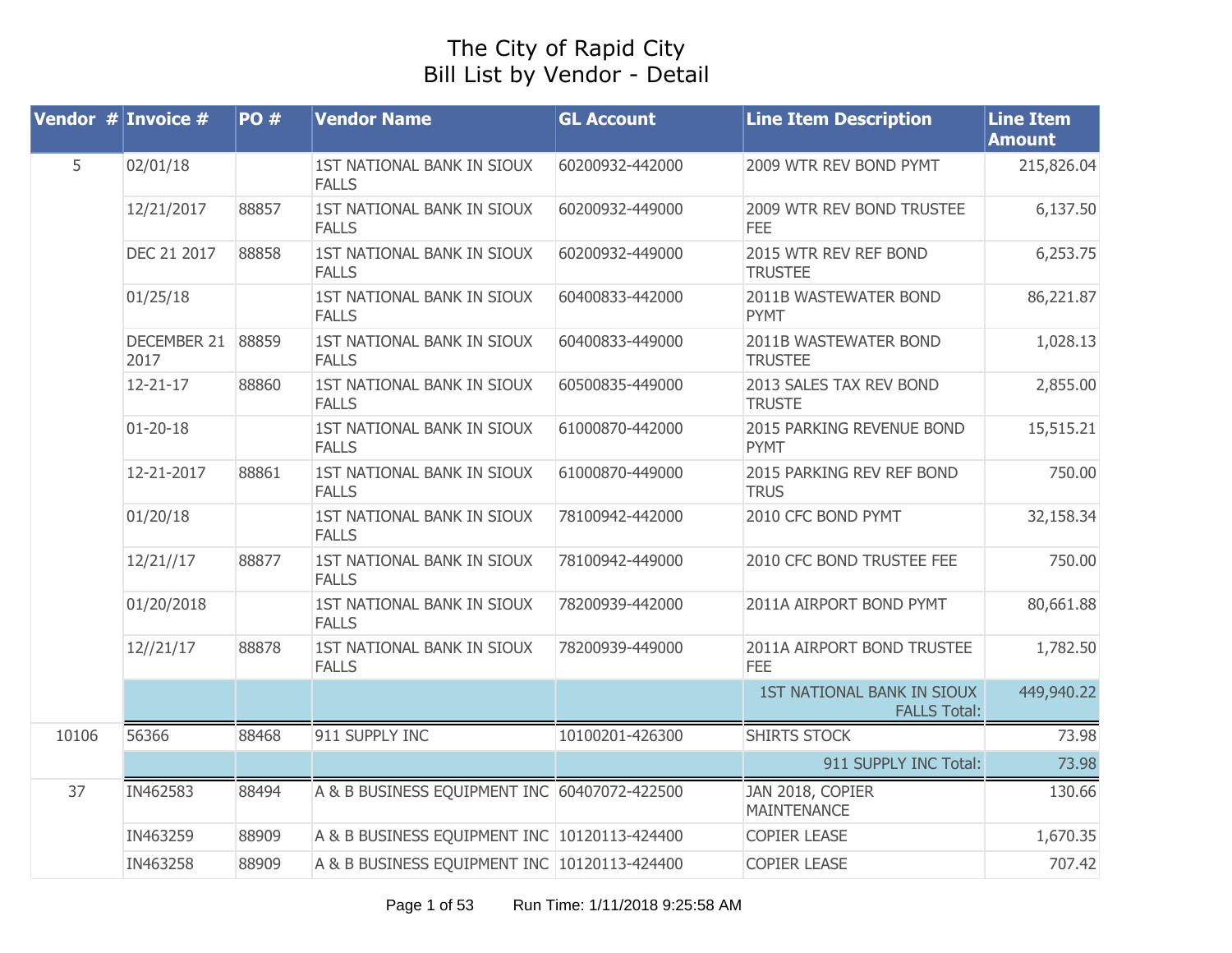# The City of Rapid City
## Bill List by Vendor - Detail

| Vendor # | Invoice # | PO # | Vendor Name | GL Account | Line Item Description | Line Item Amount |
|---|---|---|---|---|---|---|
| 5 | 02/01/18 | | 1ST NATIONAL BANK IN SIOUX FALLS | 60200932-442000 | 2009 WTR REV BOND PYMT | 215,826.04 |
| | 12/21/2017 | 88857 | 1ST NATIONAL BANK IN SIOUX FALLS | 60200932-449000 | 2009 WTR REV BOND TRUSTEE FEE | 6,137.50 |
| | DEC 21 2017 | 88858 | 1ST NATIONAL BANK IN SIOUX FALLS | 60200932-449000 | 2015 WTR REV REF BOND TRUSTEE | 6,253.75 |
| | 01/25/18 | | 1ST NATIONAL BANK IN SIOUX FALLS | 60400833-442000 | 2011B WASTEWATER BOND PYMT | 86,221.87 |
| | DECEMBER 21 2017 | 88859 | 1ST NATIONAL BANK IN SIOUX FALLS | 60400833-449000 | 2011B WASTEWATER BOND TRUSTEE | 1,028.13 |
| | 12-21-17 | 88860 | 1ST NATIONAL BANK IN SIOUX FALLS | 60500835-449000 | 2013 SALES TAX REV BOND TRUSTE | 2,855.00 |
| | 01-20-18 | | 1ST NATIONAL BANK IN SIOUX FALLS | 61000870-442000 | 2015 PARKING REVENUE BOND PYMT | 15,515.21 |
| | 12-21-2017 | 88861 | 1ST NATIONAL BANK IN SIOUX FALLS | 61000870-449000 | 2015 PARKING REV REF BOND TRUS | 750.00 |
| | 01/20/18 | | 1ST NATIONAL BANK IN SIOUX FALLS | 78100942-442000 | 2010 CFC BOND PYMT | 32,158.34 |
| | 12/21//17 | 88877 | 1ST NATIONAL BANK IN SIOUX FALLS | 78100942-449000 | 2010 CFC BOND TRUSTEE FEE | 750.00 |
| | 01/20/2018 | | 1ST NATIONAL BANK IN SIOUX FALLS | 78200939-442000 | 2011A AIRPORT BOND PYMT | 80,661.88 |
| | 12//21/17 | 88878 | 1ST NATIONAL BANK IN SIOUX FALLS | 78200939-449000 | 2011A AIRPORT BOND TRUSTEE FEE | 1,782.50 |
| | | | | | 1ST NATIONAL BANK IN SIOUX FALLS Total: | 449,940.22 |
| 10106 | 56366 | 88468 | 911 SUPPLY INC | 10100201-426300 | SHIRTS STOCK | 73.98 |
| | | | | | 911 SUPPLY INC Total: | 73.98 |
| 37 | IN462583 | 88494 | A & B BUSINESS EQUIPMENT INC | 60407072-422500 | JAN 2018, COPIER MAINTENANCE | 130.66 |
| | IN463259 | 88909 | A & B BUSINESS EQUIPMENT INC | 10120113-424400 | COPIER LEASE | 1,670.35 |
| | IN463258 | 88909 | A & B BUSINESS EQUIPMENT INC | 10120113-424400 | COPIER LEASE | 707.42 |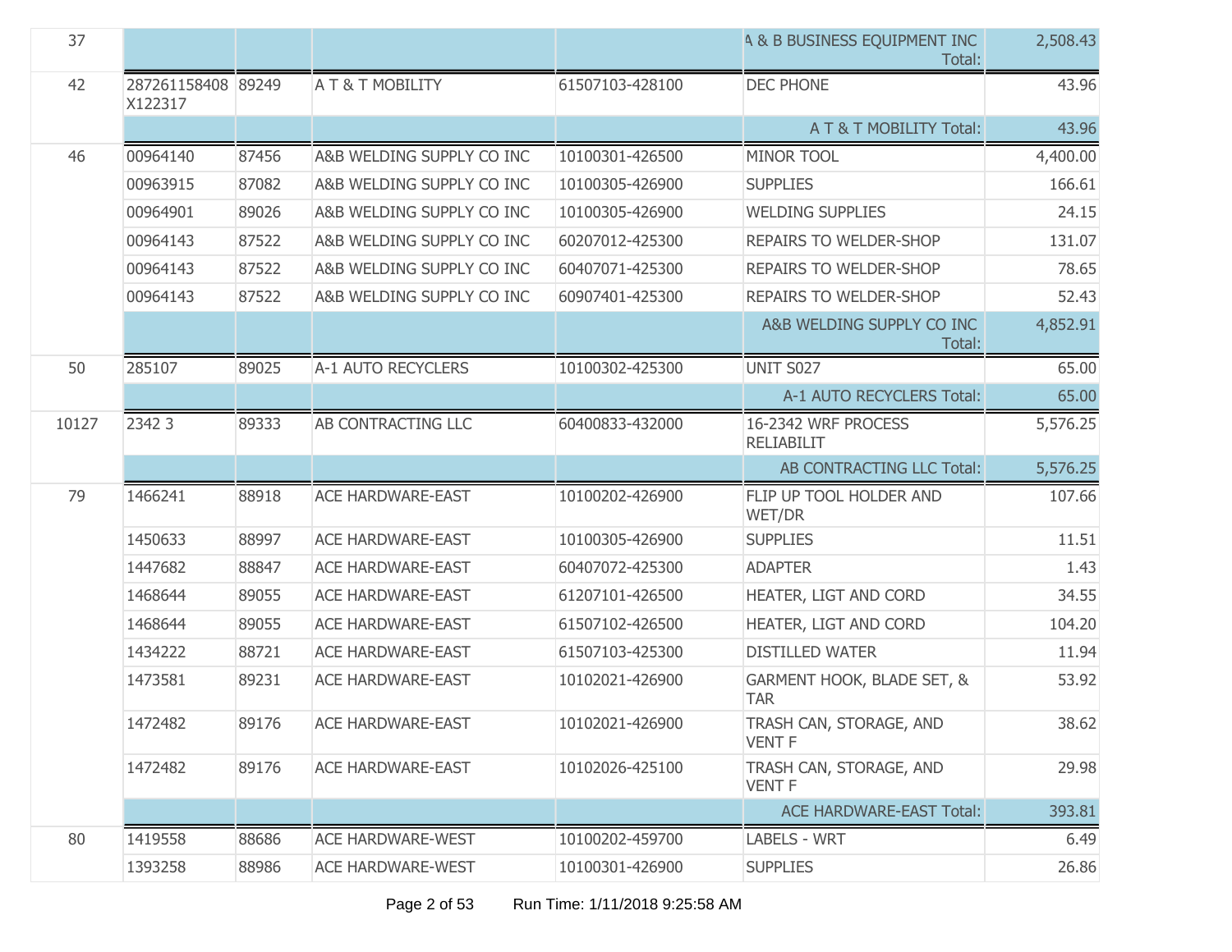| | | | | | | |
|---|---|---|---|---|---|---|
| 37 | | | | | A & B BUSINESS EQUIPMENT INC Total: | 2,508.43 |
| 42 | 287261158408 X122317 | 89249 | A T & T MOBILITY | 61507103-428100 | DEC PHONE | 43.96 |
| | | | | | A T & T MOBILITY Total: | 43.96 |
| 46 | 00964140 | 87456 | A&B WELDING SUPPLY CO INC | 10100301-426500 | MINOR TOOL | 4,400.00 |
| | 00963915 | 87082 | A&B WELDING SUPPLY CO INC | 10100305-426900 | SUPPLIES | 166.61 |
| | 00964901 | 89026 | A&B WELDING SUPPLY CO INC | 10100305-426900 | WELDING SUPPLIES | 24.15 |
| | 00964143 | 87522 | A&B WELDING SUPPLY CO INC | 60207012-425300 | REPAIRS TO WELDER-SHOP | 131.07 |
| | 00964143 | 87522 | A&B WELDING SUPPLY CO INC | 60407071-425300 | REPAIRS TO WELDER-SHOP | 78.65 |
| | 00964143 | 87522 | A&B WELDING SUPPLY CO INC | 60907401-425300 | REPAIRS TO WELDER-SHOP | 52.43 |
| | | | | | A&B WELDING SUPPLY CO INC Total: | 4,852.91 |
| 50 | 285107 | 89025 | A-1 AUTO RECYCLERS | 10100302-425300 | UNIT S027 | 65.00 |
| | | | | | A-1 AUTO RECYCLERS Total: | 65.00 |
| 10127 | 2342 3 | 89333 | AB CONTRACTING LLC | 60400833-432000 | 16-2342 WRF PROCESS RELIABILIT | 5,576.25 |
| | | | | | AB CONTRACTING LLC Total: | 5,576.25 |
| 79 | 1466241 | 88918 | ACE HARDWARE-EAST | 10100202-426900 | FLIP UP TOOL HOLDER AND WET/DR | 107.66 |
| | 1450633 | 88997 | ACE HARDWARE-EAST | 10100305-426900 | SUPPLIES | 11.51 |
| | 1447682 | 88847 | ACE HARDWARE-EAST | 60407072-425300 | ADAPTER | 1.43 |
| | 1468644 | 89055 | ACE HARDWARE-EAST | 61207101-426500 | HEATER, LIGT AND CORD | 34.55 |
| | 1468644 | 89055 | ACE HARDWARE-EAST | 61507102-426500 | HEATER, LIGT AND CORD | 104.20 |
| | 1434222 | 88721 | ACE HARDWARE-EAST | 61507103-425300 | DISTILLED WATER | 11.94 |
| | 1473581 | 89231 | ACE HARDWARE-EAST | 10102021-426900 | GARMENT HOOK, BLADE SET, & TAR | 53.92 |
| | 1472482 | 89176 | ACE HARDWARE-EAST | 10102021-426900 | TRASH CAN, STORAGE, AND VENT F | 38.62 |
| | 1472482 | 89176 | ACE HARDWARE-EAST | 10102026-425100 | TRASH CAN, STORAGE, AND VENT F | 29.98 |
| | | | | | ACE HARDWARE-EAST Total: | 393.81 |
| 80 | 1419558 | 88686 | ACE HARDWARE-WEST | 10100202-459700 | LABELS - WRT | 6.49 |
| | 1393258 | 88986 | ACE HARDWARE-WEST | 10100301-426900 | SUPPLIES | 26.86 |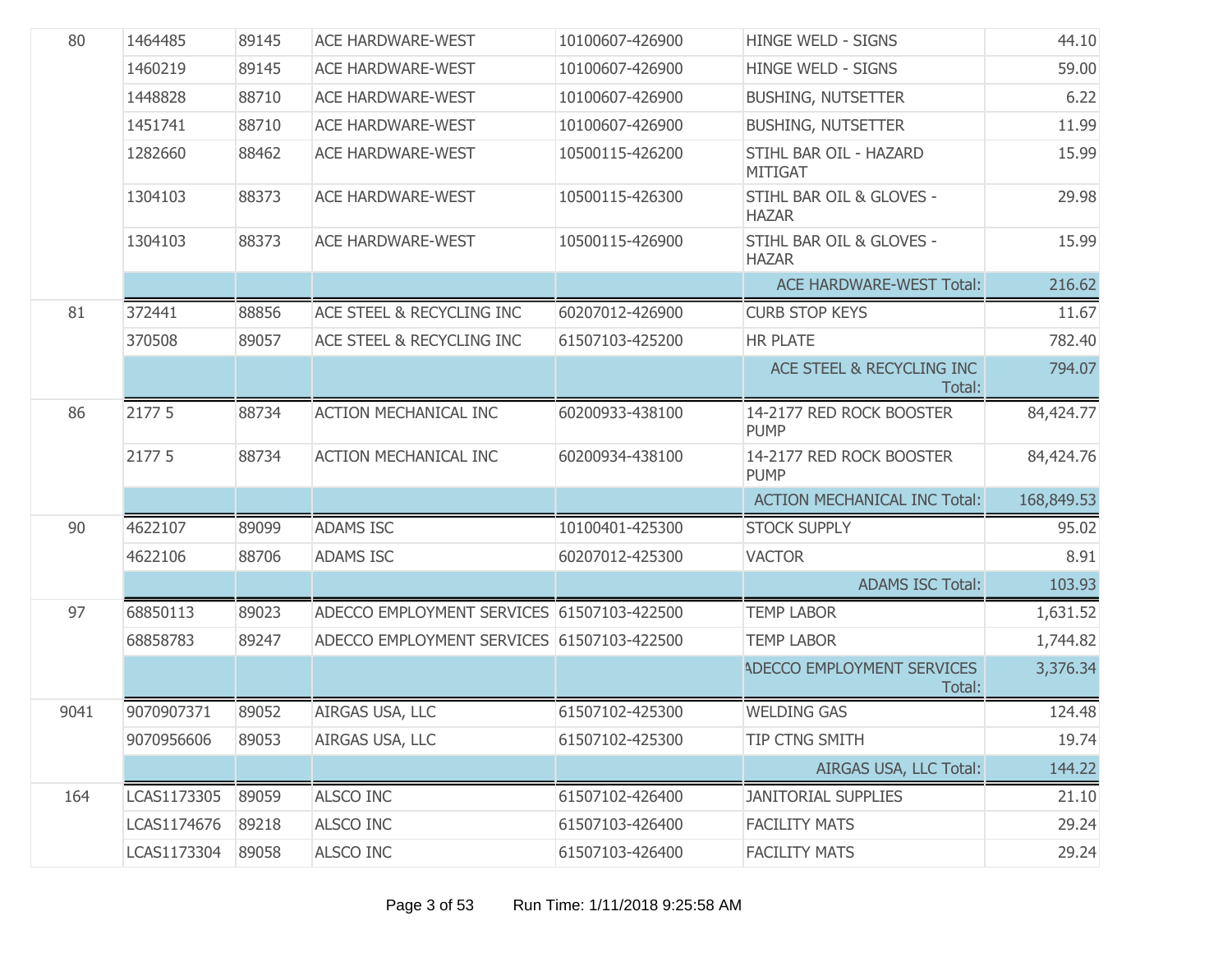| | | | | | | |
|---|---|---|---|---|---|---|
| 80 | 1464485 | 89145 | ACE HARDWARE-WEST | 10100607-426900 | HINGE WELD - SIGNS | 44.10 |
| | 1460219 | 89145 | ACE HARDWARE-WEST | 10100607-426900 | HINGE WELD - SIGNS | 59.00 |
| | 1448828 | 88710 | ACE HARDWARE-WEST | 10100607-426900 | BUSHING, NUTSETTER | 6.22 |
| | 1451741 | 88710 | ACE HARDWARE-WEST | 10100607-426900 | BUSHING, NUTSETTER | 11.99 |
| | 1282660 | 88462 | ACE HARDWARE-WEST | 10500115-426200 | STIHL BAR OIL - HAZARD MITIGAT | 15.99 |
| | 1304103 | 88373 | ACE HARDWARE-WEST | 10500115-426300 | STIHL BAR OIL & GLOVES - HAZAR | 29.98 |
| | 1304103 | 88373 | ACE HARDWARE-WEST | 10500115-426900 | STIHL BAR OIL & GLOVES - HAZAR | 15.99 |
| | | | | | ACE HARDWARE-WEST Total: | 216.62 |
| 81 | 372441 | 88856 | ACE STEEL & RECYCLING INC | 60207012-426900 | CURB STOP KEYS | 11.67 |
| | 370508 | 89057 | ACE STEEL & RECYCLING INC | 61507103-425200 | HR PLATE | 782.40 |
| | | | | | ACE STEEL & RECYCLING INC Total: | 794.07 |
| 86 | 2177 5 | 88734 | ACTION MECHANICAL INC | 60200933-438100 | 14-2177 RED ROCK BOOSTER PUMP | 84,424.77 |
| | 2177 5 | 88734 | ACTION MECHANICAL INC | 60200934-438100 | 14-2177 RED ROCK BOOSTER PUMP | 84,424.76 |
| | | | | | ACTION MECHANICAL INC Total: | 168,849.53 |
| 90 | 4622107 | 89099 | ADAMS ISC | 10100401-425300 | STOCK SUPPLY | 95.02 |
| | 4622106 | 88706 | ADAMS ISC | 60207012-425300 | VACTOR | 8.91 |
| | | | | | ADAMS ISC Total: | 103.93 |
| 97 | 68850113 | 89023 | ADECCO EMPLOYMENT SERVICES | 61507103-422500 | TEMP LABOR | 1,631.52 |
| | 68858783 | 89247 | ADECCO EMPLOYMENT SERVICES | 61507103-422500 | TEMP LABOR | 1,744.82 |
| | | | | | ADECCO EMPLOYMENT SERVICES Total: | 3,376.34 |
| 9041 | 9070907371 | 89052 | AIRGAS USA, LLC | 61507102-425300 | WELDING GAS | 124.48 |
| | 9070956606 | 89053 | AIRGAS USA, LLC | 61507102-425300 | TIP CTNG SMITH | 19.74 |
| | | | | | AIRGAS USA, LLC Total: | 144.22 |
| 164 | LCAS1173305 | 89059 | ALSCO INC | 61507102-426400 | JANITORIAL SUPPLIES | 21.10 |
| | LCAS1174676 | 89218 | ALSCO INC | 61507103-426400 | FACILITY MATS | 29.24 |
| | LCAS1173304 | 89058 | ALSCO INC | 61507103-426400 | FACILITY MATS | 29.24 |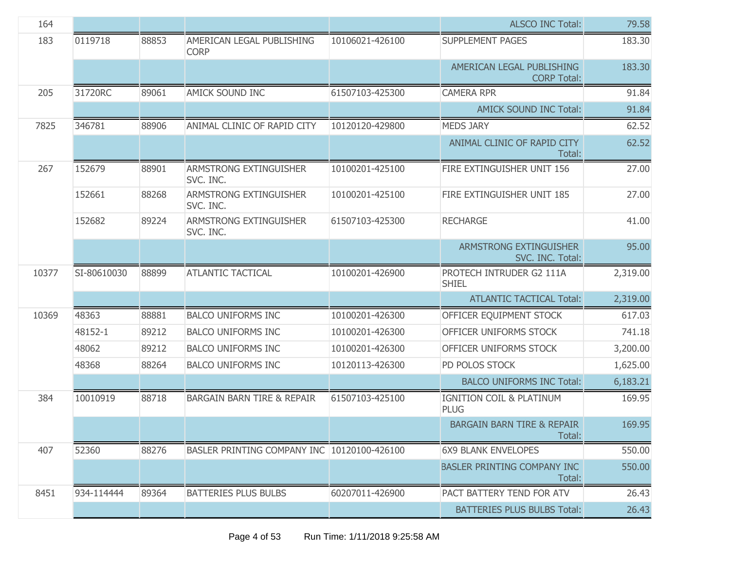| | | | | | | |
|---|---|---|---|---|---|---|
| 164 | | | | | ALSCO INC Total: | 79.58 |
| 183 | 0119718 | 88853 | AMERICAN LEGAL PUBLISHING CORP | 10106021-426100 | SUPPLEMENT PAGES | 183.30 |
| | | | | | AMERICAN LEGAL PUBLISHING CORP Total: | 183.30 |
| 205 | 31720RC | 89061 | AMICK SOUND INC | 61507103-425300 | CAMERA RPR | 91.84 |
| | | | | | AMICK SOUND INC Total: | 91.84 |
| 7825 | 346781 | 88906 | ANIMAL CLINIC OF RAPID CITY | 10120120-429800 | MEDS JARY | 62.52 |
| | | | | | ANIMAL CLINIC OF RAPID CITY Total: | 62.52 |
| 267 | 152679 | 88901 | ARMSTRONG EXTINGUISHER SVC. INC. | 10100201-425100 | FIRE EXTINGUISHER UNIT 156 | 27.00 |
| | 152661 | 88268 | ARMSTRONG EXTINGUISHER SVC. INC. | 10100201-425100 | FIRE EXTINGUISHER UNIT 185 | 27.00 |
| | 152682 | 89224 | ARMSTRONG EXTINGUISHER SVC. INC. | 61507103-425300 | RECHARGE | 41.00 |
| | | | | | ARMSTRONG EXTINGUISHER SVC. INC. Total: | 95.00 |
| 10377 | SI-80610030 | 88899 | ATLANTIC TACTICAL | 10100201-426900 | PROTECH INTRUDER G2 111A SHIEL | 2,319.00 |
| | | | | | ATLANTIC TACTICAL Total: | 2,319.00 |
| 10369 | 48363 | 88881 | BALCO UNIFORMS INC | 10100201-426300 | OFFICER EQUIPMENT STOCK | 617.03 |
| | 48152-1 | 89212 | BALCO UNIFORMS INC | 10100201-426300 | OFFICER UNIFORMS STOCK | 741.18 |
| | 48062 | 89212 | BALCO UNIFORMS INC | 10100201-426300 | OFFICER UNIFORMS STOCK | 3,200.00 |
| | 48368 | 88264 | BALCO UNIFORMS INC | 10120113-426300 | PD POLOS STOCK | 1,625.00 |
| | | | | | BALCO UNIFORMS INC Total: | 6,183.21 |
| 384 | 10010919 | 88718 | BARGAIN BARN TIRE & REPAIR | 61507103-425100 | IGNITION COIL & PLATINUM PLUG | 169.95 |
| | | | | | BARGAIN BARN TIRE & REPAIR Total: | 169.95 |
| 407 | 52360 | 88276 | BASLER PRINTING COMPANY INC | 10120100-426100 | 6X9 BLANK ENVELOPES | 550.00 |
| | | | | | BASLER PRINTING COMPANY INC Total: | 550.00 |
| 8451 | 934-114444 | 89364 | BATTERIES PLUS BULBS | 60207011-426900 | PACT BATTERY TEND FOR ATV | 26.43 |
| | | | | | BATTERIES PLUS BULBS Total: | 26.43 |

Run Time: 1/11/2018 9:25:58 AM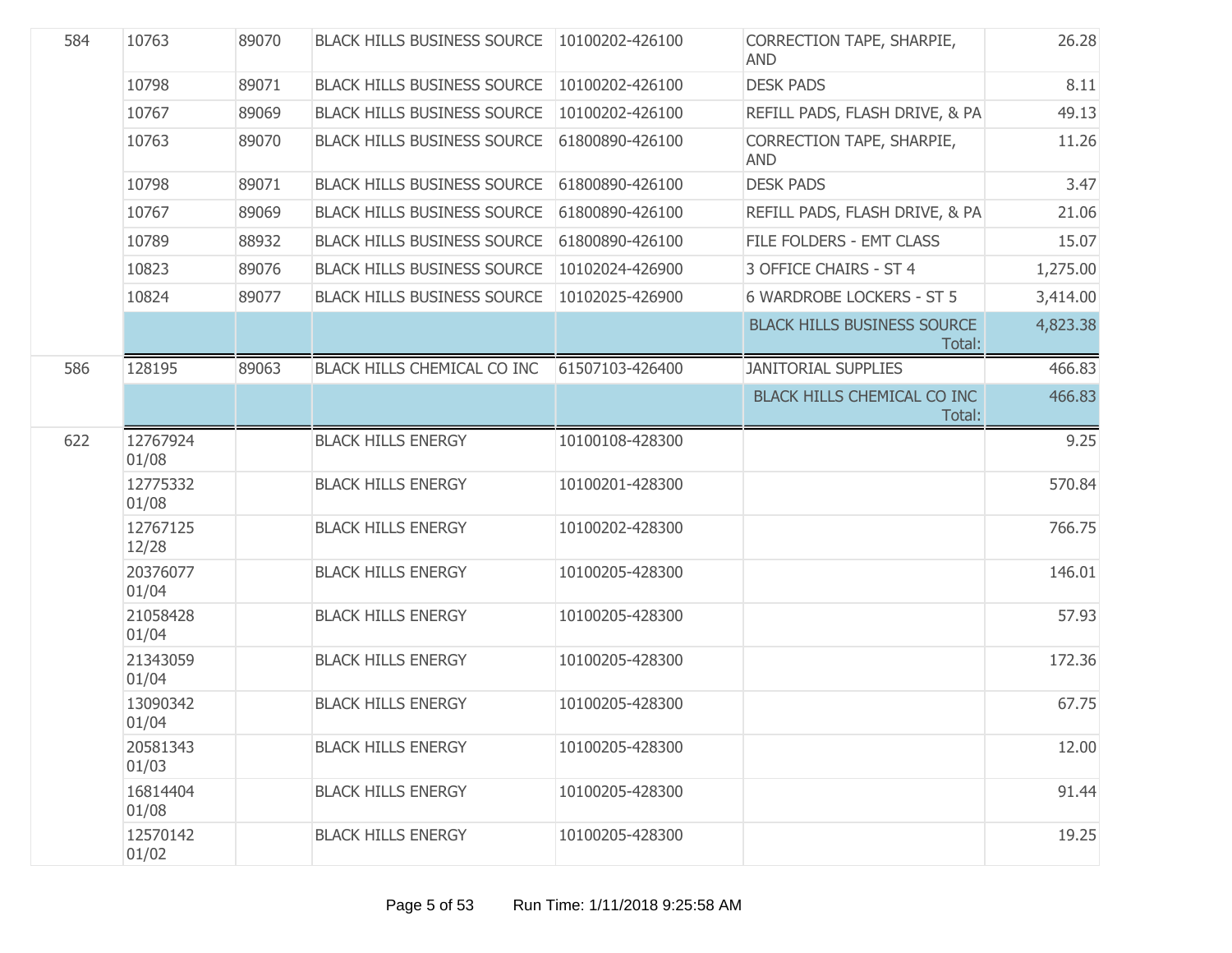| | | | | | | |
|---|---|---|---|---|---|---|
| 584 | 10763 | 89070 | BLACK HILLS BUSINESS SOURCE | 10100202-426100 | CORRECTION TAPE, SHARPIE, AND | 26.28 |
| | 10798 | 89071 | BLACK HILLS BUSINESS SOURCE | 10100202-426100 | DESK PADS | 8.11 |
| | 10767 | 89069 | BLACK HILLS BUSINESS SOURCE | 10100202-426100 | REFILL PADS, FLASH DRIVE, & PA | 49.13 |
| | 10763 | 89070 | BLACK HILLS BUSINESS SOURCE | 61800890-426100 | CORRECTION TAPE, SHARPIE, AND | 11.26 |
| | 10798 | 89071 | BLACK HILLS BUSINESS SOURCE | 61800890-426100 | DESK PADS | 3.47 |
| | 10767 | 89069 | BLACK HILLS BUSINESS SOURCE | 61800890-426100 | REFILL PADS, FLASH DRIVE, & PA | 21.06 |
| | 10789 | 88932 | BLACK HILLS BUSINESS SOURCE | 61800890-426100 | FILE FOLDERS - EMT CLASS | 15.07 |
| | 10823 | 89076 | BLACK HILLS BUSINESS SOURCE | 10102024-426900 | 3 OFFICE CHAIRS - ST 4 | 1,275.00 |
| | 10824 | 89077 | BLACK HILLS BUSINESS SOURCE | 10102025-426900 | 6 WARDROBE LOCKERS - ST 5 | 3,414.00 |
| | | | | | BLACK HILLS BUSINESS SOURCE Total: | 4,823.38 |
| 586 | 128195 | 89063 | BLACK HILLS CHEMICAL CO INC | 61507103-426400 | JANITORIAL SUPPLIES | 466.83 |
| | | | | | BLACK HILLS CHEMICAL CO INC Total: | 466.83 |
| 622 | 12767924 01/08 | | BLACK HILLS ENERGY | 10100108-428300 | | 9.25 |
| | 12775332 01/08 | | BLACK HILLS ENERGY | 10100201-428300 | | 570.84 |
| | 12767125 12/28 | | BLACK HILLS ENERGY | 10100202-428300 | | 766.75 |
| | 20376077 01/04 | | BLACK HILLS ENERGY | 10100205-428300 | | 146.01 |
| | 21058428 01/04 | | BLACK HILLS ENERGY | 10100205-428300 | | 57.93 |
| | 21343059 01/04 | | BLACK HILLS ENERGY | 10100205-428300 | | 172.36 |
| | 13090342 01/04 | | BLACK HILLS ENERGY | 10100205-428300 | | 67.75 |
| | 20581343 01/03 | | BLACK HILLS ENERGY | 10100205-428300 | | 12.00 |
| | 16814404 01/08 | | BLACK HILLS ENERGY | 10100205-428300 | | 91.44 |
| | 12570142 01/02 | | BLACK HILLS ENERGY | 10100205-428300 | | 19.25 |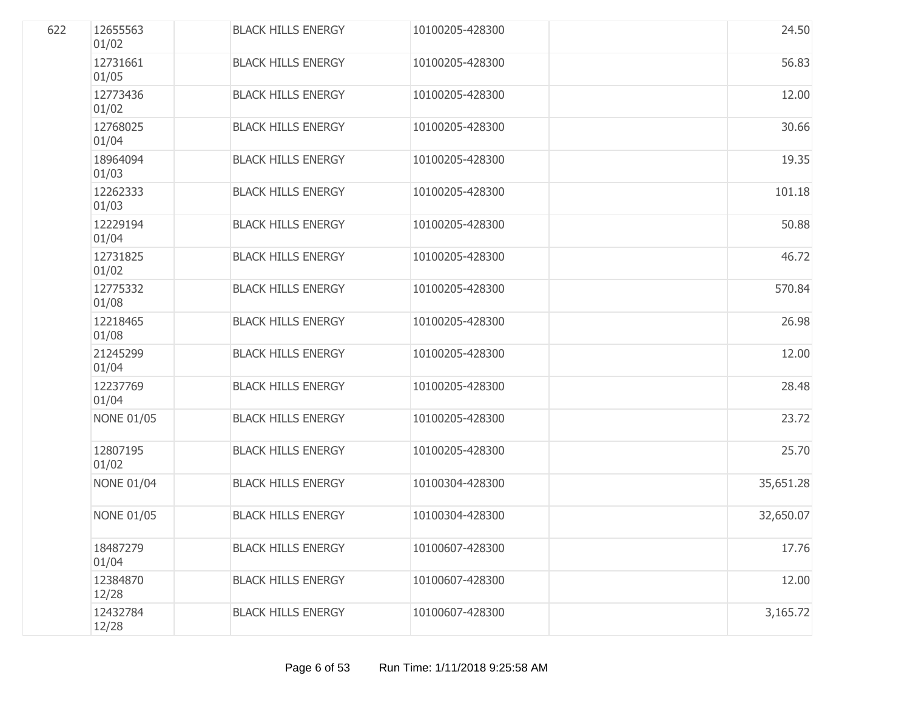| | | | | | | |
|---|---|---|---|---|---|---|
| 622 | 12655563 01/02 | | BLACK HILLS ENERGY | 10100205-428300 | | 24.50 |
| | 12731661 01/05 | | BLACK HILLS ENERGY | 10100205-428300 | | 56.83 |
| | 12773436 01/02 | | BLACK HILLS ENERGY | 10100205-428300 | | 12.00 |
| | 12768025 01/04 | | BLACK HILLS ENERGY | 10100205-428300 | | 30.66 |
| | 18964094 01/03 | | BLACK HILLS ENERGY | 10100205-428300 | | 19.35 |
| | 12262333 01/03 | | BLACK HILLS ENERGY | 10100205-428300 | | 101.18 |
| | 12229194 01/04 | | BLACK HILLS ENERGY | 10100205-428300 | | 50.88 |
| | 12731825 01/02 | | BLACK HILLS ENERGY | 10100205-428300 | | 46.72 |
| | 12775332 01/08 | | BLACK HILLS ENERGY | 10100205-428300 | | 570.84 |
| | 12218465 01/08 | | BLACK HILLS ENERGY | 10100205-428300 | | 26.98 |
| | 21245299 01/04 | | BLACK HILLS ENERGY | 10100205-428300 | | 12.00 |
| | 12237769 01/04 | | BLACK HILLS ENERGY | 10100205-428300 | | 28.48 |
| | NONE 01/05 | | BLACK HILLS ENERGY | 10100205-428300 | | 23.72 |
| | 12807195 01/02 | | BLACK HILLS ENERGY | 10100205-428300 | | 25.70 |
| | NONE 01/04 | | BLACK HILLS ENERGY | 10100304-428300 | | 35,651.28 |
| | NONE 01/05 | | BLACK HILLS ENERGY | 10100304-428300 | | 32,650.07 |
| | 18487279 01/04 | | BLACK HILLS ENERGY | 10100607-428300 | | 17.76 |
| | 12384870 12/28 | | BLACK HILLS ENERGY | 10100607-428300 | | 12.00 |
| | 12432784 12/28 | | BLACK HILLS ENERGY | 10100607-428300 | | 3,165.72 |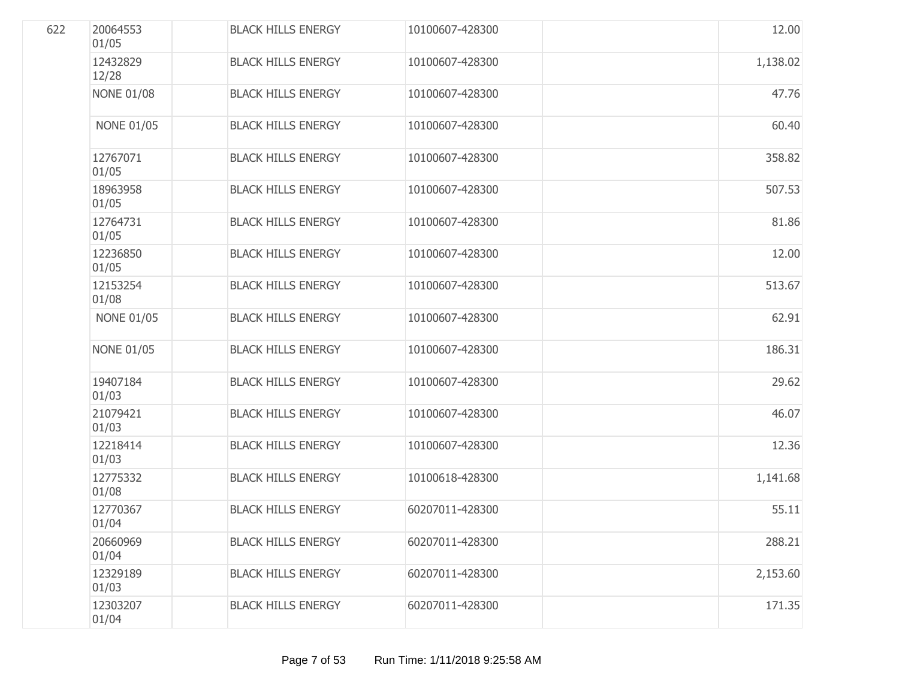| | | | | | | |
|---|---|---|---|---|---|---|
| 622 | 20064553 01/05 | | BLACK HILLS ENERGY | 10100607-428300 | | 12.00 |
| | 12432829 12/28 | | BLACK HILLS ENERGY | 10100607-428300 | | 1,138.02 |
| | NONE 01/08 | | BLACK HILLS ENERGY | 10100607-428300 | | 47.76 |
| | NONE 01/05 | | BLACK HILLS ENERGY | 10100607-428300 | | 60.40 |
| | 12767071 01/05 | | BLACK HILLS ENERGY | 10100607-428300 | | 358.82 |
| | 18963958 01/05 | | BLACK HILLS ENERGY | 10100607-428300 | | 507.53 |
| | 12764731 01/05 | | BLACK HILLS ENERGY | 10100607-428300 | | 81.86 |
| | 12236850 01/05 | | BLACK HILLS ENERGY | 10100607-428300 | | 12.00 |
| | 12153254 01/08 | | BLACK HILLS ENERGY | 10100607-428300 | | 513.67 |
| | NONE 01/05 | | BLACK HILLS ENERGY | 10100607-428300 | | 62.91 |
| | NONE 01/05 | | BLACK HILLS ENERGY | 10100607-428300 | | 186.31 |
| | 19407184 01/03 | | BLACK HILLS ENERGY | 10100607-428300 | | 29.62 |
| | 21079421 01/03 | | BLACK HILLS ENERGY | 10100607-428300 | | 46.07 |
| | 12218414 01/03 | | BLACK HILLS ENERGY | 10100607-428300 | | 12.36 |
| | 12775332 01/08 | | BLACK HILLS ENERGY | 10100618-428300 | | 1,141.68 |
| | 12770367 01/04 | | BLACK HILLS ENERGY | 60207011-428300 | | 55.11 |
| | 20660969 01/04 | | BLACK HILLS ENERGY | 60207011-428300 | | 288.21 |
| | 12329189 01/03 | | BLACK HILLS ENERGY | 60207011-428300 | | 2,153.60 |
| | 12303207 01/04 | | BLACK HILLS ENERGY | 60207011-428300 | | 171.35 |

Run Time: 1/11/2018 9:25:58 AM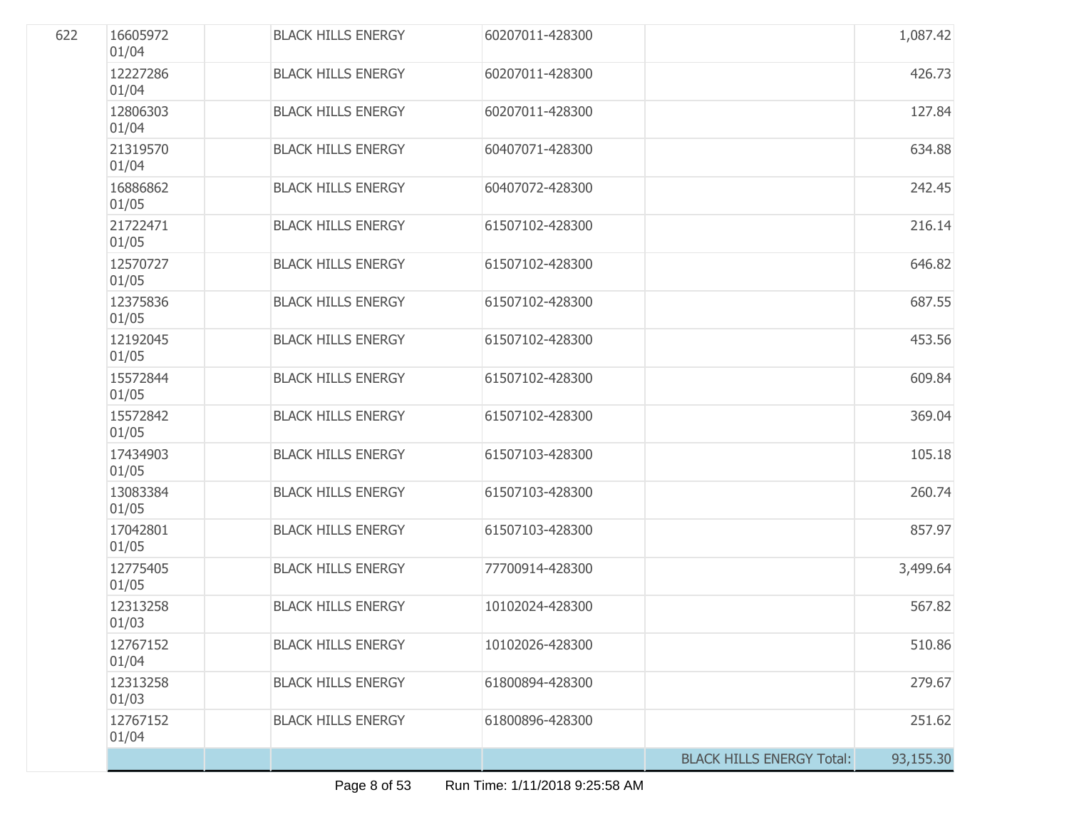| | | | | | | |
|---|---|---|---|---|---|---|
| 622 | 16605972 01/04 | | BLACK HILLS ENERGY | 60207011-428300 | | 1,087.42 |
| | 12227286 01/04 | | BLACK HILLS ENERGY | 60207011-428300 | | 426.73 |
| | 12806303 01/04 | | BLACK HILLS ENERGY | 60207011-428300 | | 127.84 |
| | 21319570 01/04 | | BLACK HILLS ENERGY | 60407071-428300 | | 634.88 |
| | 16886862 01/05 | | BLACK HILLS ENERGY | 60407072-428300 | | 242.45 |
| | 21722471 01/05 | | BLACK HILLS ENERGY | 61507102-428300 | | 216.14 |
| | 12570727 01/05 | | BLACK HILLS ENERGY | 61507102-428300 | | 646.82 |
| | 12375836 01/05 | | BLACK HILLS ENERGY | 61507102-428300 | | 687.55 |
| | 12192045 01/05 | | BLACK HILLS ENERGY | 61507102-428300 | | 453.56 |
| | 15572844 01/05 | | BLACK HILLS ENERGY | 61507102-428300 | | 609.84 |
| | 15572842 01/05 | | BLACK HILLS ENERGY | 61507102-428300 | | 369.04 |
| | 17434903 01/05 | | BLACK HILLS ENERGY | 61507103-428300 | | 105.18 |
| | 13083384 01/05 | | BLACK HILLS ENERGY | 61507103-428300 | | 260.74 |
| | 17042801 01/05 | | BLACK HILLS ENERGY | 61507103-428300 | | 857.97 |
| | 12775405 01/05 | | BLACK HILLS ENERGY | 77700914-428300 | | 3,499.64 |
| | 12313258 01/03 | | BLACK HILLS ENERGY | 10102024-428300 | | 567.82 |
| | 12767152 01/04 | | BLACK HILLS ENERGY | 10102026-428300 | | 510.86 |
| | 12313258 01/03 | | BLACK HILLS ENERGY | 61800894-428300 | | 279.67 |
| | 12767152 01/04 | | BLACK HILLS ENERGY | 61800896-428300 | | 251.62 |
| | | | | | BLACK HILLS ENERGY Total: | 93,155.30 |

Run Time: 1/11/2018 9:25:58 AM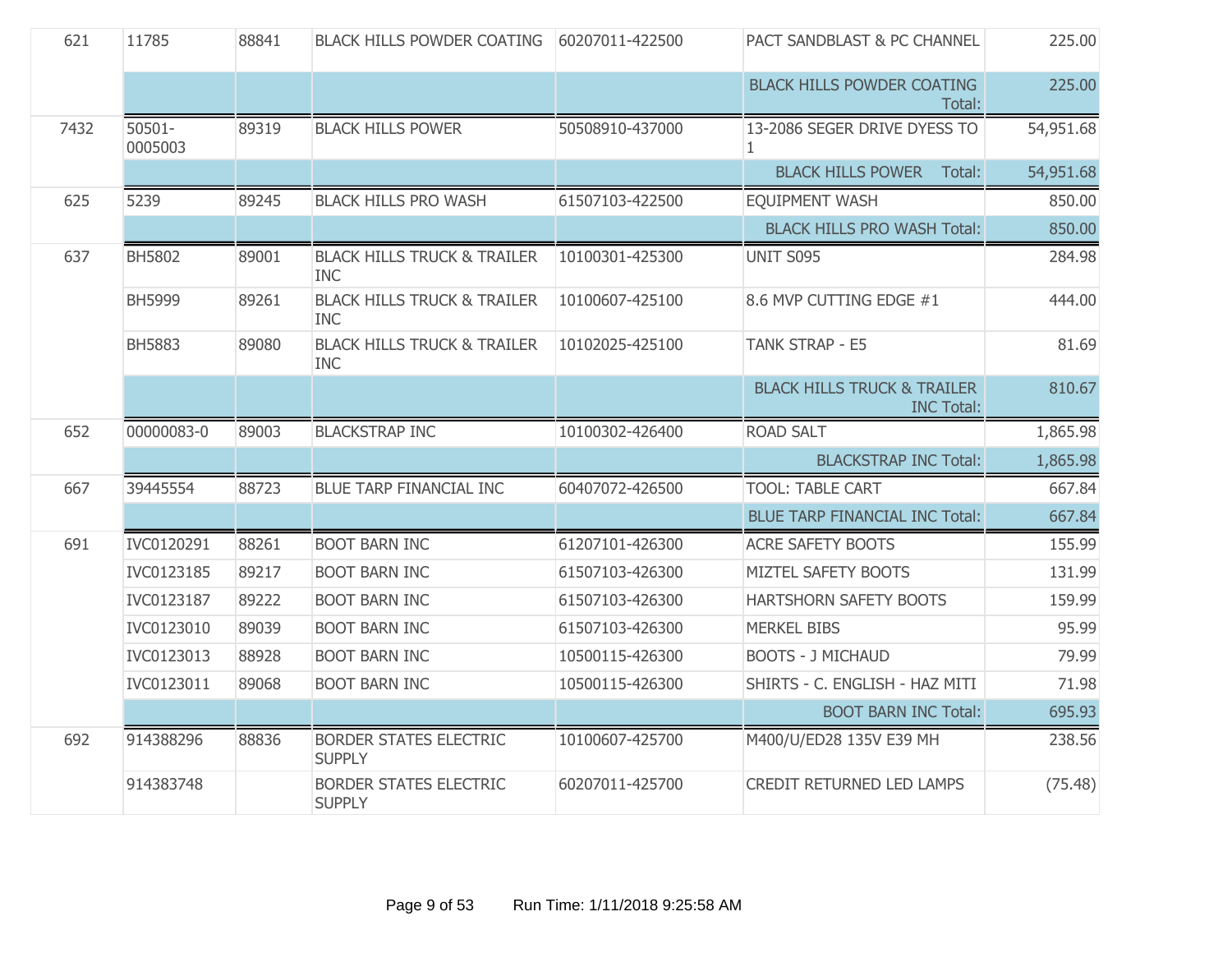| | | | | | | |
|---|---|---|---|---|---|---|
| 621 | 11785 | 88841 | BLACK HILLS POWDER COATING | 60207011-422500 | PACT SANDBLAST & PC CHANNEL | 225.00 |
| | | | | | BLACK HILLS POWDER COATING Total: | 225.00 |
| 7432 | 50501-0005003 | 89319 | BLACK HILLS POWER | 50508910-437000 | 13-2086 SEGER DRIVE DYESS TO 1 | 54,951.68 |
| | | | | | BLACK HILLS POWER Total: | 54,951.68 |
| 625 | 5239 | 89245 | BLACK HILLS PRO WASH | 61507103-422500 | EQUIPMENT WASH | 850.00 |
| | | | | | BLACK HILLS PRO WASH Total: | 850.00 |
| 637 | BH5802 | 89001 | BLACK HILLS TRUCK & TRAILER INC | 10100301-425300 | UNIT S095 | 284.98 |
| | BH5999 | 89261 | BLACK HILLS TRUCK & TRAILER INC | 10100607-425100 | 8.6 MVP CUTTING EDGE #1 | 444.00 |
| | BH5883 | 89080 | BLACK HILLS TRUCK & TRAILER INC | 10102025-425100 | TANK STRAP - E5 | 81.69 |
| | | | | | BLACK HILLS TRUCK & TRAILER INC Total: | 810.67 |
| 652 | 00000083-0 | 89003 | BLACKSTRAP INC | 10100302-426400 | ROAD SALT | 1,865.98 |
| | | | | | BLACKSTRAP INC Total: | 1,865.98 |
| 667 | 39445554 | 88723 | BLUE TARP FINANCIAL INC | 60407072-426500 | TOOL: TABLE CART | 667.84 |
| | | | | | BLUE TARP FINANCIAL INC Total: | 667.84 |
| 691 | IVC0120291 | 88261 | BOOT BARN INC | 61207101-426300 | ACRE SAFETY BOOTS | 155.99 |
| | IVC0123185 | 89217 | BOOT BARN INC | 61507103-426300 | MIZTEL SAFETY BOOTS | 131.99 |
| | IVC0123187 | 89222 | BOOT BARN INC | 61507103-426300 | HARTSHORN SAFETY BOOTS | 159.99 |
| | IVC0123010 | 89039 | BOOT BARN INC | 61507103-426300 | MERKEL BIBS | 95.99 |
| | IVC0123013 | 88928 | BOOT BARN INC | 10500115-426300 | BOOTS - J MICHAUD | 79.99 |
| | IVC0123011 | 89068 | BOOT BARN INC | 10500115-426300 | SHIRTS - C. ENGLISH - HAZ MITI | 71.98 |
| | | | | | BOOT BARN INC Total: | 695.93 |
| 692 | 914388296 | 88836 | BORDER STATES ELECTRIC SUPPLY | 10100607-425700 | M400/U/ED28 135V E39 MH | 238.56 |
| | 914383748 | | BORDER STATES ELECTRIC SUPPLY | 60207011-425700 | CREDIT RETURNED LED LAMPS | (75.48) |

Run Time: 1/11/2018 9:25:58 AM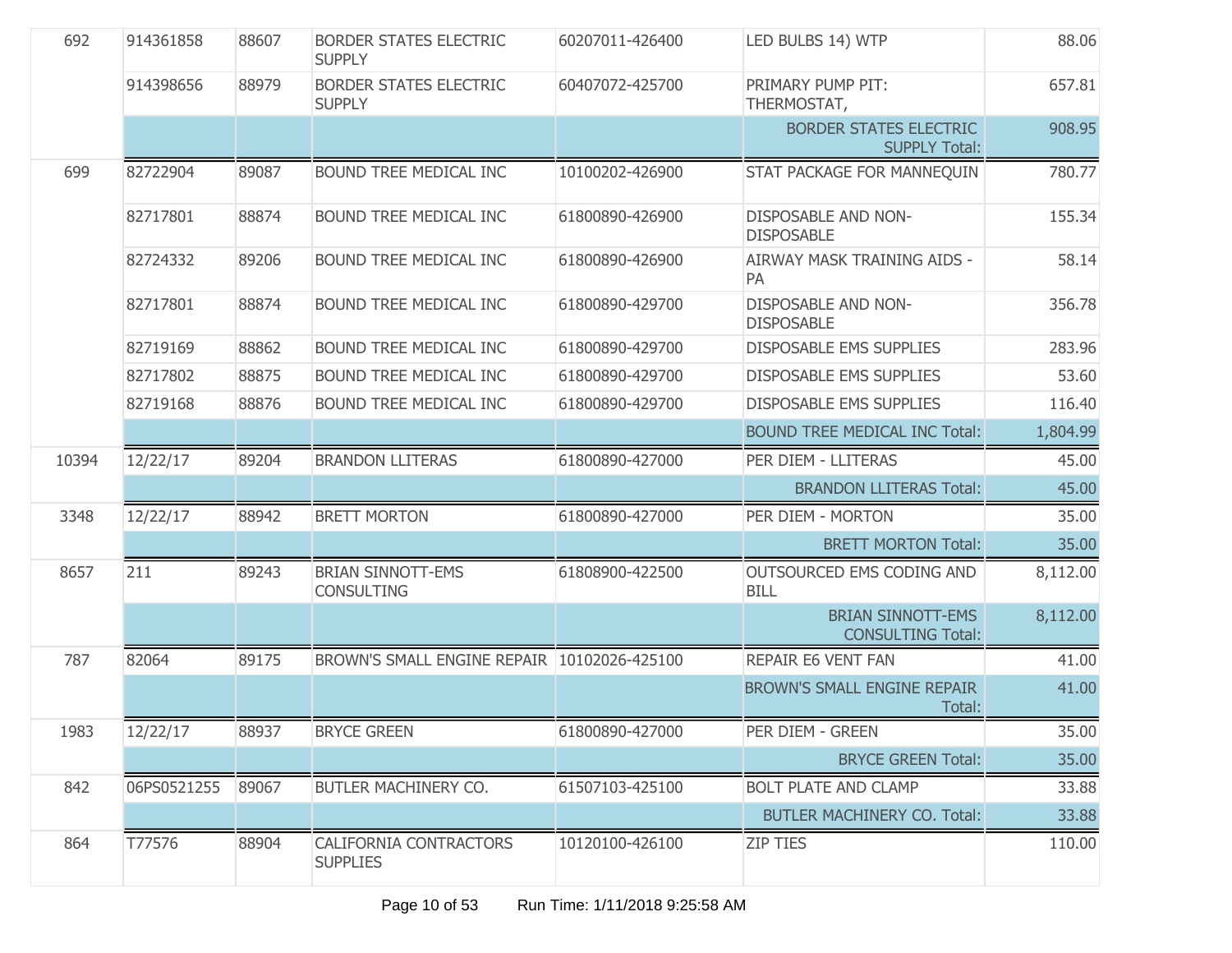| | | | | | | |
|---|---|---|---|---|---|---|
| 692 | 914361858 | 88607 | BORDER STATES ELECTRIC SUPPLY | 60207011-426400 | LED BULBS 14) WTP | 88.06 |
| | 914398656 | 88979 | BORDER STATES ELECTRIC SUPPLY | 60407072-425700 | PRIMARY PUMP PIT: THERMOSTAT, | 657.81 |
| | | | | | BORDER STATES ELECTRIC SUPPLY Total: | 908.95 |
| 699 | 82722904 | 89087 | BOUND TREE MEDICAL INC | 10100202-426900 | STAT PACKAGE FOR MANNEQUIN | 780.77 |
| | 82717801 | 88874 | BOUND TREE MEDICAL INC | 61800890-426900 | DISPOSABLE AND NON-DISPOSABLE | 155.34 |
| | 82724332 | 89206 | BOUND TREE MEDICAL INC | 61800890-426900 | AIRWAY MASK TRAINING AIDS - PA | 58.14 |
| | 82717801 | 88874 | BOUND TREE MEDICAL INC | 61800890-429700 | DISPOSABLE AND NON-DISPOSABLE | 356.78 |
| | 82719169 | 88862 | BOUND TREE MEDICAL INC | 61800890-429700 | DISPOSABLE EMS SUPPLIES | 283.96 |
| | 82717802 | 88875 | BOUND TREE MEDICAL INC | 61800890-429700 | DISPOSABLE EMS SUPPLIES | 53.60 |
| | 82719168 | 88876 | BOUND TREE MEDICAL INC | 61800890-429700 | DISPOSABLE EMS SUPPLIES | 116.40 |
| | | | | | BOUND TREE MEDICAL INC Total: | 1,804.99 |
| 10394 | 12/22/17 | 89204 | BRANDON LLITERAS | 61800890-427000 | PER DIEM - LLITERAS | 45.00 |
| | | | | | BRANDON LLITERAS Total: | 45.00 |
| 3348 | 12/22/17 | 88942 | BRETT MORTON | 61800890-427000 | PER DIEM - MORTON | 35.00 |
| | | | | | BRETT MORTON Total: | 35.00 |
| 8657 | 211 | 89243 | BRIAN SINNOTT-EMS CONSULTING | 61808900-422500 | OUTSOURCED EMS CODING AND BILL | 8,112.00 |
| | | | | | BRIAN SINNOTT-EMS CONSULTING Total: | 8,112.00 |
| 787 | 82064 | 89175 | BROWN'S SMALL ENGINE REPAIR | 10102026-425100 | REPAIR E6 VENT FAN | 41.00 |
| | | | | | BROWN'S SMALL ENGINE REPAIR Total: | 41.00 |
| 1983 | 12/22/17 | 88937 | BRYCE GREEN | 61800890-427000 | PER DIEM - GREEN | 35.00 |
| | | | | | BRYCE GREEN Total: | 35.00 |
| 842 | 06PS0521255 | 89067 | BUTLER MACHINERY CO. | 61507103-425100 | BOLT PLATE AND CLAMP | 33.88 |
| | | | | | BUTLER MACHINERY CO. Total: | 33.88 |
| 864 | T77576 | 88904 | CALIFORNIA CONTRACTORS SUPPLIES | 10120100-426100 | ZIP TIES | 110.00 |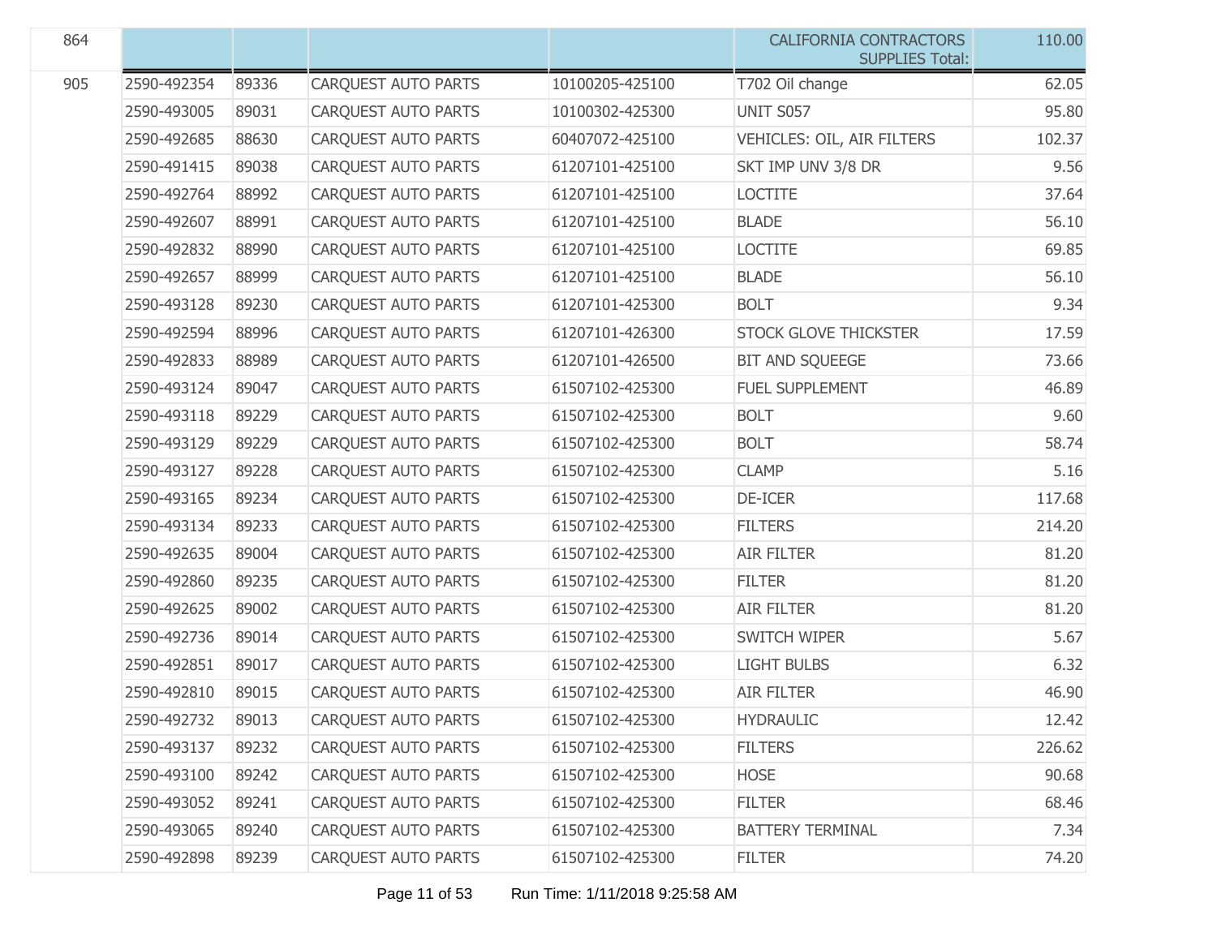| | | | | | | |
|---|---|---|---|---|---|---|
| 864 | | | | | CALIFORNIA CONTRACTORS SUPPLIES Total: | 110.00 |
| 905 | 2590-492354 | 89336 | CARQUEST AUTO PARTS | 10100205-425100 | T702 Oil change | 62.05 |
| | 2590-493005 | 89031 | CARQUEST AUTO PARTS | 10100302-425300 | UNIT S057 | 95.80 |
| | 2590-492685 | 88630 | CARQUEST AUTO PARTS | 60407072-425100 | VEHICLES: OIL, AIR FILTERS | 102.37 |
| | 2590-491415 | 89038 | CARQUEST AUTO PARTS | 61207101-425100 | SKT IMP UNV 3/8 DR | 9.56 |
| | 2590-492764 | 88992 | CARQUEST AUTO PARTS | 61207101-425100 | LOCTITE | 37.64 |
| | 2590-492607 | 88991 | CARQUEST AUTO PARTS | 61207101-425100 | BLADE | 56.10 |
| | 2590-492832 | 88990 | CARQUEST AUTO PARTS | 61207101-425100 | LOCTITE | 69.85 |
| | 2590-492657 | 88999 | CARQUEST AUTO PARTS | 61207101-425100 | BLADE | 56.10 |
| | 2590-493128 | 89230 | CARQUEST AUTO PARTS | 61207101-425300 | BOLT | 9.34 |
| | 2590-492594 | 88996 | CARQUEST AUTO PARTS | 61207101-426300 | STOCK GLOVE THICKSTER | 17.59 |
| | 2590-492833 | 88989 | CARQUEST AUTO PARTS | 61207101-426500 | BIT AND SQUEEGE | 73.66 |
| | 2590-493124 | 89047 | CARQUEST AUTO PARTS | 61507102-425300 | FUEL SUPPLEMENT | 46.89 |
| | 2590-493118 | 89229 | CARQUEST AUTO PARTS | 61507102-425300 | BOLT | 9.60 |
| | 2590-493129 | 89229 | CARQUEST AUTO PARTS | 61507102-425300 | BOLT | 58.74 |
| | 2590-493127 | 89228 | CARQUEST AUTO PARTS | 61507102-425300 | CLAMP | 5.16 |
| | 2590-493165 | 89234 | CARQUEST AUTO PARTS | 61507102-425300 | DE-ICER | 117.68 |
| | 2590-493134 | 89233 | CARQUEST AUTO PARTS | 61507102-425300 | FILTERS | 214.20 |
| | 2590-492635 | 89004 | CARQUEST AUTO PARTS | 61507102-425300 | AIR FILTER | 81.20 |
| | 2590-492860 | 89235 | CARQUEST AUTO PARTS | 61507102-425300 | FILTER | 81.20 |
| | 2590-492625 | 89002 | CARQUEST AUTO PARTS | 61507102-425300 | AIR FILTER | 81.20 |
| | 2590-492736 | 89014 | CARQUEST AUTO PARTS | 61507102-425300 | SWITCH WIPER | 5.67 |
| | 2590-492851 | 89017 | CARQUEST AUTO PARTS | 61507102-425300 | LIGHT BULBS | 6.32 |
| | 2590-492810 | 89015 | CARQUEST AUTO PARTS | 61507102-425300 | AIR FILTER | 46.90 |
| | 2590-492732 | 89013 | CARQUEST AUTO PARTS | 61507102-425300 | HYDRAULIC | 12.42 |
| | 2590-493137 | 89232 | CARQUEST AUTO PARTS | 61507102-425300 | FILTERS | 226.62 |
| | 2590-493100 | 89242 | CARQUEST AUTO PARTS | 61507102-425300 | HOSE | 90.68 |
| | 2590-493052 | 89241 | CARQUEST AUTO PARTS | 61507102-425300 | FILTER | 68.46 |
| | 2590-493065 | 89240 | CARQUEST AUTO PARTS | 61507102-425300 | BATTERY TERMINAL | 7.34 |
| | 2590-492898 | 89239 | CARQUEST AUTO PARTS | 61507102-425300 | FILTER | 74.20 |

Run Time: 1/11/2018 9:25:58 AM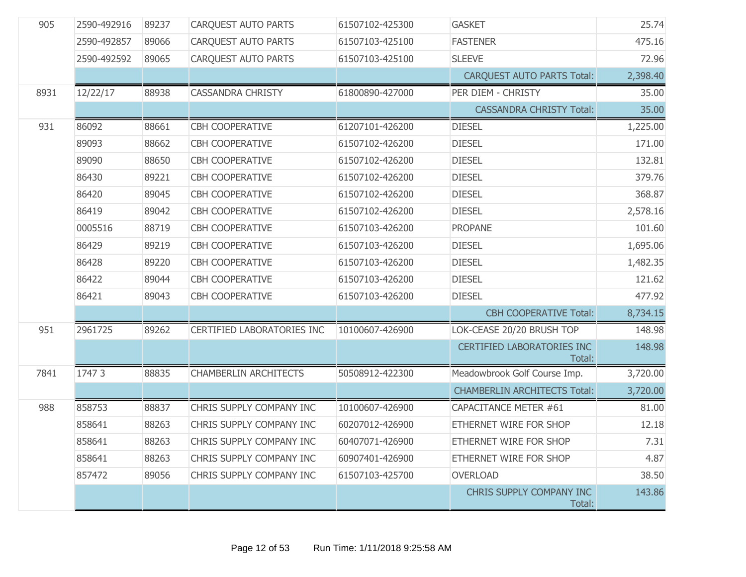| | | | | | | |
|---|---|---|---|---|---|---|
| 905 | 2590-492916 | 89237 | CARQUEST AUTO PARTS | 61507102-425300 | GASKET | 25.74 |
| | 2590-492857 | 89066 | CARQUEST AUTO PARTS | 61507103-425100 | FASTENER | 475.16 |
| | 2590-492592 | 89065 | CARQUEST AUTO PARTS | 61507103-425100 | SLEEVE | 72.96 |
| | | | | | CARQUEST AUTO PARTS Total: | 2,398.40 |
| 8931 | 12/22/17 | 88938 | CASSANDRA CHRISTY | 61800890-427000 | PER DIEM - CHRISTY | 35.00 |
| | | | | | CASSANDRA CHRISTY Total: | 35.00 |
| 931 | 86092 | 88661 | CBH COOPERATIVE | 61207101-426200 | DIESEL | 1,225.00 |
| | 89093 | 88662 | CBH COOPERATIVE | 61507102-426200 | DIESEL | 171.00 |
| | 89090 | 88650 | CBH COOPERATIVE | 61507102-426200 | DIESEL | 132.81 |
| | 86430 | 89221 | CBH COOPERATIVE | 61507102-426200 | DIESEL | 379.76 |
| | 86420 | 89045 | CBH COOPERATIVE | 61507102-426200 | DIESEL | 368.87 |
| | 86419 | 89042 | CBH COOPERATIVE | 61507102-426200 | DIESEL | 2,578.16 |
| | 0005516 | 88719 | CBH COOPERATIVE | 61507103-426200 | PROPANE | 101.60 |
| | 86429 | 89219 | CBH COOPERATIVE | 61507103-426200 | DIESEL | 1,695.06 |
| | 86428 | 89220 | CBH COOPERATIVE | 61507103-426200 | DIESEL | 1,482.35 |
| | 86422 | 89044 | CBH COOPERATIVE | 61507103-426200 | DIESEL | 121.62 |
| | 86421 | 89043 | CBH COOPERATIVE | 61507103-426200 | DIESEL | 477.92 |
| | | | | | CBH COOPERATIVE Total: | 8,734.15 |
| 951 | 2961725 | 89262 | CERTIFIED LABORATORIES INC | 10100607-426900 | LOK-CEASE 20/20 BRUSH TOP | 148.98 |
| | | | | | CERTIFIED LABORATORIES INC Total: | 148.98 |
| 7841 | 1747 3 | 88835 | CHAMBERLIN ARCHITECTS | 50508912-422300 | Meadowbrook Golf Course Imp. | 3,720.00 |
| | | | | | CHAMBERLIN ARCHITECTS Total: | 3,720.00 |
| 988 | 858753 | 88837 | CHRIS SUPPLY COMPANY INC | 10100607-426900 | CAPACITANCE METER #61 | 81.00 |
| | 858641 | 88263 | CHRIS SUPPLY COMPANY INC | 60207012-426900 | ETHERNET WIRE FOR SHOP | 12.18 |
| | 858641 | 88263 | CHRIS SUPPLY COMPANY INC | 60407071-426900 | ETHERNET WIRE FOR SHOP | 7.31 |
| | 858641 | 88263 | CHRIS SUPPLY COMPANY INC | 60907401-426900 | ETHERNET WIRE FOR SHOP | 4.87 |
| | 857472 | 89056 | CHRIS SUPPLY COMPANY INC | 61507103-425700 | OVERLOAD | 38.50 |
| | | | | | CHRIS SUPPLY COMPANY INC Total: | 143.86 |

Run Time: 1/11/2018 9:25:58 AM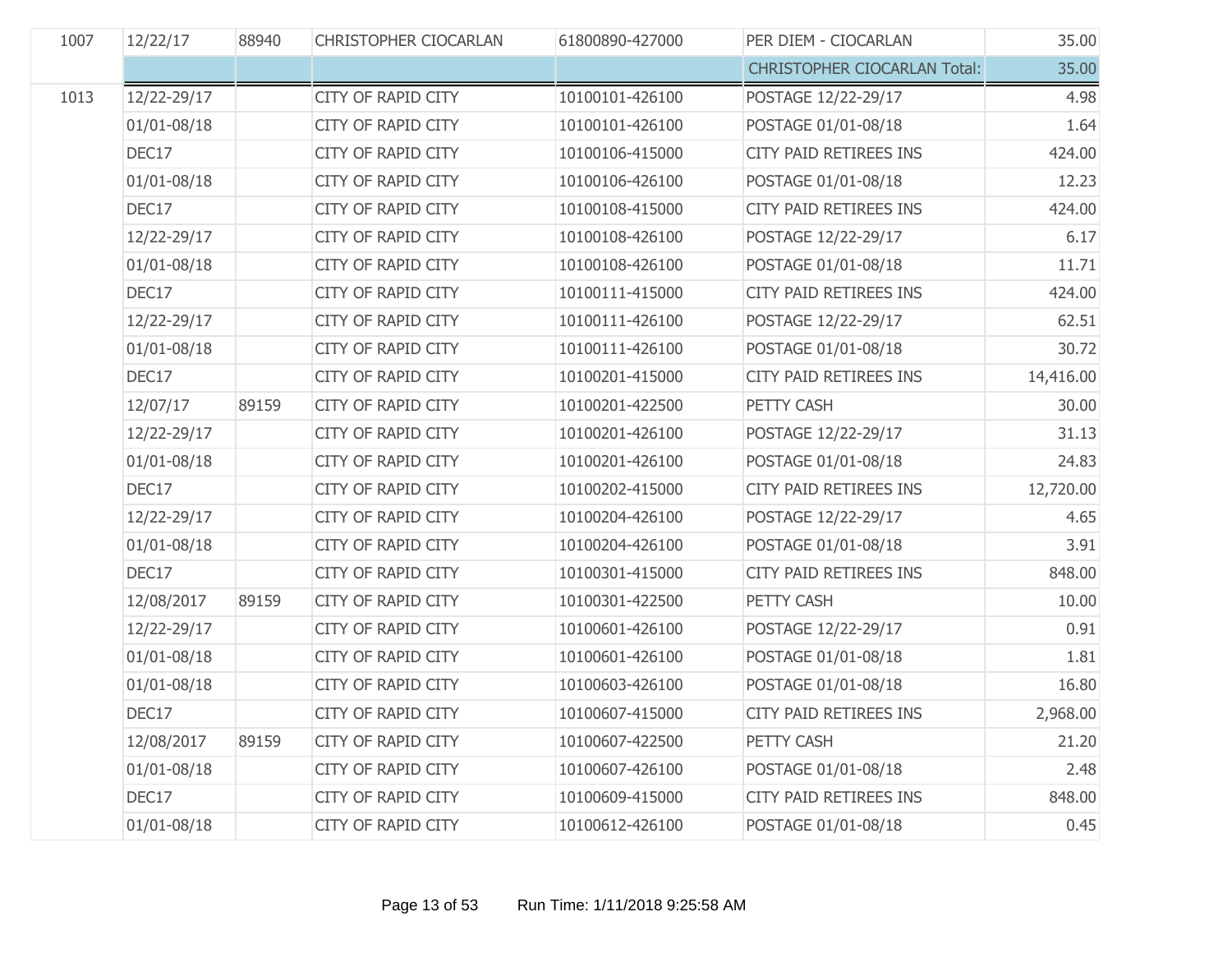| | | | | | | |
|---|---|---|---|---|---|---|
| 1007 | 12/22/17 | 88940 | CHRISTOPHER CIOCARLAN | 61800890-427000 | PER DIEM - CIOCARLAN | 35.00 |
| | | | | | CHRISTOPHER CIOCARLAN Total: | 35.00 |
| 1013 | 12/22-29/17 | | CITY OF RAPID CITY | 10100101-426100 | POSTAGE 12/22-29/17 | 4.98 |
| | 01/01-08/18 | | CITY OF RAPID CITY | 10100101-426100 | POSTAGE 01/01-08/18 | 1.64 |
| | DEC17 | | CITY OF RAPID CITY | 10100106-415000 | CITY PAID RETIREES INS | 424.00 |
| | 01/01-08/18 | | CITY OF RAPID CITY | 10100106-426100 | POSTAGE 01/01-08/18 | 12.23 |
| | DEC17 | | CITY OF RAPID CITY | 10100108-415000 | CITY PAID RETIREES INS | 424.00 |
| | 12/22-29/17 | | CITY OF RAPID CITY | 10100108-426100 | POSTAGE 12/22-29/17 | 6.17 |
| | 01/01-08/18 | | CITY OF RAPID CITY | 10100108-426100 | POSTAGE 01/01-08/18 | 11.71 |
| | DEC17 | | CITY OF RAPID CITY | 10100111-415000 | CITY PAID RETIREES INS | 424.00 |
| | 12/22-29/17 | | CITY OF RAPID CITY | 10100111-426100 | POSTAGE 12/22-29/17 | 62.51 |
| | 01/01-08/18 | | CITY OF RAPID CITY | 10100111-426100 | POSTAGE 01/01-08/18 | 30.72 |
| | DEC17 | | CITY OF RAPID CITY | 10100201-415000 | CITY PAID RETIREES INS | 14,416.00 |
| | 12/07/17 | 89159 | CITY OF RAPID CITY | 10100201-422500 | PETTY CASH | 30.00 |
| | 12/22-29/17 | | CITY OF RAPID CITY | 10100201-426100 | POSTAGE 12/22-29/17 | 31.13 |
| | 01/01-08/18 | | CITY OF RAPID CITY | 10100201-426100 | POSTAGE 01/01-08/18 | 24.83 |
| | DEC17 | | CITY OF RAPID CITY | 10100202-415000 | CITY PAID RETIREES INS | 12,720.00 |
| | 12/22-29/17 | | CITY OF RAPID CITY | 10100204-426100 | POSTAGE 12/22-29/17 | 4.65 |
| | 01/01-08/18 | | CITY OF RAPID CITY | 10100204-426100 | POSTAGE 01/01-08/18 | 3.91 |
| | DEC17 | | CITY OF RAPID CITY | 10100301-415000 | CITY PAID RETIREES INS | 848.00 |
| | 12/08/2017 | 89159 | CITY OF RAPID CITY | 10100301-422500 | PETTY CASH | 10.00 |
| | 12/22-29/17 | | CITY OF RAPID CITY | 10100601-426100 | POSTAGE 12/22-29/17 | 0.91 |
| | 01/01-08/18 | | CITY OF RAPID CITY | 10100601-426100 | POSTAGE 01/01-08/18 | 1.81 |
| | 01/01-08/18 | | CITY OF RAPID CITY | 10100603-426100 | POSTAGE 01/01-08/18 | 16.80 |
| | DEC17 | | CITY OF RAPID CITY | 10100607-415000 | CITY PAID RETIREES INS | 2,968.00 |
| | 12/08/2017 | 89159 | CITY OF RAPID CITY | 10100607-422500 | PETTY CASH | 21.20 |
| | 01/01-08/18 | | CITY OF RAPID CITY | 10100607-426100 | POSTAGE 01/01-08/18 | 2.48 |
| | DEC17 | | CITY OF RAPID CITY | 10100609-415000 | CITY PAID RETIREES INS | 848.00 |
| | 01/01-08/18 | | CITY OF RAPID CITY | 10100612-426100 | POSTAGE 01/01-08/18 | 0.45 |

Run Time: 1/11/2018 9:25:58 AM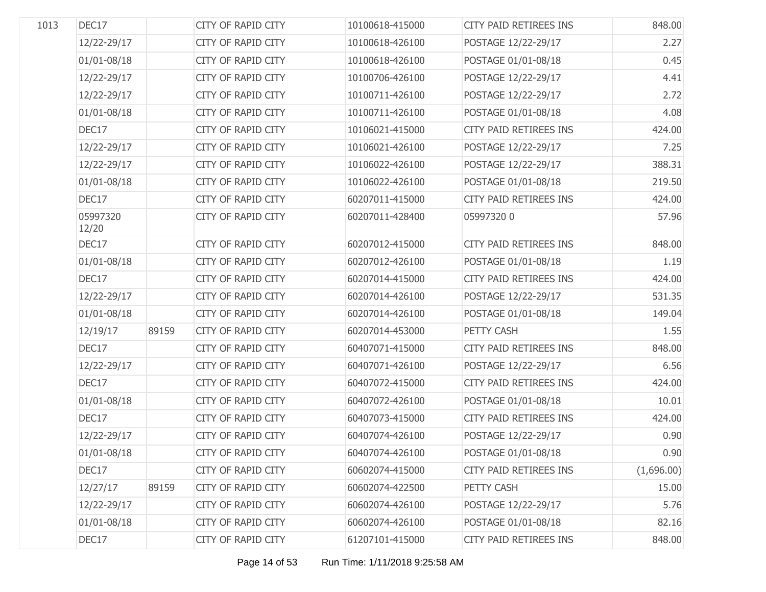| | | | | | | |
|---|---|---|---|---|---|---|
| 1013 | DEC17 | | CITY OF RAPID CITY | 10100618-415000 | CITY PAID RETIREES INS | 848.00 |
| | 12/22-29/17 | | CITY OF RAPID CITY | 10100618-426100 | POSTAGE 12/22-29/17 | 2.27 |
| | 01/01-08/18 | | CITY OF RAPID CITY | 10100618-426100 | POSTAGE 01/01-08/18 | 0.45 |
| | 12/22-29/17 | | CITY OF RAPID CITY | 10100706-426100 | POSTAGE 12/22-29/17 | 4.41 |
| | 12/22-29/17 | | CITY OF RAPID CITY | 10100711-426100 | POSTAGE 12/22-29/17 | 2.72 |
| | 01/01-08/18 | | CITY OF RAPID CITY | 10100711-426100 | POSTAGE 01/01-08/18 | 4.08 |
| | DEC17 | | CITY OF RAPID CITY | 10106021-415000 | CITY PAID RETIREES INS | 424.00 |
| | 12/22-29/17 | | CITY OF RAPID CITY | 10106021-426100 | POSTAGE 12/22-29/17 | 7.25 |
| | 12/22-29/17 | | CITY OF RAPID CITY | 10106022-426100 | POSTAGE 12/22-29/17 | 388.31 |
| | 01/01-08/18 | | CITY OF RAPID CITY | 10106022-426100 | POSTAGE 01/01-08/18 | 219.50 |
| | DEC17 | | CITY OF RAPID CITY | 60207011-415000 | CITY PAID RETIREES INS | 424.00 |
| | 05997320 12/20 | | CITY OF RAPID CITY | 60207011-428400 | 05997320 0 | 57.96 |
| | DEC17 | | CITY OF RAPID CITY | 60207012-415000 | CITY PAID RETIREES INS | 848.00 |
| | 01/01-08/18 | | CITY OF RAPID CITY | 60207012-426100 | POSTAGE 01/01-08/18 | 1.19 |
| | DEC17 | | CITY OF RAPID CITY | 60207014-415000 | CITY PAID RETIREES INS | 424.00 |
| | 12/22-29/17 | | CITY OF RAPID CITY | 60207014-426100 | POSTAGE 12/22-29/17 | 531.35 |
| | 01/01-08/18 | | CITY OF RAPID CITY | 60207014-426100 | POSTAGE 01/01-08/18 | 149.04 |
| | 12/19/17 | 89159 | CITY OF RAPID CITY | 60207014-453000 | PETTY CASH | 1.55 |
| | DEC17 | | CITY OF RAPID CITY | 60407071-415000 | CITY PAID RETIREES INS | 848.00 |
| | 12/22-29/17 | | CITY OF RAPID CITY | 60407071-426100 | POSTAGE 12/22-29/17 | 6.56 |
| | DEC17 | | CITY OF RAPID CITY | 60407072-415000 | CITY PAID RETIREES INS | 424.00 |
| | 01/01-08/18 | | CITY OF RAPID CITY | 60407072-426100 | POSTAGE 01/01-08/18 | 10.01 |
| | DEC17 | | CITY OF RAPID CITY | 60407073-415000 | CITY PAID RETIREES INS | 424.00 |
| | 12/22-29/17 | | CITY OF RAPID CITY | 60407074-426100 | POSTAGE 12/22-29/17 | 0.90 |
| | 01/01-08/18 | | CITY OF RAPID CITY | 60407074-426100 | POSTAGE 01/01-08/18 | 0.90 |
| | DEC17 | | CITY OF RAPID CITY | 60602074-415000 | CITY PAID RETIREES INS | (1,696.00) |
| | 12/27/17 | 89159 | CITY OF RAPID CITY | 60602074-422500 | PETTY CASH | 15.00 |
| | 12/22-29/17 | | CITY OF RAPID CITY | 60602074-426100 | POSTAGE 12/22-29/17 | 5.76 |
| | 01/01-08/18 | | CITY OF RAPID CITY | 60602074-426100 | POSTAGE 01/01-08/18 | 82.16 |
| | DEC17 | | CITY OF RAPID CITY | 61207101-415000 | CITY PAID RETIREES INS | 848.00 |

Run Time: 1/11/2018 9:25:58 AM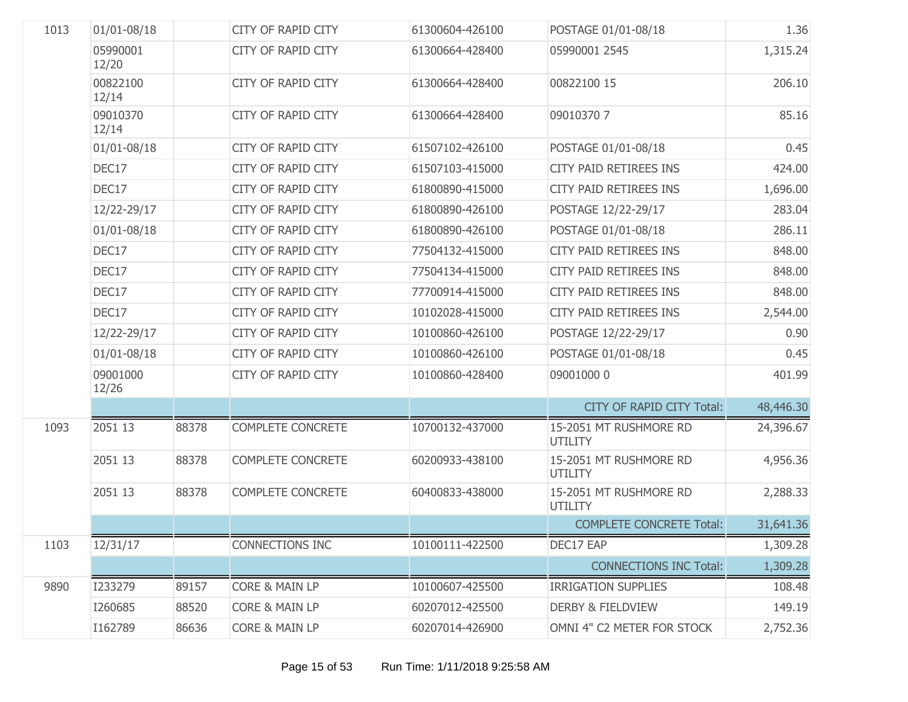| | | | | | | |
|---|---|---|---|---|---|---|
| 1013 | 01/01-08/18 | | CITY OF RAPID CITY | 61300604-426100 | POSTAGE 01/01-08/18 | 1.36 |
| | 05990001 12/20 | | CITY OF RAPID CITY | 61300664-428400 | 05990001 2545 | 1,315.24 |
| | 00822100 12/14 | | CITY OF RAPID CITY | 61300664-428400 | 00822100 15 | 206.10 |
| | 09010370 12/14 | | CITY OF RAPID CITY | 61300664-428400 | 09010370 7 | 85.16 |
| | 01/01-08/18 | | CITY OF RAPID CITY | 61507102-426100 | POSTAGE 01/01-08/18 | 0.45 |
| | DEC17 | | CITY OF RAPID CITY | 61507103-415000 | CITY PAID RETIREES INS | 424.00 |
| | DEC17 | | CITY OF RAPID CITY | 61800890-415000 | CITY PAID RETIREES INS | 1,696.00 |
| | 12/22-29/17 | | CITY OF RAPID CITY | 61800890-426100 | POSTAGE 12/22-29/17 | 283.04 |
| | 01/01-08/18 | | CITY OF RAPID CITY | 61800890-426100 | POSTAGE 01/01-08/18 | 286.11 |
| | DEC17 | | CITY OF RAPID CITY | 77504132-415000 | CITY PAID RETIREES INS | 848.00 |
| | DEC17 | | CITY OF RAPID CITY | 77504134-415000 | CITY PAID RETIREES INS | 848.00 |
| | DEC17 | | CITY OF RAPID CITY | 77700914-415000 | CITY PAID RETIREES INS | 848.00 |
| | DEC17 | | CITY OF RAPID CITY | 10102028-415000 | CITY PAID RETIREES INS | 2,544.00 |
| | 12/22-29/17 | | CITY OF RAPID CITY | 10100860-426100 | POSTAGE 12/22-29/17 | 0.90 |
| | 01/01-08/18 | | CITY OF RAPID CITY | 10100860-426100 | POSTAGE 01/01-08/18 | 0.45 |
| | 09001000 12/26 | | CITY OF RAPID CITY | 10100860-428400 | 09001000 0 | 401.99 |
| | | | | | CITY OF RAPID CITY Total: | 48,446.30 |
| 1093 | 2051 13 | 88378 | COMPLETE CONCRETE | 10700132-437000 | 15-2051 MT RUSHMORE RD UTILITY | 24,396.67 |
| | 2051 13 | 88378 | COMPLETE CONCRETE | 60200933-438100 | 15-2051 MT RUSHMORE RD UTILITY | 4,956.36 |
| | 2051 13 | 88378 | COMPLETE CONCRETE | 60400833-438000 | 15-2051 MT RUSHMORE RD UTILITY | 2,288.33 |
| | | | | | COMPLETE CONCRETE Total: | 31,641.36 |
| 1103 | 12/31/17 | | CONNECTIONS INC | 10100111-422500 | DEC17 EAP | 1,309.28 |
| | | | | | CONNECTIONS INC Total: | 1,309.28 |
| 9890 | I233279 | 89157 | CORE & MAIN LP | 10100607-425500 | IRRIGATION SUPPLIES | 108.48 |
| | I260685 | 88520 | CORE & MAIN LP | 60207012-425500 | DERBY & FIELDVIEW | 149.19 |
| | I162789 | 86636 | CORE & MAIN LP | 60207014-426900 | OMNI 4" C2 METER FOR STOCK | 2,752.36 |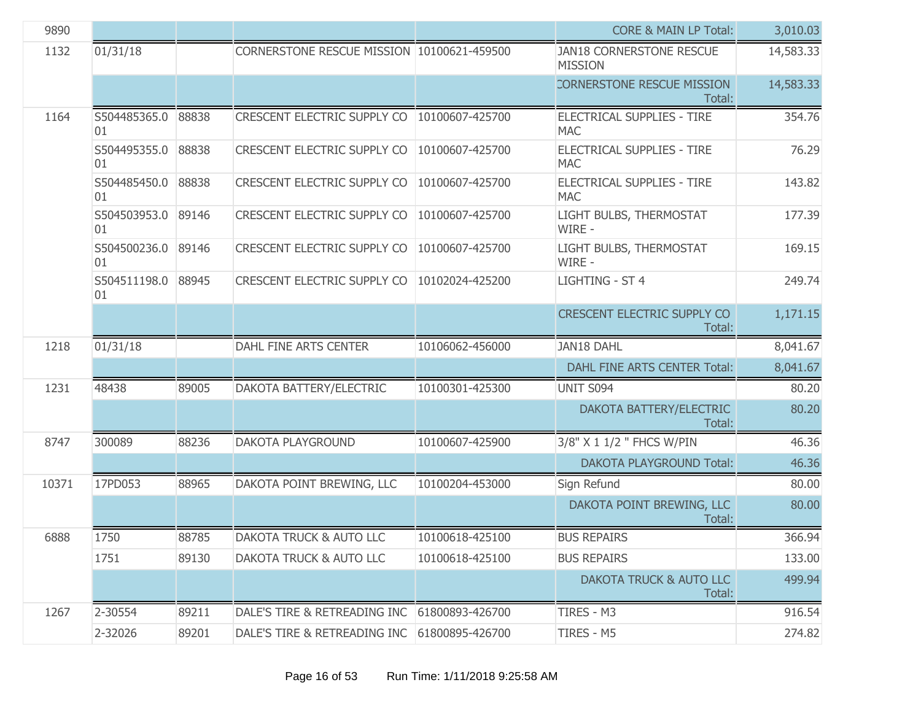| | | | | | | |
|---|---|---|---|---|---|---|
| 9890 | | | | | CORE & MAIN LP Total: | 3,010.03 |
| 1132 | 01/31/18 | | CORNERSTONE RESCUE MISSION | 10100621-459500 | JAN18 CORNERSTONE RESCUE MISSION | 14,583.33 |
| | | | | | CORNERSTONE RESCUE MISSION Total: | 14,583.33 |
| 1164 | S504485365.001 | 88838 | CRESCENT ELECTRIC SUPPLY CO | 10100607-425700 | ELECTRICAL SUPPLIES - TIRE MAC | 354.76 |
| | S504495355.001 | 88838 | CRESCENT ELECTRIC SUPPLY CO | 10100607-425700 | ELECTRICAL SUPPLIES - TIRE MAC | 76.29 |
| | S504485450.001 | 88838 | CRESCENT ELECTRIC SUPPLY CO | 10100607-425700 | ELECTRICAL SUPPLIES - TIRE MAC | 143.82 |
| | S504503953.001 | 89146 | CRESCENT ELECTRIC SUPPLY CO | 10100607-425700 | LIGHT BULBS, THERMOSTAT WIRE - | 177.39 |
| | S504500236.001 | 89146 | CRESCENT ELECTRIC SUPPLY CO | 10100607-425700 | LIGHT BULBS, THERMOSTAT WIRE - | 169.15 |
| | S504511198.001 | 88945 | CRESCENT ELECTRIC SUPPLY CO | 10102024-425200 | LIGHTING - ST 4 | 249.74 |
| | | | | | CRESCENT ELECTRIC SUPPLY CO Total: | 1,171.15 |
| 1218 | 01/31/18 | | DAHL FINE ARTS CENTER | 10106062-456000 | JAN18 DAHL | 8,041.67 |
| | | | | | DAHL FINE ARTS CENTER Total: | 8,041.67 |
| 1231 | 48438 | 89005 | DAKOTA BATTERY/ELECTRIC | 10100301-425300 | UNIT S094 | 80.20 |
| | | | | | DAKOTA BATTERY/ELECTRIC Total: | 80.20 |
| 8747 | 300089 | 88236 | DAKOTA PLAYGROUND | 10100607-425900 | 3/8" X 1 1/2 " FHCS W/PIN | 46.36 |
| | | | | | DAKOTA PLAYGROUND Total: | 46.36 |
| 10371 | 17PD053 | 88965 | DAKOTA POINT BREWING, LLC | 10100204-453000 | Sign Refund | 80.00 |
| | | | | | DAKOTA POINT BREWING, LLC Total: | 80.00 |
| 6888 | 1750 | 88785 | DAKOTA TRUCK & AUTO LLC | 10100618-425100 | BUS REPAIRS | 366.94 |
| | 1751 | 89130 | DAKOTA TRUCK & AUTO LLC | 10100618-425100 | BUS REPAIRS | 133.00 |
| | | | | | DAKOTA TRUCK & AUTO LLC Total: | 499.94 |
| 1267 | 2-30554 | 89211 | DALE'S TIRE & RETREADING INC | 61800893-426700 | TIRES - M3 | 916.54 |
| | 2-32026 | 89201 | DALE'S TIRE & RETREADING INC | 61800895-426700 | TIRES - M5 | 274.82 |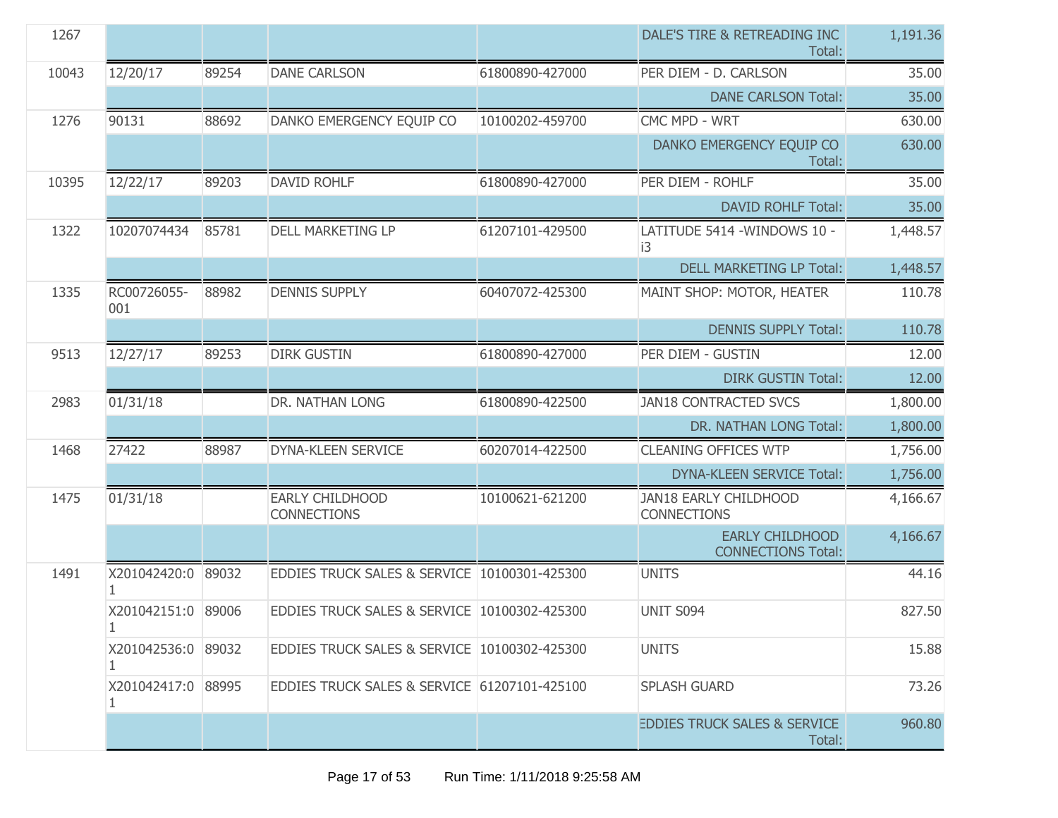| | | | | | | |
|---|---|---|---|---|---|---|
| 1267 | | | | | DALE'S TIRE & RETREADING INC Total: | 1,191.36 |
| 10043 | 12/20/17 | 89254 | DANE CARLSON | 61800890-427000 | PER DIEM - D. CARLSON | 35.00 |
| | | | | | DANE CARLSON Total: | 35.00 |
| 1276 | 90131 | 88692 | DANKO EMERGENCY EQUIP CO | 10100202-459700 | CMC MPD - WRT | 630.00 |
| | | | | | DANKO EMERGENCY EQUIP CO Total: | 630.00 |
| 10395 | 12/22/17 | 89203 | DAVID ROHLF | 61800890-427000 | PER DIEM - ROHLF | 35.00 |
| | | | | | DAVID ROHLF Total: | 35.00 |
| 1322 | 10207074434 | 85781 | DELL MARKETING LP | 61207101-429500 | LATITUDE 5414 -WINDOWS 10 - i3 | 1,448.57 |
| | | | | | DELL MARKETING LP Total: | 1,448.57 |
| 1335 | RC00726055-001 | 88982 | DENNIS SUPPLY | 60407072-425300 | MAINT SHOP: MOTOR, HEATER | 110.78 |
| | | | | | DENNIS SUPPLY Total: | 110.78 |
| 9513 | 12/27/17 | 89253 | DIRK GUSTIN | 61800890-427000 | PER DIEM - GUSTIN | 12.00 |
| | | | | | DIRK GUSTIN Total: | 12.00 |
| 2983 | 01/31/18 | | DR. NATHAN LONG | 61800890-422500 | JAN18 CONTRACTED SVCS | 1,800.00 |
| | | | | | DR. NATHAN LONG Total: | 1,800.00 |
| 1468 | 27422 | 88987 | DYNA-KLEEN SERVICE | 60207014-422500 | CLEANING OFFICES WTP | 1,756.00 |
| | | | | | DYNA-KLEEN SERVICE Total: | 1,756.00 |
| 1475 | 01/31/18 | | EARLY CHILDHOOD CONNECTIONS | 10100621-621200 | JAN18 EARLY CHILDHOOD CONNECTIONS | 4,166.67 |
| | | | | | EARLY CHILDHOOD CONNECTIONS Total: | 4,166.67 |
| 1491 | X201042420:01 | 89032 | EDDIES TRUCK SALES & SERVICE | 10100301-425300 | UNITS | 44.16 |
| | X201042151:01 | 89006 | EDDIES TRUCK SALES & SERVICE | 10100302-425300 | UNIT S094 | 827.50 |
| | X201042536:01 | 89032 | EDDIES TRUCK SALES & SERVICE | 10100302-425300 | UNITS | 15.88 |
| | X201042417:01 | 88995 | EDDIES TRUCK SALES & SERVICE | 61207101-425100 | SPLASH GUARD | 73.26 |
| | | | | | EDDIES TRUCK SALES & SERVICE Total: | 960.80 |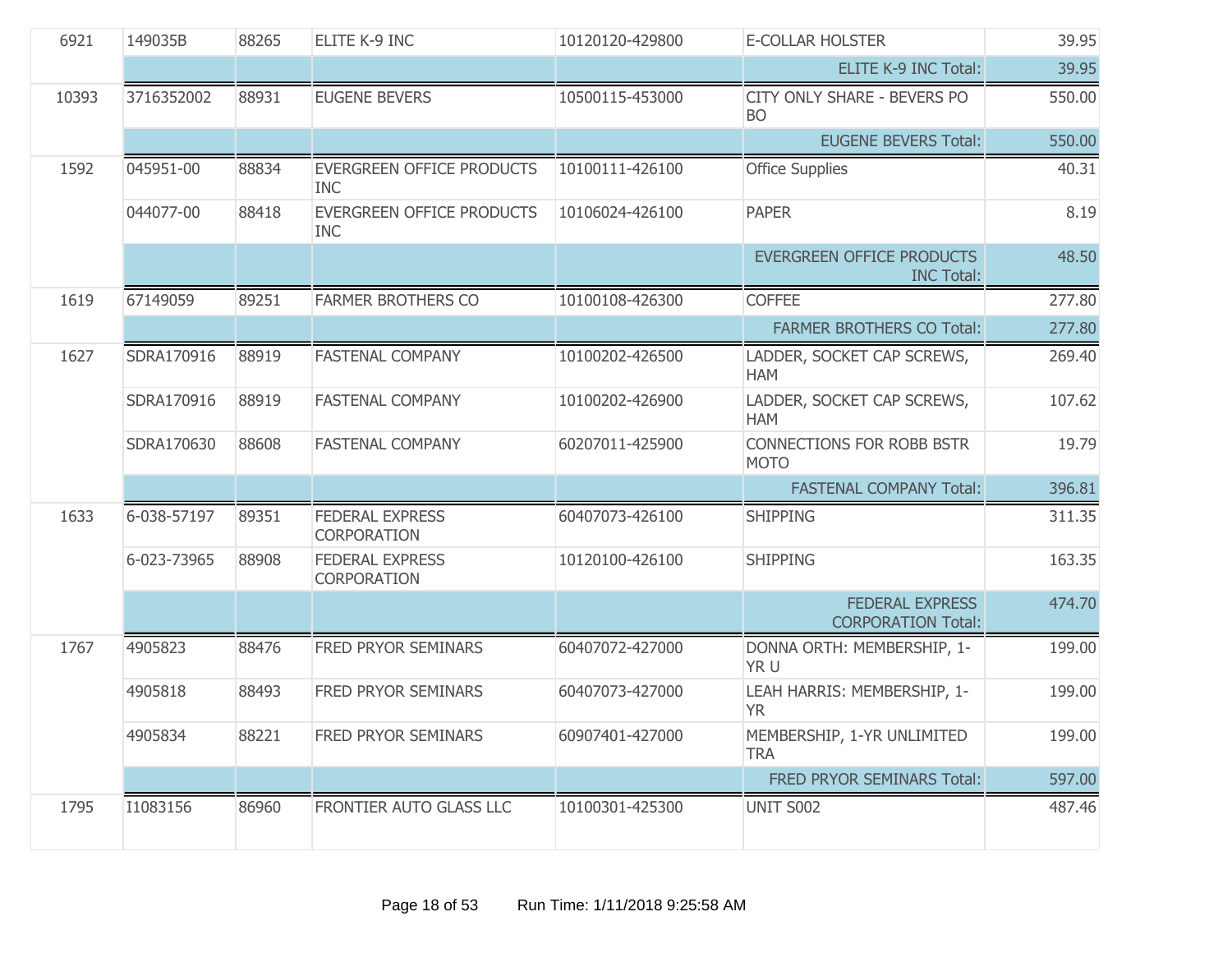| | | | | | | |
|---|---|---|---|---|---|---|
| 6921 | 149035B | 88265 | ELITE K-9 INC | 10120120-429800 | E-COLLAR HOLSTER | 39.95 |
| | | | | | ELITE K-9 INC Total: | 39.95 |
| 10393 | 3716352002 | 88931 | EUGENE BEVERS | 10500115-453000 | CITY ONLY SHARE - BEVERS PO BO | 550.00 |
| | | | | | EUGENE BEVERS Total: | 550.00 |
| 1592 | 045951-00 | 88834 | EVERGREEN OFFICE PRODUCTS INC | 10100111-426100 | Office Supplies | 40.31 |
| | 044077-00 | 88418 | EVERGREEN OFFICE PRODUCTS INC | 10106024-426100 | PAPER | 8.19 |
| | | | | | EVERGREEN OFFICE PRODUCTS INC Total: | 48.50 |
| 1619 | 67149059 | 89251 | FARMER BROTHERS CO | 10100108-426300 | COFFEE | 277.80 |
| | | | | | FARMER BROTHERS CO Total: | 277.80 |
| 1627 | SDRA170916 | 88919 | FASTENAL COMPANY | 10100202-426500 | LADDER, SOCKET CAP SCREWS, HAM | 269.40 |
| | SDRA170916 | 88919 | FASTENAL COMPANY | 10100202-426900 | LADDER, SOCKET CAP SCREWS, HAM | 107.62 |
| | SDRA170630 | 88608 | FASTENAL COMPANY | 60207011-425900 | CONNECTIONS FOR ROBB BSTR MOTO | 19.79 |
| | | | | | FASTENAL COMPANY Total: | 396.81 |
| 1633 | 6-038-57197 | 89351 | FEDERAL EXPRESS CORPORATION | 60407073-426100 | SHIPPING | 311.35 |
| | 6-023-73965 | 88908 | FEDERAL EXPRESS CORPORATION | 10120100-426100 | SHIPPING | 163.35 |
| | | | | | FEDERAL EXPRESS CORPORATION Total: | 474.70 |
| 1767 | 4905823 | 88476 | FRED PRYOR SEMINARS | 60407072-427000 | DONNA ORTH: MEMBERSHIP, 1-YR U | 199.00 |
| | 4905818 | 88493 | FRED PRYOR SEMINARS | 60407073-427000 | LEAH HARRIS: MEMBERSHIP, 1-YR | 199.00 |
| | 4905834 | 88221 | FRED PRYOR SEMINARS | 60907401-427000 | MEMBERSHIP, 1-YR UNLIMITED TRA | 199.00 |
| | | | | | FRED PRYOR SEMINARS Total: | 597.00 |
| 1795 | I1083156 | 86960 | FRONTIER AUTO GLASS LLC | 10100301-425300 | UNIT S002 | 487.46 |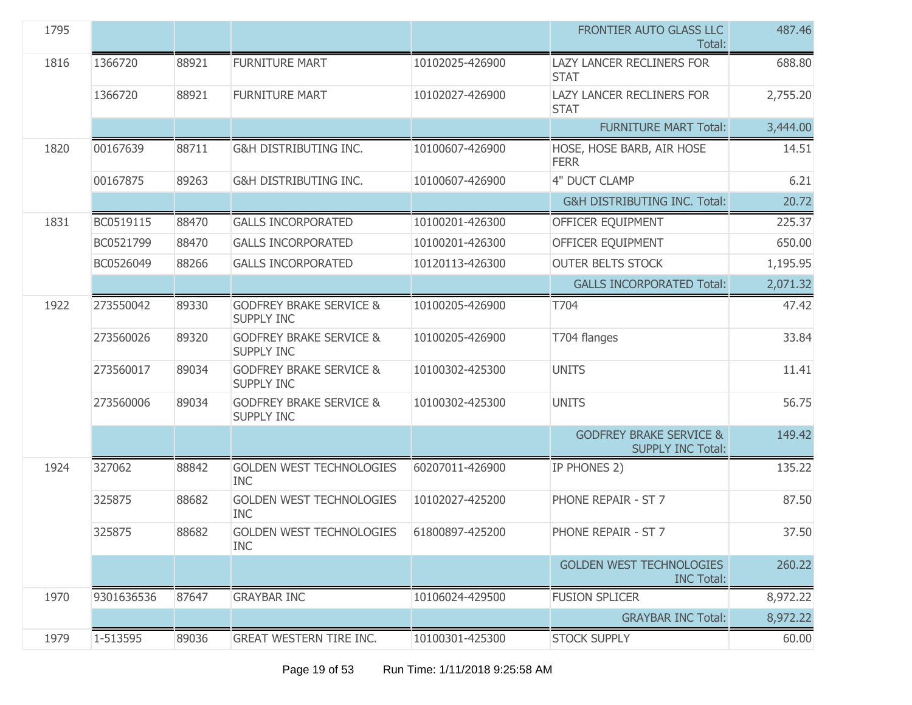| | | | | | | |
|---|---|---|---|---|---|---|
| 1795 | | | | | FRONTIER AUTO GLASS LLC Total: | 487.46 |
| 1816 | 1366720 | 88921 | FURNITURE MART | 10102025-426900 | LAZY LANCER RECLINERS FOR STAT | 688.80 |
| | 1366720 | 88921 | FURNITURE MART | 10102027-426900 | LAZY LANCER RECLINERS FOR STAT | 2,755.20 |
| | | | | | FURNITURE MART Total: | 3,444.00 |
| 1820 | 00167639 | 88711 | G&H DISTRIBUTING INC. | 10100607-426900 | HOSE, HOSE BARB, AIR HOSE FERR | 14.51 |
| | 00167875 | 89263 | G&H DISTRIBUTING INC. | 10100607-426900 | 4" DUCT CLAMP | 6.21 |
| | | | | | G&H DISTRIBUTING INC. Total: | 20.72 |
| 1831 | BC0519115 | 88470 | GALLS INCORPORATED | 10100201-426300 | OFFICER EQUIPMENT | 225.37 |
| | BC0521799 | 88470 | GALLS INCORPORATED | 10100201-426300 | OFFICER EQUIPMENT | 650.00 |
| | BC0526049 | 88266 | GALLS INCORPORATED | 10120113-426300 | OUTER BELTS STOCK | 1,195.95 |
| | | | | | GALLS INCORPORATED Total: | 2,071.32 |
| 1922 | 273550042 | 89330 | GODFREY BRAKE SERVICE & SUPPLY INC | 10100205-426900 | T704 | 47.42 |
| | 273560026 | 89320 | GODFREY BRAKE SERVICE & SUPPLY INC | 10100205-426900 | T704 flanges | 33.84 |
| | 273560017 | 89034 | GODFREY BRAKE SERVICE & SUPPLY INC | 10100302-425300 | UNITS | 11.41 |
| | 273560006 | 89034 | GODFREY BRAKE SERVICE & SUPPLY INC | 10100302-425300 | UNITS | 56.75 |
| | | | | | GODFREY BRAKE SERVICE & SUPPLY INC Total: | 149.42 |
| 1924 | 327062 | 88842 | GOLDEN WEST TECHNOLOGIES INC | 60207011-426900 | IP PHONES 2) | 135.22 |
| | 325875 | 88682 | GOLDEN WEST TECHNOLOGIES INC | 10102027-425200 | PHONE REPAIR - ST 7 | 87.50 |
| | 325875 | 88682 | GOLDEN WEST TECHNOLOGIES INC | 61800897-425200 | PHONE REPAIR - ST 7 | 37.50 |
| | | | | | GOLDEN WEST TECHNOLOGIES INC Total: | 260.22 |
| 1970 | 9301636536 | 87647 | GRAYBAR INC | 10106024-429500 | FUSION SPLICER | 8,972.22 |
| | | | | | GRAYBAR INC Total: | 8,972.22 |
| 1979 | 1-513595 | 89036 | GREAT WESTERN TIRE INC. | 10100301-425300 | STOCK SUPPLY | 60.00 |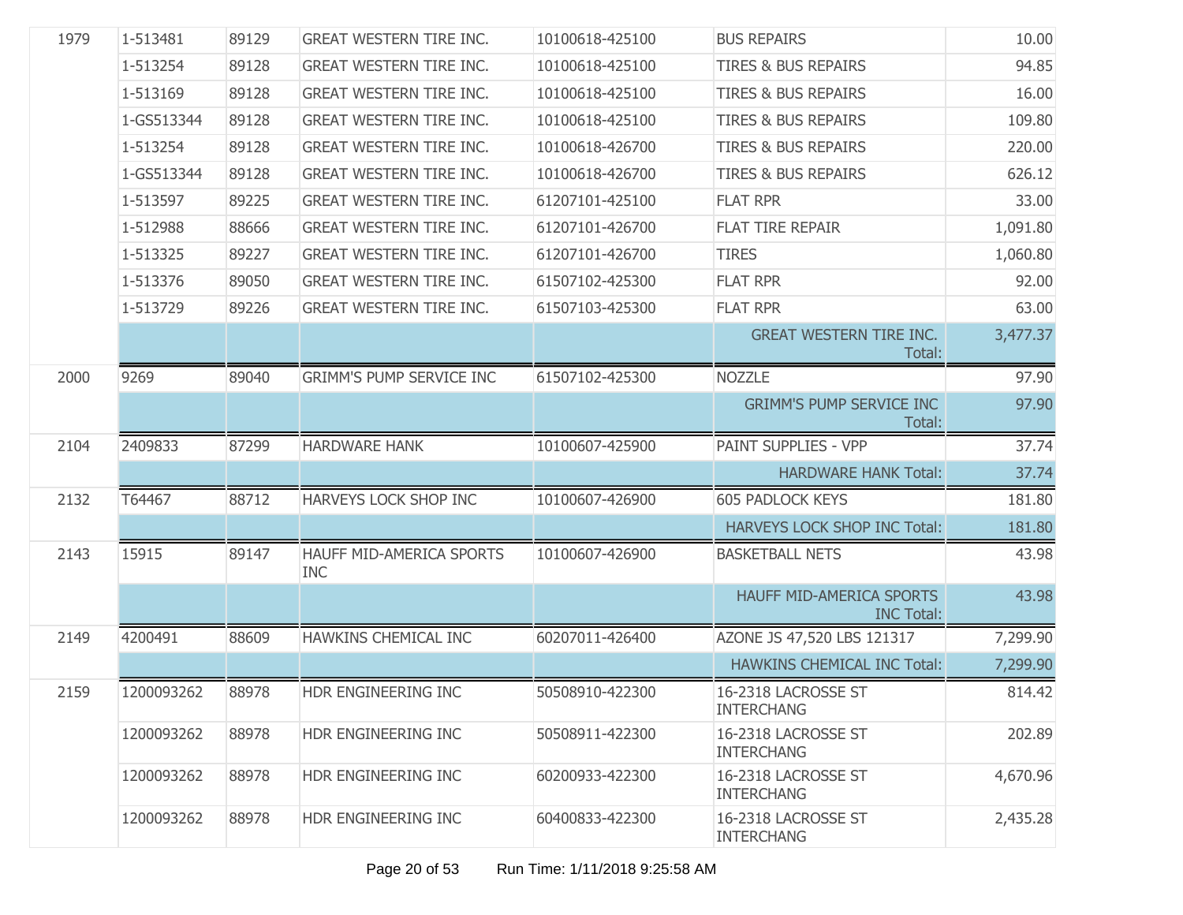| | | | | | | |
|---|---|---|---|---|---|---|
| 1979 | 1-513481 | 89129 | GREAT WESTERN TIRE INC. | 10100618-425100 | BUS REPAIRS | 10.00 |
| | 1-513254 | 89128 | GREAT WESTERN TIRE INC. | 10100618-425100 | TIRES & BUS REPAIRS | 94.85 |
| | 1-513169 | 89128 | GREAT WESTERN TIRE INC. | 10100618-425100 | TIRES & BUS REPAIRS | 16.00 |
| | 1-GS513344 | 89128 | GREAT WESTERN TIRE INC. | 10100618-425100 | TIRES & BUS REPAIRS | 109.80 |
| | 1-513254 | 89128 | GREAT WESTERN TIRE INC. | 10100618-426700 | TIRES & BUS REPAIRS | 220.00 |
| | 1-GS513344 | 89128 | GREAT WESTERN TIRE INC. | 10100618-426700 | TIRES & BUS REPAIRS | 626.12 |
| | 1-513597 | 89225 | GREAT WESTERN TIRE INC. | 61207101-425100 | FLAT RPR | 33.00 |
| | 1-512988 | 88666 | GREAT WESTERN TIRE INC. | 61207101-426700 | FLAT TIRE REPAIR | 1,091.80 |
| | 1-513325 | 89227 | GREAT WESTERN TIRE INC. | 61207101-426700 | TIRES | 1,060.80 |
| | 1-513376 | 89050 | GREAT WESTERN TIRE INC. | 61507102-425300 | FLAT RPR | 92.00 |
| | 1-513729 | 89226 | GREAT WESTERN TIRE INC. | 61507103-425300 | FLAT RPR | 63.00 |
| | | | | | GREAT WESTERN TIRE INC. Total: | 3,477.37 |
| 2000 | 9269 | 89040 | GRIMM'S PUMP SERVICE INC | 61507102-425300 | NOZZLE | 97.90 |
| | | | | | GRIMM'S PUMP SERVICE INC Total: | 97.90 |
| 2104 | 2409833 | 87299 | HARDWARE HANK | 10100607-425900 | PAINT SUPPLIES - VPP | 37.74 |
| | | | | | HARDWARE HANK Total: | 37.74 |
| 2132 | T64467 | 88712 | HARVEYS LOCK SHOP INC | 10100607-426900 | 605 PADLOCK KEYS | 181.80 |
| | | | | | HARVEYS LOCK SHOP INC Total: | 181.80 |
| 2143 | 15915 | 89147 | HAUFF MID-AMERICA SPORTS INC | 10100607-426900 | BASKETBALL NETS | 43.98 |
| | | | | | HAUFF MID-AMERICA SPORTS INC Total: | 43.98 |
| 2149 | 4200491 | 88609 | HAWKINS CHEMICAL INC | 60207011-426400 | AZONE JS 47,520 LBS 121317 | 7,299.90 |
| | | | | | HAWKINS CHEMICAL INC Total: | 7,299.90 |
| 2159 | 1200093262 | 88978 | HDR ENGINEERING INC | 50508910-422300 | 16-2318 LACROSSE ST INTERCHANG | 814.42 |
| | 1200093262 | 88978 | HDR ENGINEERING INC | 50508911-422300 | 16-2318 LACROSSE ST INTERCHANG | 202.89 |
| | 1200093262 | 88978 | HDR ENGINEERING INC | 60200933-422300 | 16-2318 LACROSSE ST INTERCHANG | 4,670.96 |
| | 1200093262 | 88978 | HDR ENGINEERING INC | 60400833-422300 | 16-2318 LACROSSE ST INTERCHANG | 2,435.28 |

Run Time: 1/11/2018 9:25:58 AM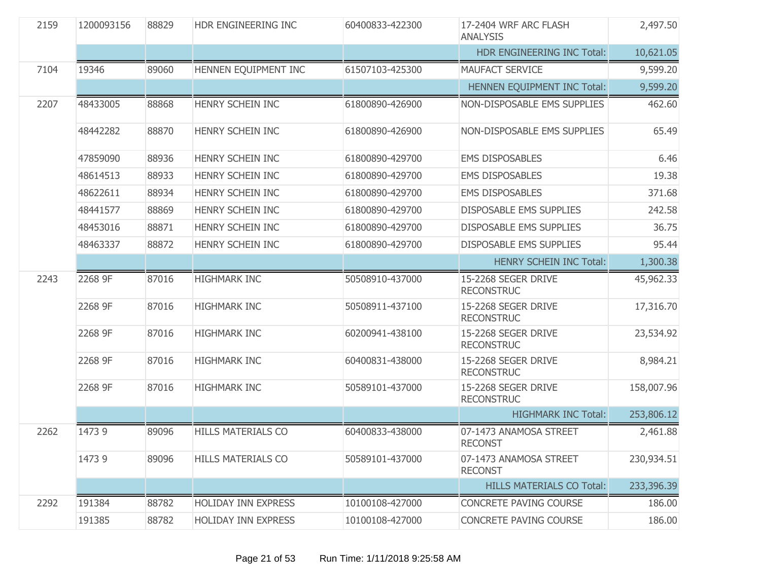| | | | | | | |
|---|---|---|---|---|---|---|
| 2159 | 1200093156 | 88829 | HDR ENGINEERING INC | 60400833-422300 | 17-2404 WRF ARC FLASH ANALYSIS | 2,497.50 |
| | | | | | HDR ENGINEERING INC Total: | 10,621.05 |
| 7104 | 19346 | 89060 | HENNEN EQUIPMENT INC | 61507103-425300 | MAUFACT SERVICE | 9,599.20 |
| | | | | | HENNEN EQUIPMENT INC Total: | 9,599.20 |
| 2207 | 48433005 | 88868 | HENRY SCHEIN INC | 61800890-426900 | NON-DISPOSABLE EMS SUPPLIES | 462.60 |
| | 48442282 | 88870 | HENRY SCHEIN INC | 61800890-426900 | NON-DISPOSABLE EMS SUPPLIES | 65.49 |
| | 47859090 | 88936 | HENRY SCHEIN INC | 61800890-429700 | EMS DISPOSABLES | 6.46 |
| | 48614513 | 88933 | HENRY SCHEIN INC | 61800890-429700 | EMS DISPOSABLES | 19.38 |
| | 48622611 | 88934 | HENRY SCHEIN INC | 61800890-429700 | EMS DISPOSABLES | 371.68 |
| | 48441577 | 88869 | HENRY SCHEIN INC | 61800890-429700 | DISPOSABLE EMS SUPPLIES | 242.58 |
| | 48453016 | 88871 | HENRY SCHEIN INC | 61800890-429700 | DISPOSABLE EMS SUPPLIES | 36.75 |
| | 48463337 | 88872 | HENRY SCHEIN INC | 61800890-429700 | DISPOSABLE EMS SUPPLIES | 95.44 |
| | | | | | HENRY SCHEIN INC Total: | 1,300.38 |
| 2243 | 2268 9F | 87016 | HIGHMARK INC | 50508910-437000 | 15-2268 SEGER DRIVE RECONSTRUC | 45,962.33 |
| | 2268 9F | 87016 | HIGHMARK INC | 50508911-437100 | 15-2268 SEGER DRIVE RECONSTRUC | 17,316.70 |
| | 2268 9F | 87016 | HIGHMARK INC | 60200941-438100 | 15-2268 SEGER DRIVE RECONSTRUC | 23,534.92 |
| | 2268 9F | 87016 | HIGHMARK INC | 60400831-438000 | 15-2268 SEGER DRIVE RECONSTRUC | 8,984.21 |
| | 2268 9F | 87016 | HIGHMARK INC | 50589101-437000 | 15-2268 SEGER DRIVE RECONSTRUC | 158,007.96 |
| | | | | | HIGHMARK INC Total: | 253,806.12 |
| 2262 | 1473 9 | 89096 | HILLS MATERIALS CO | 60400833-438000 | 07-1473 ANAMOSA STREET RECONST | 2,461.88 |
| | 1473 9 | 89096 | HILLS MATERIALS CO | 50589101-437000 | 07-1473 ANAMOSA STREET RECONST | 230,934.51 |
| | | | | | HILLS MATERIALS CO Total: | 233,396.39 |
| 2292 | 191384 | 88782 | HOLIDAY INN EXPRESS | 10100108-427000 | CONCRETE PAVING COURSE | 186.00 |
| | 191385 | 88782 | HOLIDAY INN EXPRESS | 10100108-427000 | CONCRETE PAVING COURSE | 186.00 |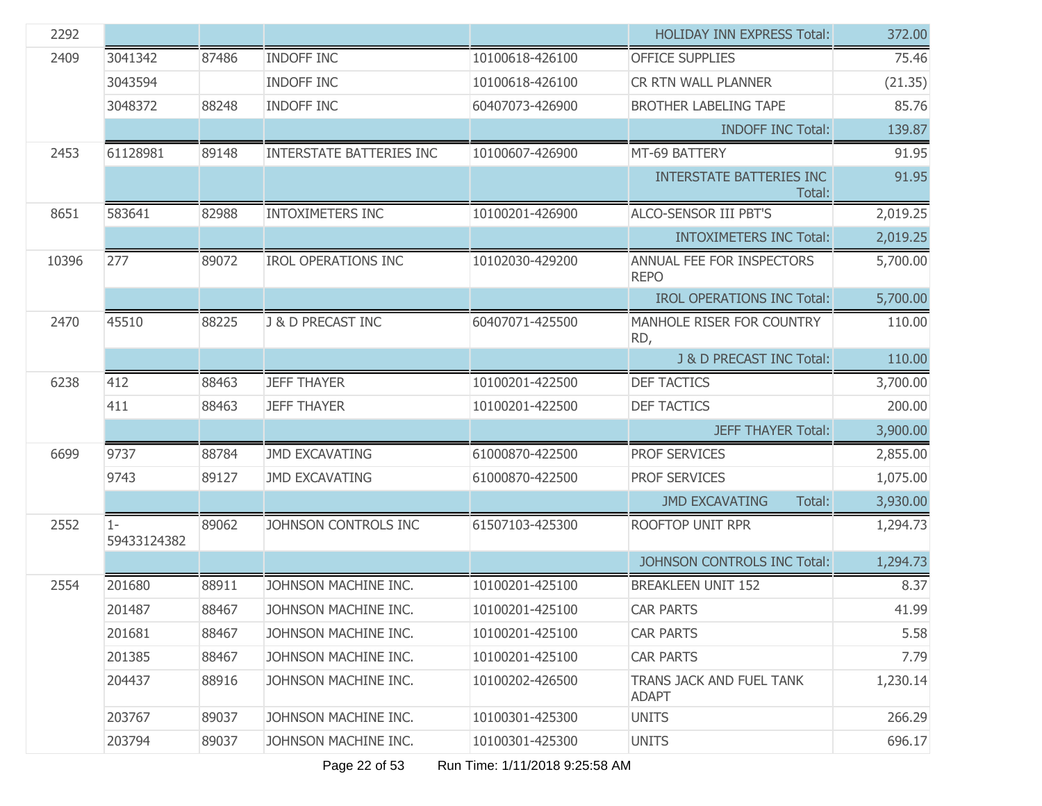| | | | | | | |
|---|---|---|---|---|---|---|
| 2292 | | | | | HOLIDAY INN EXPRESS Total: | 372.00 |
| 2409 | 3041342 | 87486 | INDOFF INC | 10100618-426100 | OFFICE SUPPLIES | 75.46 |
| | 3043594 | | INDOFF INC | 10100618-426100 | CR RTN WALL PLANNER | (21.35) |
| | 3048372 | 88248 | INDOFF INC | 60407073-426900 | BROTHER LABELING TAPE | 85.76 |
| | | | | | INDOFF INC Total: | 139.87 |
| 2453 | 61128981 | 89148 | INTERSTATE BATTERIES INC | 10100607-426900 | MT-69 BATTERY | 91.95 |
| | | | | | INTERSTATE BATTERIES INC Total: | 91.95 |
| 8651 | 583641 | 82988 | INTOXIMETERS INC | 10100201-426900 | ALCO-SENSOR III PBT'S | 2,019.25 |
| | | | | | INTOXIMETERS INC Total: | 2,019.25 |
| 10396 | 277 | 89072 | IROL OPERATIONS INC | 10102030-429200 | ANNUAL FEE FOR INSPECTORS REPO | 5,700.00 |
| | | | | | IROL OPERATIONS INC Total: | 5,700.00 |
| 2470 | 45510 | 88225 | J & D PRECAST INC | 60407071-425500 | MANHOLE RISER FOR COUNTRY RD, | 110.00 |
| | | | | | J & D PRECAST INC Total: | 110.00 |
| 6238 | 412 | 88463 | JEFF THAYER | 10100201-422500 | DEF TACTICS | 3,700.00 |
| | 411 | 88463 | JEFF THAYER | 10100201-422500 | DEF TACTICS | 200.00 |
| | | | | | JEFF THAYER Total: | 3,900.00 |
| 6699 | 9737 | 88784 | JMD EXCAVATING | 61000870-422500 | PROF SERVICES | 2,855.00 |
| | 9743 | 89127 | JMD EXCAVATING | 61000870-422500 | PROF SERVICES | 1,075.00 |
| | | | | | JMD EXCAVATING Total: | 3,930.00 |
| 2552 | 1-59433124382 | 89062 | JOHNSON CONTROLS INC | 61507103-425300 | ROOFTOP UNIT RPR | 1,294.73 |
| | | | | | JOHNSON CONTROLS INC Total: | 1,294.73 |
| 2554 | 201680 | 88911 | JOHNSON MACHINE INC. | 10100201-425100 | BREAKLEEN UNIT 152 | 8.37 |
| | 201487 | 88467 | JOHNSON MACHINE INC. | 10100201-425100 | CAR PARTS | 41.99 |
| | 201681 | 88467 | JOHNSON MACHINE INC. | 10100201-425100 | CAR PARTS | 5.58 |
| | 201385 | 88467 | JOHNSON MACHINE INC. | 10100201-425100 | CAR PARTS | 7.79 |
| | 204437 | 88916 | JOHNSON MACHINE INC. | 10100202-426500 | TRANS JACK AND FUEL TANK ADAPT | 1,230.14 |
| | 203767 | 89037 | JOHNSON MACHINE INC. | 10100301-425300 | UNITS | 266.29 |
| | 203794 | 89037 | JOHNSON MACHINE INC. | 10100301-425300 | UNITS | 696.17 |

Run Time: 1/11/2018 9:25:58 AM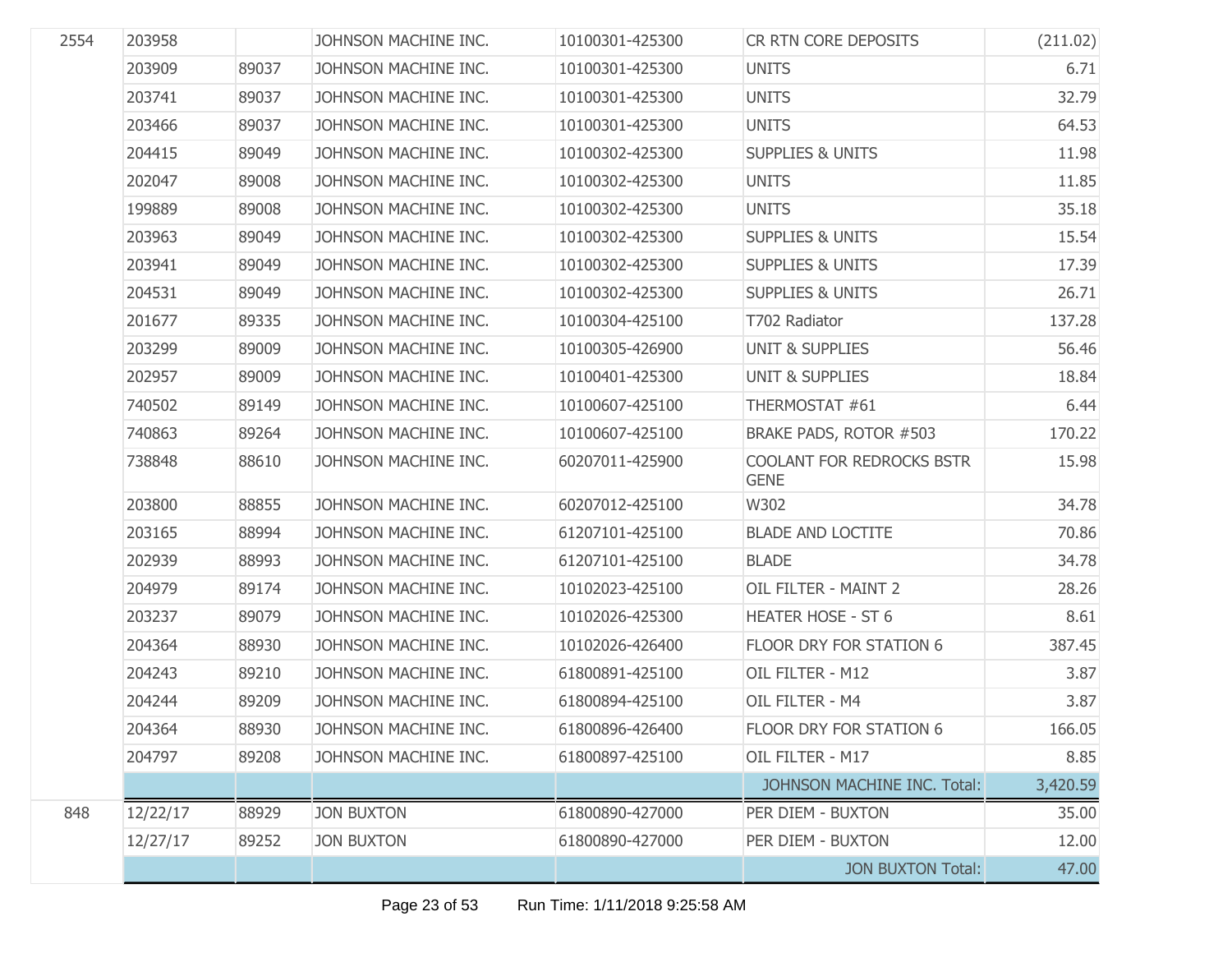| | | | | | | |
|---|---|---|---|---|---|---|
| 2554 | 203958 | | JOHNSON MACHINE INC. | 10100301-425300 | CR RTN CORE DEPOSITS | (211.02) |
| | 203909 | 89037 | JOHNSON MACHINE INC. | 10100301-425300 | UNITS | 6.71 |
| | 203741 | 89037 | JOHNSON MACHINE INC. | 10100301-425300 | UNITS | 32.79 |
| | 203466 | 89037 | JOHNSON MACHINE INC. | 10100301-425300 | UNITS | 64.53 |
| | 204415 | 89049 | JOHNSON MACHINE INC. | 10100302-425300 | SUPPLIES & UNITS | 11.98 |
| | 202047 | 89008 | JOHNSON MACHINE INC. | 10100302-425300 | UNITS | 11.85 |
| | 199889 | 89008 | JOHNSON MACHINE INC. | 10100302-425300 | UNITS | 35.18 |
| | 203963 | 89049 | JOHNSON MACHINE INC. | 10100302-425300 | SUPPLIES & UNITS | 15.54 |
| | 203941 | 89049 | JOHNSON MACHINE INC. | 10100302-425300 | SUPPLIES & UNITS | 17.39 |
| | 204531 | 89049 | JOHNSON MACHINE INC. | 10100302-425300 | SUPPLIES & UNITS | 26.71 |
| | 201677 | 89335 | JOHNSON MACHINE INC. | 10100304-425100 | T702 Radiator | 137.28 |
| | 203299 | 89009 | JOHNSON MACHINE INC. | 10100305-426900 | UNIT & SUPPLIES | 56.46 |
| | 202957 | 89009 | JOHNSON MACHINE INC. | 10100401-425300 | UNIT & SUPPLIES | 18.84 |
| | 740502 | 89149 | JOHNSON MACHINE INC. | 10100607-425100 | THERMOSTAT #61 | 6.44 |
| | 740863 | 89264 | JOHNSON MACHINE INC. | 10100607-425100 | BRAKE PADS, ROTOR #503 | 170.22 |
| | 738848 | 88610 | JOHNSON MACHINE INC. | 60207011-425900 | COOLANT FOR REDROCKS BSTR GENE | 15.98 |
| | 203800 | 88855 | JOHNSON MACHINE INC. | 60207012-425100 | W302 | 34.78 |
| | 203165 | 88994 | JOHNSON MACHINE INC. | 61207101-425100 | BLADE AND LOCTITE | 70.86 |
| | 202939 | 88993 | JOHNSON MACHINE INC. | 61207101-425100 | BLADE | 34.78 |
| | 204979 | 89174 | JOHNSON MACHINE INC. | 10102023-425100 | OIL FILTER - MAINT 2 | 28.26 |
| | 203237 | 89079 | JOHNSON MACHINE INC. | 10102026-425300 | HEATER HOSE - ST 6 | 8.61 |
| | 204364 | 88930 | JOHNSON MACHINE INC. | 10102026-426400 | FLOOR DRY FOR STATION 6 | 387.45 |
| | 204243 | 89210 | JOHNSON MACHINE INC. | 61800891-425100 | OIL FILTER - M12 | 3.87 |
| | 204244 | 89209 | JOHNSON MACHINE INC. | 61800894-425100 | OIL FILTER - M4 | 3.87 |
| | 204364 | 88930 | JOHNSON MACHINE INC. | 61800896-426400 | FLOOR DRY FOR STATION 6 | 166.05 |
| | 204797 | 89208 | JOHNSON MACHINE INC. | 61800897-425100 | OIL FILTER - M17 | 8.85 |
| | | | | | JOHNSON MACHINE INC. Total: | 3,420.59 |
| 848 | 12/22/17 | 88929 | JON BUXTON | 61800890-427000 | PER DIEM - BUXTON | 35.00 |
| | 12/27/17 | 89252 | JON BUXTON | 61800890-427000 | PER DIEM - BUXTON | 12.00 |
| | | | | | JON BUXTON Total: | 47.00 |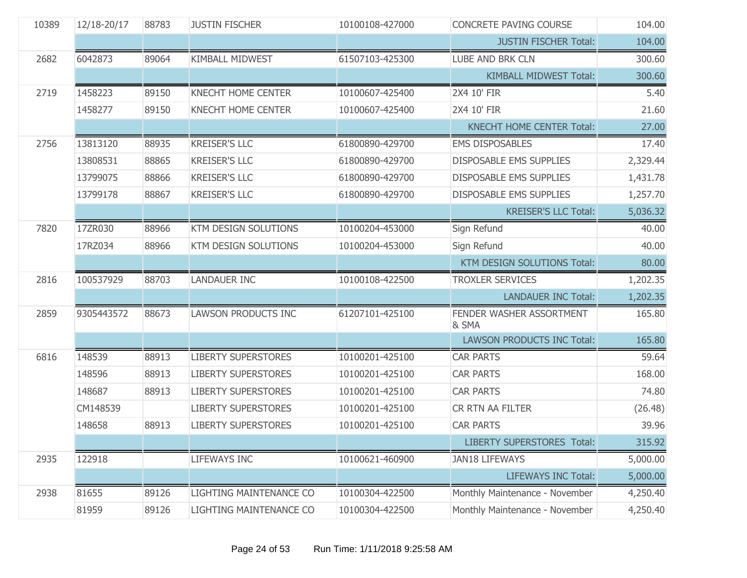| | | | | | | |
|---|---|---|---|---|---|---|
| 10389 | 12/18-20/17 | 88783 | JUSTIN FISCHER | 10100108-427000 | CONCRETE PAVING COURSE | 104.00 |
| | | | | | JUSTIN FISCHER Total: | 104.00 |
| 2682 | 6042873 | 89064 | KIMBALL MIDWEST | 61507103-425300 | LUBE AND BRK CLN | 300.60 |
| | | | | | KIMBALL MIDWEST Total: | 300.60 |
| 2719 | 1458223 | 89150 | KNECHT HOME CENTER | 10100607-425400 | 2X4 10' FIR | 5.40 |
| | 1458277 | 89150 | KNECHT HOME CENTER | 10100607-425400 | 2X4 10' FIR | 21.60 |
| | | | | | KNECHT HOME CENTER Total: | 27.00 |
| 2756 | 13813120 | 88935 | KREISER'S LLC | 61800890-429700 | EMS DISPOSABLES | 17.40 |
| | 13808531 | 88865 | KREISER'S LLC | 61800890-429700 | DISPOSABLE EMS SUPPLIES | 2,329.44 |
| | 13799075 | 88866 | KREISER'S LLC | 61800890-429700 | DISPOSABLE EMS SUPPLIES | 1,431.78 |
| | 13799178 | 88867 | KREISER'S LLC | 61800890-429700 | DISPOSABLE EMS SUPPLIES | 1,257.70 |
| | | | | | KREISER'S LLC Total: | 5,036.32 |
| 7820 | 17ZR030 | 88966 | KTM DESIGN SOLUTIONS | 10100204-453000 | Sign Refund | 40.00 |
| | 17RZ034 | 88966 | KTM DESIGN SOLUTIONS | 10100204-453000 | Sign Refund | 40.00 |
| | | | | | KTM DESIGN SOLUTIONS Total: | 80.00 |
| 2816 | 100537929 | 88703 | LANDAUER INC | 10100108-422500 | TROXLER SERVICES | 1,202.35 |
| | | | | | LANDAUER INC Total: | 1,202.35 |
| 2859 | 9305443572 | 88673 | LAWSON PRODUCTS INC | 61207101-425100 | FENDER WASHER ASSORTMENT & SMA | 165.80 |
| | | | | | LAWSON PRODUCTS INC Total: | 165.80 |
| 6816 | 148539 | 88913 | LIBERTY SUPERSTORES | 10100201-425100 | CAR PARTS | 59.64 |
| | 148596 | 88913 | LIBERTY SUPERSTORES | 10100201-425100 | CAR PARTS | 168.00 |
| | 148687 | 88913 | LIBERTY SUPERSTORES | 10100201-425100 | CAR PARTS | 74.80 |
| | CM148539 | | LIBERTY SUPERSTORES | 10100201-425100 | CR RTN AA FILTER | (26.48) |
| | 148658 | 88913 | LIBERTY SUPERSTORES | 10100201-425100 | CAR PARTS | 39.96 |
| | | | | | LIBERTY SUPERSTORES Total: | 315.92 |
| 2935 | 122918 | | LIFEWAYS INC | 10100621-460900 | JAN18 LIFEWAYS | 5,000.00 |
| | | | | | LIFEWAYS INC Total: | 5,000.00 |
| 2938 | 81655 | 89126 | LIGHTING MAINTENANCE CO | 10100304-422500 | Monthly Maintenance - November | 4,250.40 |
| | 81959 | 89126 | LIGHTING MAINTENANCE CO | 10100304-422500 | Monthly Maintenance - November | 4,250.40 |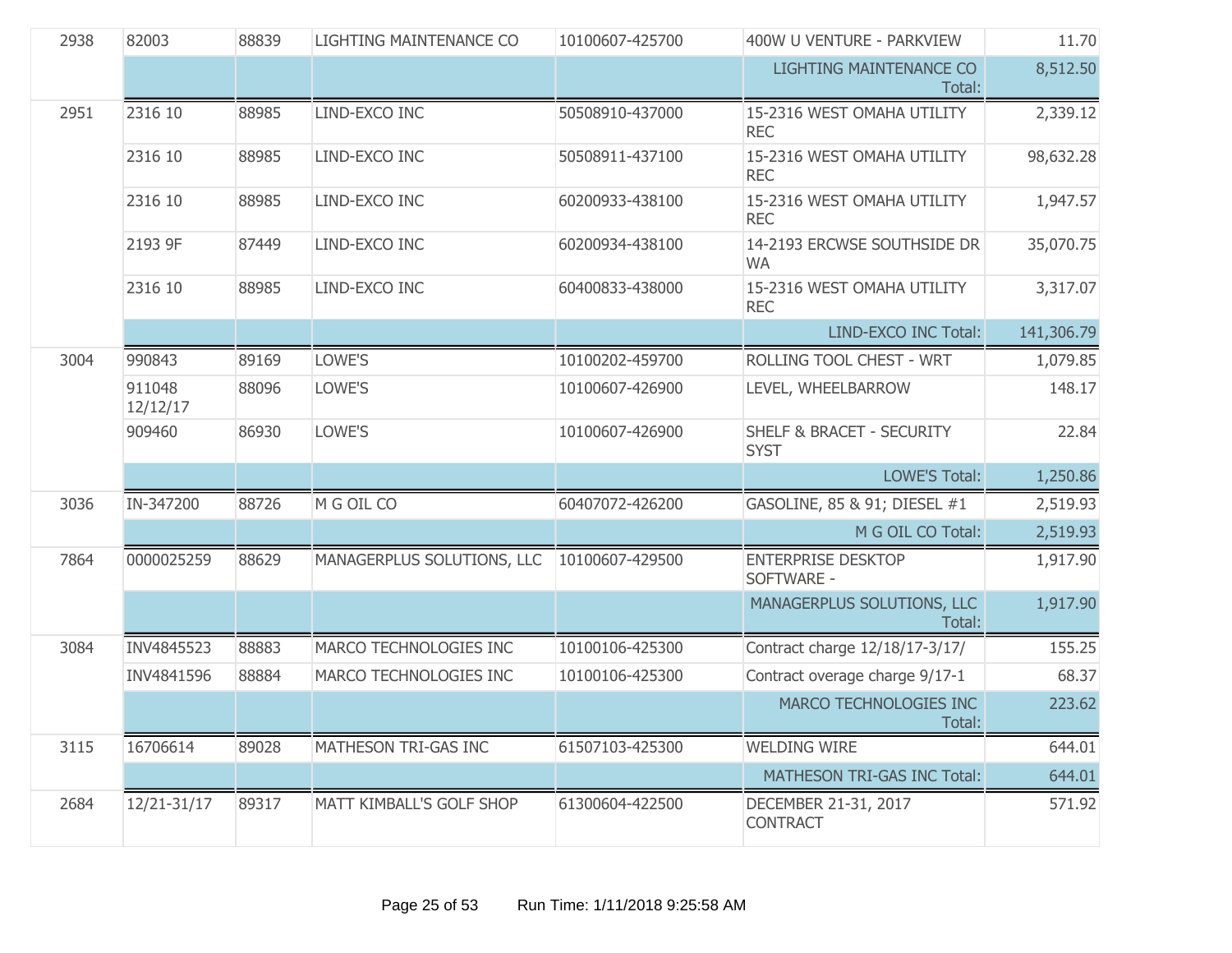| | | | | | | |
|---|---|---|---|---|---|---|
| 2938 | 82003 | 88839 | LIGHTING MAINTENANCE CO | 10100607-425700 | 400W U VENTURE - PARKVIEW | 11.70 |
| | | | | | LIGHTING MAINTENANCE CO Total: | 8,512.50 |
| 2951 | 2316 10 | 88985 | LIND-EXCO INC | 50508910-437000 | 15-2316 WEST OMAHA UTILITY REC | 2,339.12 |
| | 2316 10 | 88985 | LIND-EXCO INC | 50508911-437100 | 15-2316 WEST OMAHA UTILITY REC | 98,632.28 |
| | 2316 10 | 88985 | LIND-EXCO INC | 60200933-438100 | 15-2316 WEST OMAHA UTILITY REC | 1,947.57 |
| | 2193 9F | 87449 | LIND-EXCO INC | 60200934-438100 | 14-2193 ERCWSE SOUTHSIDE DR WA | 35,070.75 |
| | 2316 10 | 88985 | LIND-EXCO INC | 60400833-438000 | 15-2316 WEST OMAHA UTILITY REC | 3,317.07 |
| | | | | | LIND-EXCO INC Total: | 141,306.79 |
| 3004 | 990843 | 89169 | LOWE'S | 10100202-459700 | ROLLING TOOL CHEST - WRT | 1,079.85 |
| | 911048 12/12/17 | 88096 | LOWE'S | 10100607-426900 | LEVEL, WHEELBARROW | 148.17 |
| | 909460 | 86930 | LOWE'S | 10100607-426900 | SHELF & BRACET - SECURITY SYST | 22.84 |
| | | | | | LOWE'S Total: | 1,250.86 |
| 3036 | IN-347200 | 88726 | M G OIL CO | 60407072-426200 | GASOLINE, 85 & 91; DIESEL #1 | 2,519.93 |
| | | | | | M G OIL CO Total: | 2,519.93 |
| 7864 | 0000025259 | 88629 | MANAGERPLUS SOLUTIONS, LLC | 10100607-429500 | ENTERPRISE DESKTOP SOFTWARE - | 1,917.90 |
| | | | | | MANAGERPLUS SOLUTIONS, LLC Total: | 1,917.90 |
| 3084 | INV4845523 | 88883 | MARCO TECHNOLOGIES INC | 10100106-425300 | Contract charge 12/18/17-3/17/ | 155.25 |
| | INV4841596 | 88884 | MARCO TECHNOLOGIES INC | 10100106-425300 | Contract overage charge 9/17-1 | 68.37 |
| | | | | | MARCO TECHNOLOGIES INC Total: | 223.62 |
| 3115 | 16706614 | 89028 | MATHESON TRI-GAS INC | 61507103-425300 | WELDING WIRE | 644.01 |
| | | | | | MATHESON TRI-GAS INC Total: | 644.01 |
| 2684 | 12/21-31/17 | 89317 | MATT KIMBALL'S GOLF SHOP | 61300604-422500 | DECEMBER 21-31, 2017 CONTRACT | 571.92 |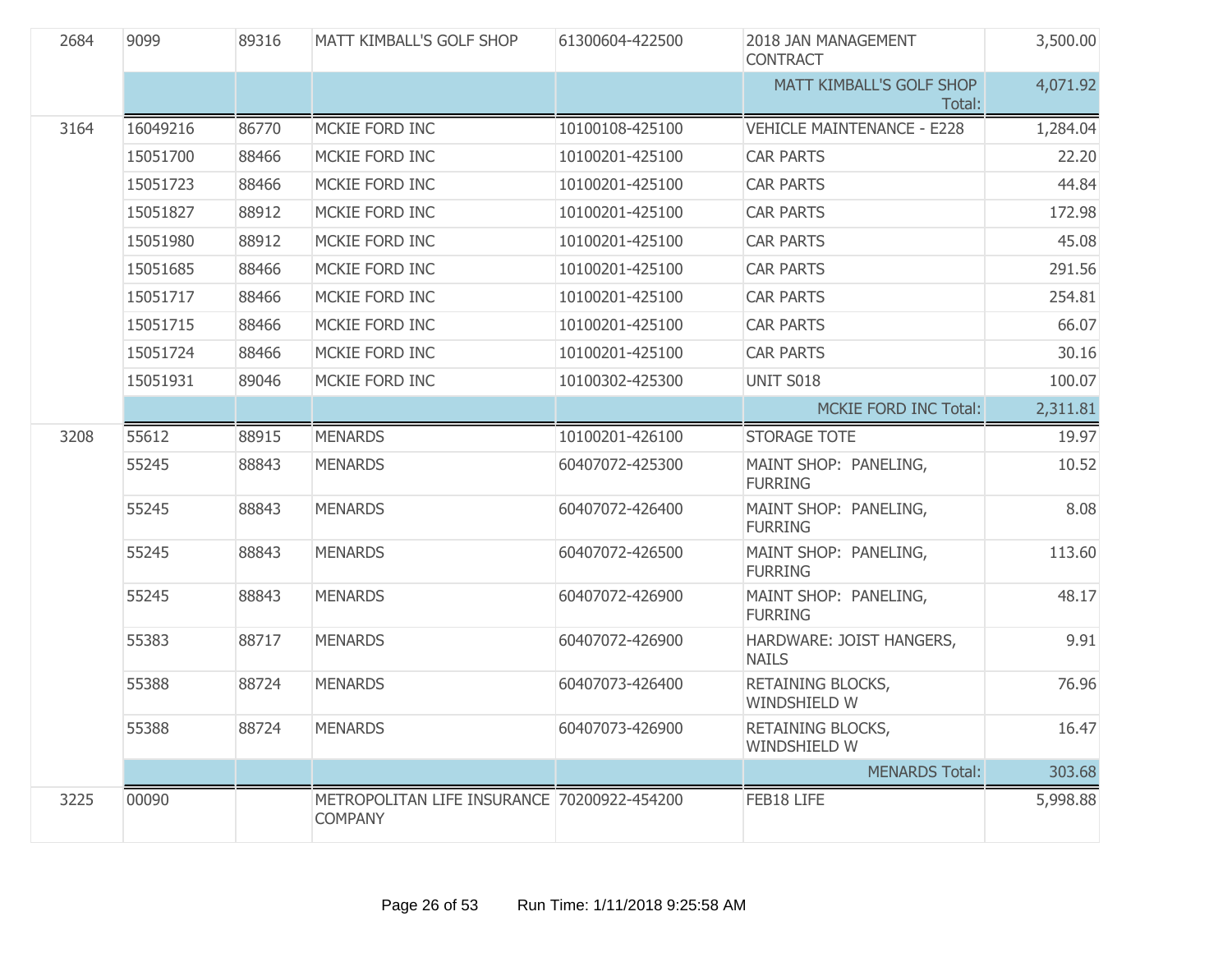| | | | | | | |
|---|---|---|---|---|---|---|
| 2684 | 9099 | 89316 | MATT KIMBALL'S GOLF SHOP | 61300604-422500 | 2018 JAN MANAGEMENT CONTRACT | 3,500.00 |
| | | | | | MATT KIMBALL'S GOLF SHOP Total: | 4,071.92 |
| 3164 | 16049216 | 86770 | MCKIE FORD INC | 10100108-425100 | VEHICLE MAINTENANCE - E228 | 1,284.04 |
| | 15051700 | 88466 | MCKIE FORD INC | 10100201-425100 | CAR PARTS | 22.20 |
| | 15051723 | 88466 | MCKIE FORD INC | 10100201-425100 | CAR PARTS | 44.84 |
| | 15051827 | 88912 | MCKIE FORD INC | 10100201-425100 | CAR PARTS | 172.98 |
| | 15051980 | 88912 | MCKIE FORD INC | 10100201-425100 | CAR PARTS | 45.08 |
| | 15051685 | 88466 | MCKIE FORD INC | 10100201-425100 | CAR PARTS | 291.56 |
| | 15051717 | 88466 | MCKIE FORD INC | 10100201-425100 | CAR PARTS | 254.81 |
| | 15051715 | 88466 | MCKIE FORD INC | 10100201-425100 | CAR PARTS | 66.07 |
| | 15051724 | 88466 | MCKIE FORD INC | 10100201-425100 | CAR PARTS | 30.16 |
| | 15051931 | 89046 | MCKIE FORD INC | 10100302-425300 | UNIT S018 | 100.07 |
| | | | | | MCKIE FORD INC Total: | 2,311.81 |
| 3208 | 55612 | 88915 | MENARDS | 10100201-426100 | STORAGE TOTE | 19.97 |
| | 55245 | 88843 | MENARDS | 60407072-425300 | MAINT SHOP: PANELING, FURRING | 10.52 |
| | 55245 | 88843 | MENARDS | 60407072-426400 | MAINT SHOP: PANELING, FURRING | 8.08 |
| | 55245 | 88843 | MENARDS | 60407072-426500 | MAINT SHOP: PANELING, FURRING | 113.60 |
| | 55245 | 88843 | MENARDS | 60407072-426900 | MAINT SHOP: PANELING, FURRING | 48.17 |
| | 55383 | 88717 | MENARDS | 60407072-426900 | HARDWARE: JOIST HANGERS, NAILS | 9.91 |
| | 55388 | 88724 | MENARDS | 60407073-426400 | RETAINING BLOCKS, WINDSHIELD W | 76.96 |
| | 55388 | 88724 | MENARDS | 60407073-426900 | RETAINING BLOCKS, WINDSHIELD W | 16.47 |
| | | | | | MENARDS Total: | 303.68 |
| 3225 | 00090 | | METROPOLITAN LIFE INSURANCE COMPANY | 70200922-454200 | FEB18 LIFE | 5,998.88 |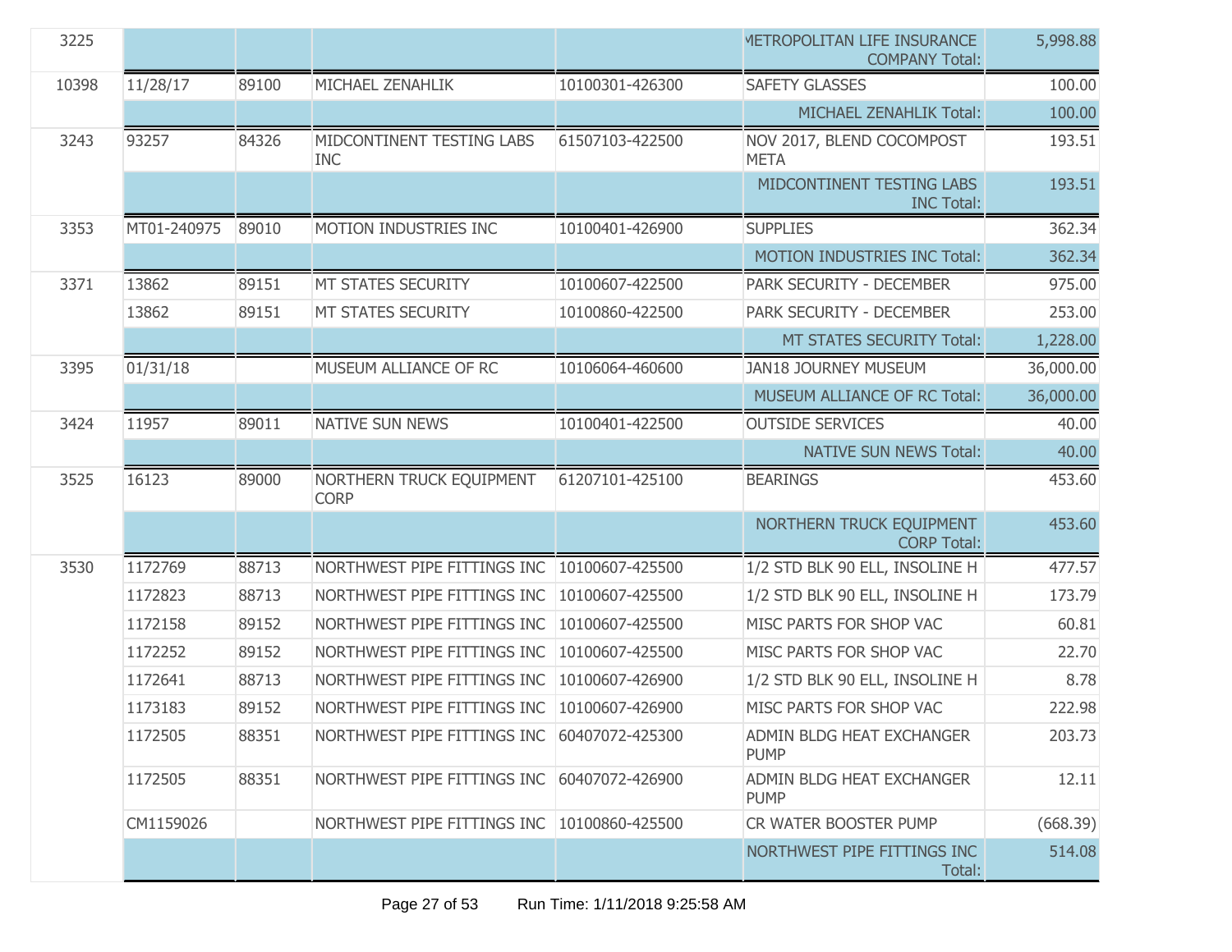| | | | | | | |
|---|---|---|---|---|---|---|
| 3225 | | | | | METROPOLITAN LIFE INSURANCE COMPANY Total: | 5,998.88 |
| 10398 | 11/28/17 | 89100 | MICHAEL ZENAHLIK | 10100301-426300 | SAFETY GLASSES | 100.00 |
| | | | | | MICHAEL ZENAHLIK Total: | 100.00 |
| 3243 | 93257 | 84326 | MIDCONTINENT TESTING LABS INC | 61507103-422500 | NOV 2017, BLEND COCOMPOST META | 193.51 |
| | | | | | MIDCONTINENT TESTING LABS INC Total: | 193.51 |
| 3353 | MT01-240975 | 89010 | MOTION INDUSTRIES INC | 10100401-426900 | SUPPLIES | 362.34 |
| | | | | | MOTION INDUSTRIES INC Total: | 362.34 |
| 3371 | 13862 | 89151 | MT STATES SECURITY | 10100607-422500 | PARK SECURITY - DECEMBER | 975.00 |
| | 13862 | 89151 | MT STATES SECURITY | 10100860-422500 | PARK SECURITY - DECEMBER | 253.00 |
| | | | | | MT STATES SECURITY Total: | 1,228.00 |
| 3395 | 01/31/18 | | MUSEUM ALLIANCE OF RC | 10106064-460600 | JAN18 JOURNEY MUSEUM | 36,000.00 |
| | | | | | MUSEUM ALLIANCE OF RC Total: | 36,000.00 |
| 3424 | 11957 | 89011 | NATIVE SUN NEWS | 10100401-422500 | OUTSIDE SERVICES | 40.00 |
| | | | | | NATIVE SUN NEWS Total: | 40.00 |
| 3525 | 16123 | 89000 | NORTHERN TRUCK EQUIPMENT CORP | 61207101-425100 | BEARINGS | 453.60 |
| | | | | | NORTHERN TRUCK EQUIPMENT CORP Total: | 453.60 |
| 3530 | 1172769 | 88713 | NORTHWEST PIPE FITTINGS INC | 10100607-425500 | 1/2 STD BLK 90 ELL, INSOLINE H | 477.57 |
| | 1172823 | 88713 | NORTHWEST PIPE FITTINGS INC | 10100607-425500 | 1/2 STD BLK 90 ELL, INSOLINE H | 173.79 |
| | 1172158 | 89152 | NORTHWEST PIPE FITTINGS INC | 10100607-425500 | MISC PARTS FOR SHOP VAC | 60.81 |
| | 1172252 | 89152 | NORTHWEST PIPE FITTINGS INC | 10100607-425500 | MISC PARTS FOR SHOP VAC | 22.70 |
| | 1172641 | 88713 | NORTHWEST PIPE FITTINGS INC | 10100607-426900 | 1/2 STD BLK 90 ELL, INSOLINE H | 8.78 |
| | 1173183 | 89152 | NORTHWEST PIPE FITTINGS INC | 10100607-426900 | MISC PARTS FOR SHOP VAC | 222.98 |
| | 1172505 | 88351 | NORTHWEST PIPE FITTINGS INC | 60407072-425300 | ADMIN BLDG HEAT EXCHANGER PUMP | 203.73 |
| | 1172505 | 88351 | NORTHWEST PIPE FITTINGS INC | 60407072-426900 | ADMIN BLDG HEAT EXCHANGER PUMP | 12.11 |
| | CM1159026 | | NORTHWEST PIPE FITTINGS INC | 10100860-425500 | CR WATER BOOSTER PUMP | (668.39) |
| | | | | | NORTHWEST PIPE FITTINGS INC Total: | 514.08 |

Run Time: 1/11/2018 9:25:58 AM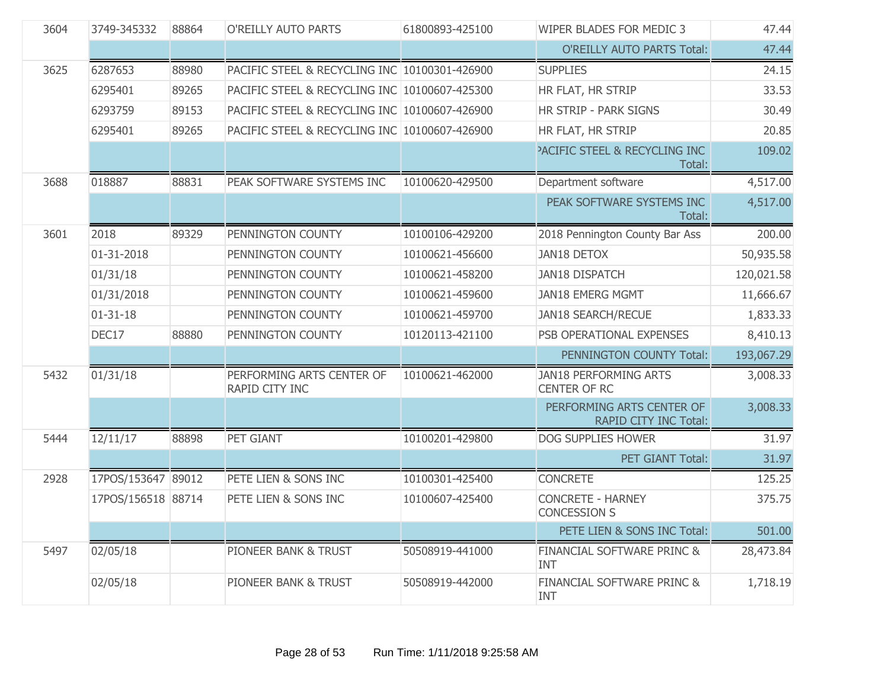| | | | | | | |
|---|---|---|---|---|---|---|
| 3604 | 3749-345332 | 88864 | O'REILLY AUTO PARTS | 61800893-425100 | WIPER BLADES FOR MEDIC 3 | 47.44 |
| | | | | | O'REILLY AUTO PARTS Total: | 47.44 |
| 3625 | 6287653 | 88980 | PACIFIC STEEL & RECYCLING INC | 10100301-426900 | SUPPLIES | 24.15 |
| | 6295401 | 89265 | PACIFIC STEEL & RECYCLING INC | 10100607-425300 | HR FLAT, HR STRIP | 33.53 |
| | 6293759 | 89153 | PACIFIC STEEL & RECYCLING INC | 10100607-426900 | HR STRIP - PARK SIGNS | 30.49 |
| | 6295401 | 89265 | PACIFIC STEEL & RECYCLING INC | 10100607-426900 | HR FLAT, HR STRIP | 20.85 |
| | | | | | PACIFIC STEEL & RECYCLING INC Total: | 109.02 |
| 3688 | 018887 | 88831 | PEAK SOFTWARE SYSTEMS INC | 10100620-429500 | Department software | 4,517.00 |
| | | | | | PEAK SOFTWARE SYSTEMS INC Total: | 4,517.00 |
| 3601 | 2018 | 89329 | PENNINGTON COUNTY | 10100106-429200 | 2018 Pennington County Bar Ass | 200.00 |
| | 01-31-2018 | | PENNINGTON COUNTY | 10100621-456600 | JAN18 DETOX | 50,935.58 |
| | 01/31/18 | | PENNINGTON COUNTY | 10100621-458200 | JAN18 DISPATCH | 120,021.58 |
| | 01/31/2018 | | PENNINGTON COUNTY | 10100621-459600 | JAN18 EMERG MGMT | 11,666.67 |
| | 01-31-18 | | PENNINGTON COUNTY | 10100621-459700 | JAN18 SEARCH/RECUE | 1,833.33 |
| | DEC17 | 88880 | PENNINGTON COUNTY | 10120113-421100 | PSB OPERATIONAL EXPENSES | 8,410.13 |
| | | | | | PENNINGTON COUNTY Total: | 193,067.29 |
| 5432 | 01/31/18 | | PERFORMING ARTS CENTER OF RAPID CITY INC | 10100621-462000 | JAN18 PERFORMING ARTS CENTER OF RC | 3,008.33 |
| | | | | | PERFORMING ARTS CENTER OF RAPID CITY INC Total: | 3,008.33 |
| 5444 | 12/11/17 | 88898 | PET GIANT | 10100201-429800 | DOG SUPPLIES HOWER | 31.97 |
| | | | | | PET GIANT Total: | 31.97 |
| 2928 | 17POS/153647 | 89012 | PETE LIEN & SONS INC | 10100301-425400 | CONCRETE | 125.25 |
| | 17POS/156518 | 88714 | PETE LIEN & SONS INC | 10100607-425400 | CONCRETE - HARNEY CONCESSION S | 375.75 |
| | | | | | PETE LIEN & SONS INC Total: | 501.00 |
| 5497 | 02/05/18 | | PIONEER BANK & TRUST | 50508919-441000 | FINANCIAL SOFTWARE PRINC & INT | 28,473.84 |
| | 02/05/18 | | PIONEER BANK & TRUST | 50508919-442000 | FINANCIAL SOFTWARE PRINC & INT | 1,718.19 |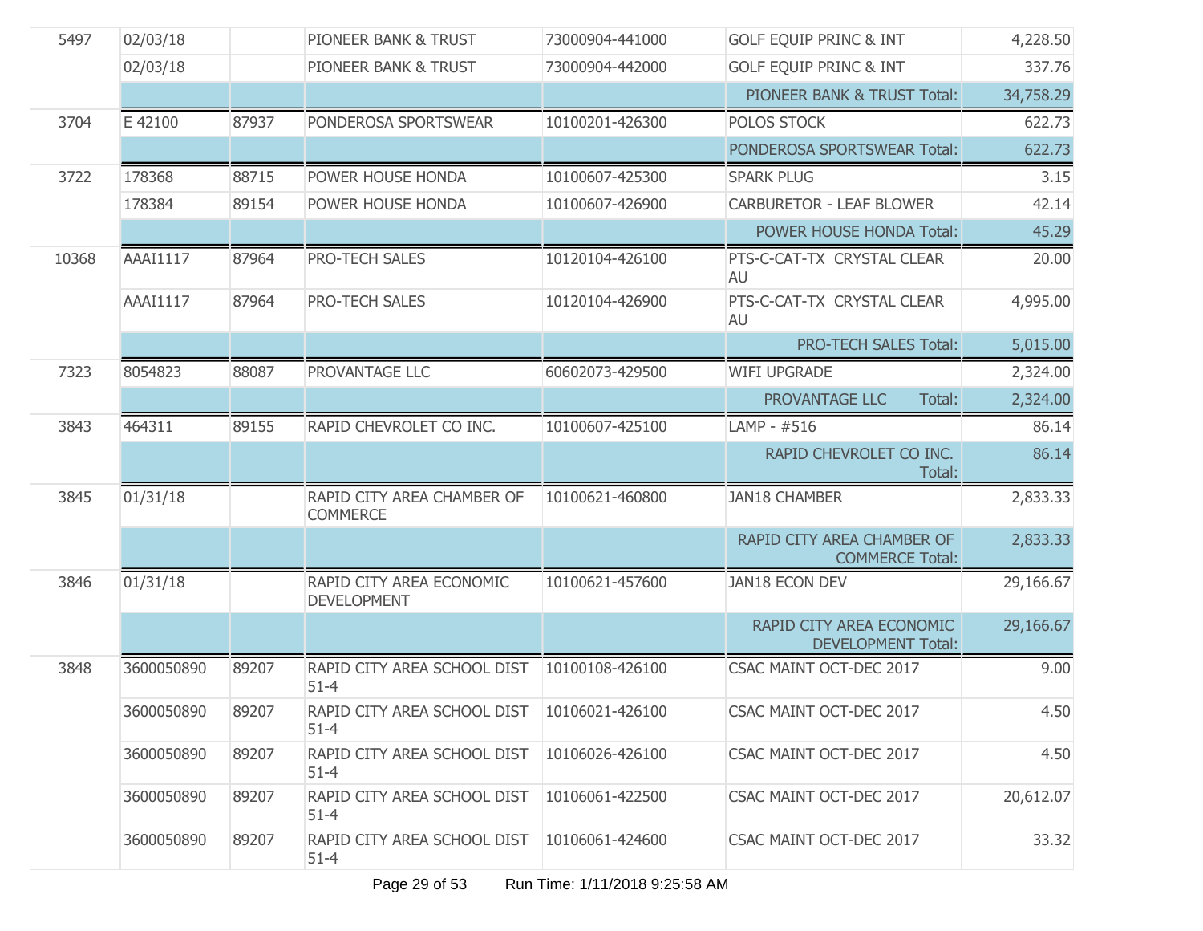| | | | | | | |
|---|---|---|---|---|---|---|
| 5497 | 02/03/18 | | PIONEER BANK & TRUST | 73000904-441000 | GOLF EQUIP PRINC & INT | 4,228.50 |
| | 02/03/18 | | PIONEER BANK & TRUST | 73000904-442000 | GOLF EQUIP PRINC & INT | 337.76 |
| | | | | | PIONEER BANK & TRUST Total: | 34,758.29 |
| 3704 | E 42100 | 87937 | PONDEROSA SPORTSWEAR | 10100201-426300 | POLOS STOCK | 622.73 |
| | | | | | PONDEROSA SPORTSWEAR Total: | 622.73 |
| 3722 | 178368 | 88715 | POWER HOUSE HONDA | 10100607-425300 | SPARK PLUG | 3.15 |
| | 178384 | 89154 | POWER HOUSE HONDA | 10100607-426900 | CARBURETOR - LEAF BLOWER | 42.14 |
| | | | | | POWER HOUSE HONDA Total: | 45.29 |
| 10368 | AAAI1117 | 87964 | PRO-TECH SALES | 10120104-426100 | PTS-C-CAT-TX CRYSTAL CLEAR AU | 20.00 |
| | AAAI1117 | 87964 | PRO-TECH SALES | 10120104-426900 | PTS-C-CAT-TX CRYSTAL CLEAR AU | 4,995.00 |
| | | | | | PRO-TECH SALES Total: | 5,015.00 |
| 7323 | 8054823 | 88087 | PROVANTAGE LLC | 60602073-429500 | WIFI UPGRADE | 2,324.00 |
| | | | | | PROVANTAGE LLC Total: | 2,324.00 |
| 3843 | 464311 | 89155 | RAPID CHEVROLET CO INC. | 10100607-425100 | LAMP - #516 | 86.14 |
| | | | | | RAPID CHEVROLET CO INC. Total: | 86.14 |
| 3845 | 01/31/18 | | RAPID CITY AREA CHAMBER OF COMMERCE | 10100621-460800 | JAN18 CHAMBER | 2,833.33 |
| | | | | | RAPID CITY AREA CHAMBER OF COMMERCE Total: | 2,833.33 |
| 3846 | 01/31/18 | | RAPID CITY AREA ECONOMIC DEVELOPMENT | 10100621-457600 | JAN18 ECON DEV | 29,166.67 |
| | | | | | RAPID CITY AREA ECONOMIC DEVELOPMENT Total: | 29,166.67 |
| 3848 | 3600050890 | 89207 | RAPID CITY AREA SCHOOL DIST 51-4 | 10100108-426100 | CSAC MAINT OCT-DEC 2017 | 9.00 |
| | 3600050890 | 89207 | RAPID CITY AREA SCHOOL DIST 51-4 | 10106021-426100 | CSAC MAINT OCT-DEC 2017 | 4.50 |
| | 3600050890 | 89207 | RAPID CITY AREA SCHOOL DIST 51-4 | 10106026-426100 | CSAC MAINT OCT-DEC 2017 | 4.50 |
| | 3600050890 | 89207 | RAPID CITY AREA SCHOOL DIST 51-4 | 10106061-422500 | CSAC MAINT OCT-DEC 2017 | 20,612.07 |
| | 3600050890 | 89207 | RAPID CITY AREA SCHOOL DIST 51-4 | 10106061-424600 | CSAC MAINT OCT-DEC 2017 | 33.32 |

Run Time: 1/11/2018 9:25:58 AM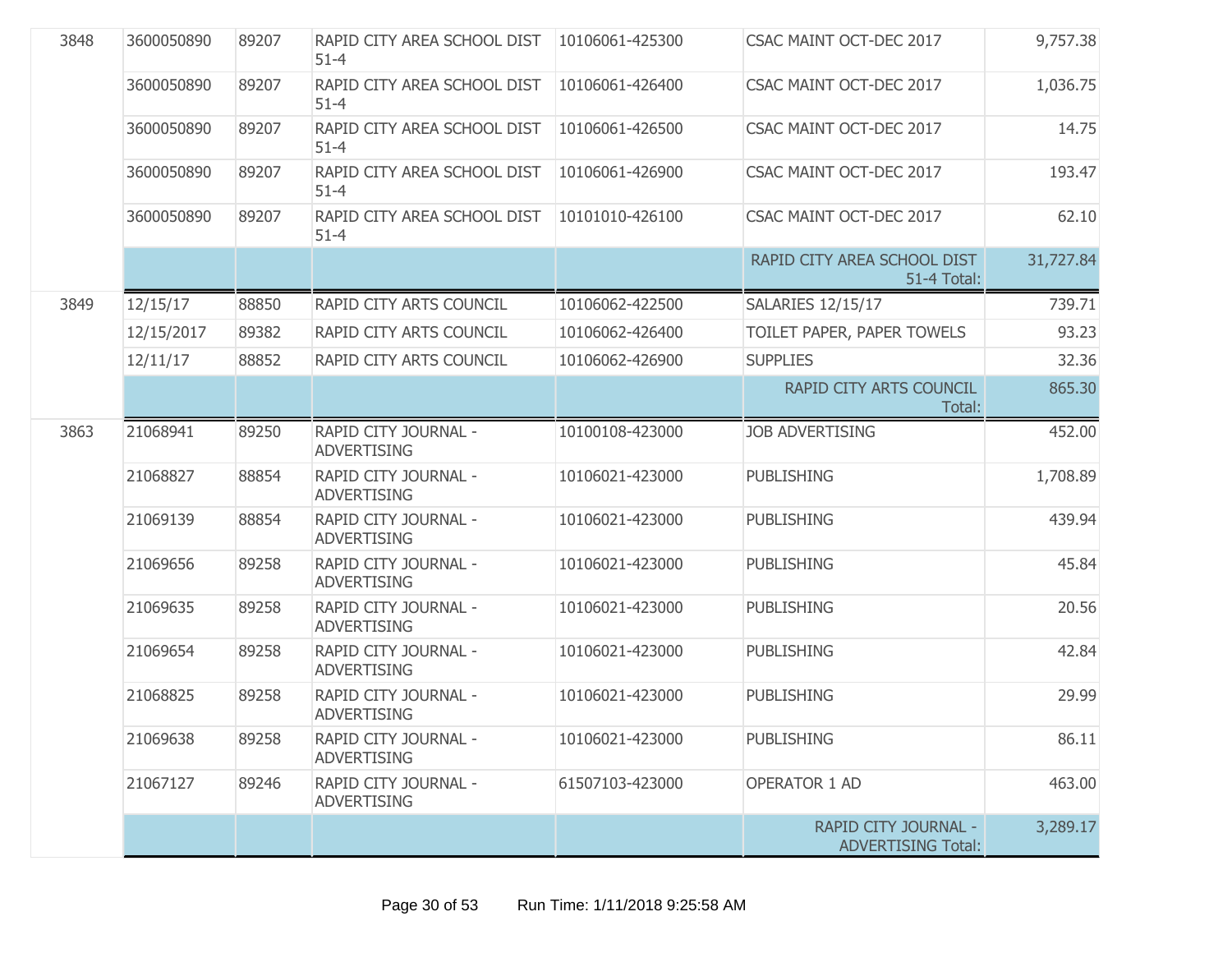| | | | | | | |
|---|---|---|---|---|---|---|
| 3848 | 3600050890 | 89207 | RAPID CITY AREA SCHOOL DIST 51-4 | 10106061-425300 | CSAC MAINT OCT-DEC 2017 | 9,757.38 |
| | 3600050890 | 89207 | RAPID CITY AREA SCHOOL DIST 51-4 | 10106061-426400 | CSAC MAINT OCT-DEC 2017 | 1,036.75 |
| | 3600050890 | 89207 | RAPID CITY AREA SCHOOL DIST 51-4 | 10106061-426500 | CSAC MAINT OCT-DEC 2017 | 14.75 |
| | 3600050890 | 89207 | RAPID CITY AREA SCHOOL DIST 51-4 | 10106061-426900 | CSAC MAINT OCT-DEC 2017 | 193.47 |
| | 3600050890 | 89207 | RAPID CITY AREA SCHOOL DIST 51-4 | 10101010-426100 | CSAC MAINT OCT-DEC 2017 | 62.10 |
| | | | | | RAPID CITY AREA SCHOOL DIST 51-4 Total: | 31,727.84 |
| 3849 | 12/15/17 | 88850 | RAPID CITY ARTS COUNCIL | 10106062-422500 | SALARIES 12/15/17 | 739.71 |
| | 12/15/2017 | 89382 | RAPID CITY ARTS COUNCIL | 10106062-426400 | TOILET PAPER, PAPER TOWELS | 93.23 |
| | 12/11/17 | 88852 | RAPID CITY ARTS COUNCIL | 10106062-426900 | SUPPLIES | 32.36 |
| | | | | | RAPID CITY ARTS COUNCIL Total: | 865.30 |
| 3863 | 21068941 | 89250 | RAPID CITY JOURNAL - ADVERTISING | 10100108-423000 | JOB ADVERTISING | 452.00 |
| | 21068827 | 88854 | RAPID CITY JOURNAL - ADVERTISING | 10106021-423000 | PUBLISHING | 1,708.89 |
| | 21069139 | 88854 | RAPID CITY JOURNAL - ADVERTISING | 10106021-423000 | PUBLISHING | 439.94 |
| | 21069656 | 89258 | RAPID CITY JOURNAL - ADVERTISING | 10106021-423000 | PUBLISHING | 45.84 |
| | 21069635 | 89258 | RAPID CITY JOURNAL - ADVERTISING | 10106021-423000 | PUBLISHING | 20.56 |
| | 21069654 | 89258 | RAPID CITY JOURNAL - ADVERTISING | 10106021-423000 | PUBLISHING | 42.84 |
| | 21068825 | 89258 | RAPID CITY JOURNAL - ADVERTISING | 10106021-423000 | PUBLISHING | 29.99 |
| | 21069638 | 89258 | RAPID CITY JOURNAL - ADVERTISING | 10106021-423000 | PUBLISHING | 86.11 |
| | 21067127 | 89246 | RAPID CITY JOURNAL - ADVERTISING | 61507103-423000 | OPERATOR 1 AD | 463.00 |
| | | | | | RAPID CITY JOURNAL - ADVERTISING Total: | 3,289.17 |

Run Time: 1/11/2018 9:25:58 AM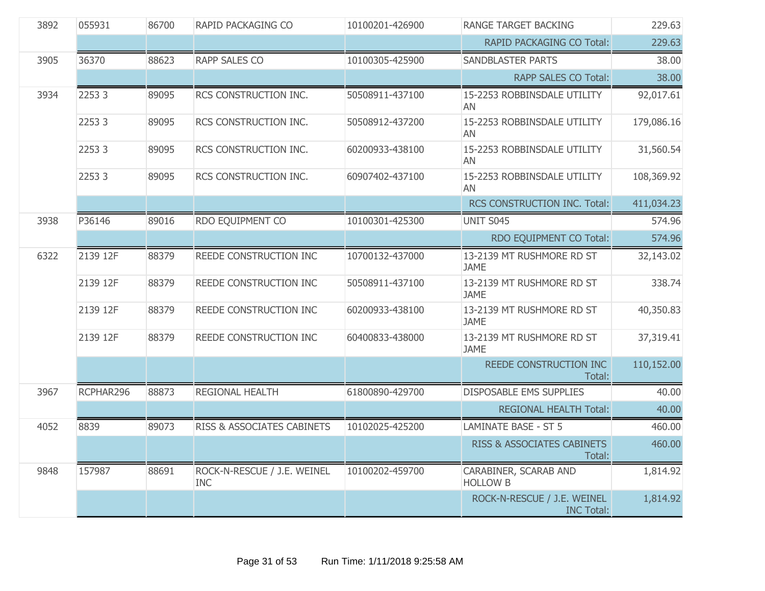| | | | | | | |
|---|---|---|---|---|---|---|
| 3892 | 055931 | 86700 | RAPID PACKAGING CO | 10100201-426900 | RANGE TARGET BACKING | 229.63 |
| | | | | | RAPID PACKAGING CO Total: | 229.63 |
| 3905 | 36370 | 88623 | RAPP SALES CO | 10100305-425900 | SANDBLASTER PARTS | 38.00 |
| | | | | | RAPP SALES CO Total: | 38.00 |
| 3934 | 2253 3 | 89095 | RCS CONSTRUCTION INC. | 50508911-437100 | 15-2253 ROBBINSDALE UTILITY AN | 92,017.61 |
| | 2253 3 | 89095 | RCS CONSTRUCTION INC. | 50508912-437200 | 15-2253 ROBBINSDALE UTILITY AN | 179,086.16 |
| | 2253 3 | 89095 | RCS CONSTRUCTION INC. | 60200933-438100 | 15-2253 ROBBINSDALE UTILITY AN | 31,560.54 |
| | 2253 3 | 89095 | RCS CONSTRUCTION INC. | 60907402-437100 | 15-2253 ROBBINSDALE UTILITY AN | 108,369.92 |
| | | | | | RCS CONSTRUCTION INC. Total: | 411,034.23 |
| 3938 | P36146 | 89016 | RDO EQUIPMENT CO | 10100301-425300 | UNIT S045 | 574.96 |
| | | | | | RDO EQUIPMENT CO Total: | 574.96 |
| 6322 | 2139 12F | 88379 | REEDE CONSTRUCTION INC | 10700132-437000 | 13-2139 MT RUSHMORE RD ST JAME | 32,143.02 |
| | 2139 12F | 88379 | REEDE CONSTRUCTION INC | 50508911-437100 | 13-2139 MT RUSHMORE RD ST JAME | 338.74 |
| | 2139 12F | 88379 | REEDE CONSTRUCTION INC | 60200933-438100 | 13-2139 MT RUSHMORE RD ST JAME | 40,350.83 |
| | 2139 12F | 88379 | REEDE CONSTRUCTION INC | 60400833-438000 | 13-2139 MT RUSHMORE RD ST JAME | 37,319.41 |
| | | | | | REEDE CONSTRUCTION INC Total: | 110,152.00 |
| 3967 | RCPHAR296 | 88873 | REGIONAL HEALTH | 61800890-429700 | DISPOSABLE EMS SUPPLIES | 40.00 |
| | | | | | REGIONAL HEALTH Total: | 40.00 |
| 4052 | 8839 | 89073 | RISS & ASSOCIATES CABINETS | 10102025-425200 | LAMINATE BASE - ST 5 | 460.00 |
| | | | | | RISS & ASSOCIATES CABINETS Total: | 460.00 |
| 9848 | 157987 | 88691 | ROCK-N-RESCUE / J.E. WEINEL INC | 10100202-459700 | CARABINER, SCARAB AND HOLLOW B | 1,814.92 |
| | | | | | ROCK-N-RESCUE / J.E. WEINEL INC Total: | 1,814.92 |

Run Time: 1/11/2018 9:25:58 AM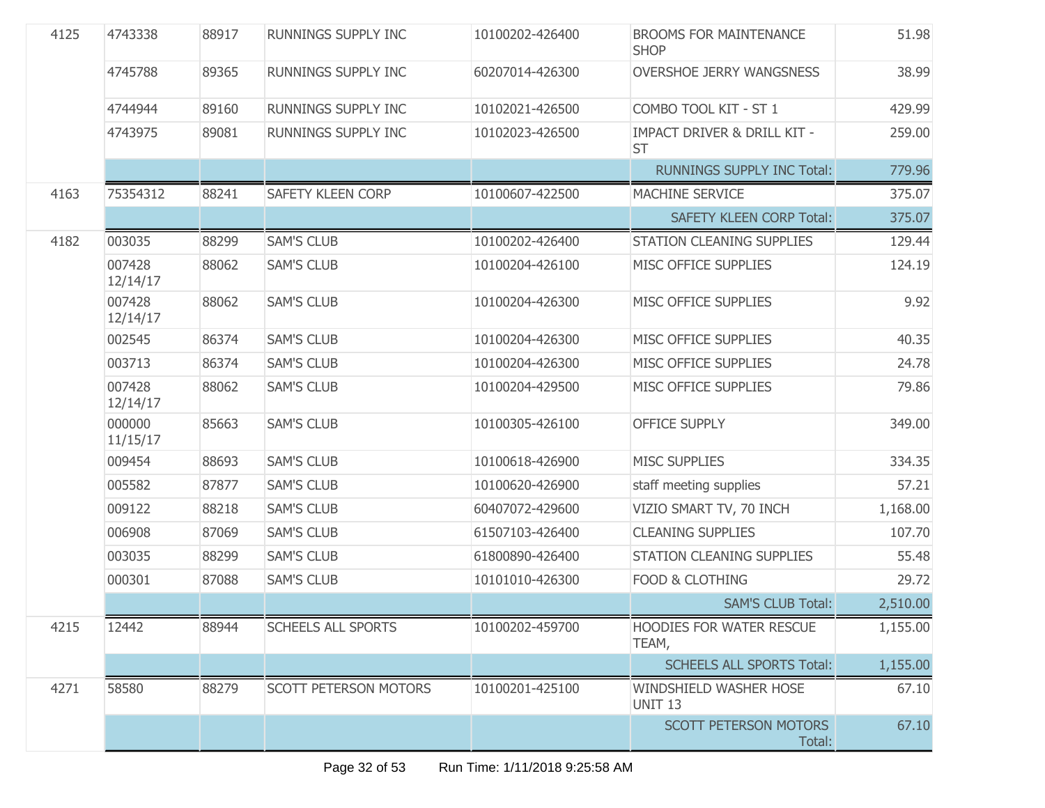| | | | | | | |
|---|---|---|---|---|---|---|
| 4125 | 4743338 | 88917 | RUNNINGS SUPPLY INC | 10100202-426400 | BROOMS FOR MAINTENANCE SHOP | 51.98 |
| | 4745788 | 89365 | RUNNINGS SUPPLY INC | 60207014-426300 | OVERSHOE JERRY WANGSNESS | 38.99 |
| | 4744944 | 89160 | RUNNINGS SUPPLY INC | 10102021-426500 | COMBO TOOL KIT - ST 1 | 429.99 |
| | 4743975 | 89081 | RUNNINGS SUPPLY INC | 10102023-426500 | IMPACT DRIVER & DRILL KIT - ST | 259.00 |
| | | | | | RUNNINGS SUPPLY INC Total: | 779.96 |
| 4163 | 75354312 | 88241 | SAFETY KLEEN CORP | 10100607-422500 | MACHINE SERVICE | 375.07 |
| | | | | | SAFETY KLEEN CORP Total: | 375.07 |
| 4182 | 003035 | 88299 | SAM'S CLUB | 10100202-426400 | STATION CLEANING SUPPLIES | 129.44 |
| | 007428 12/14/17 | 88062 | SAM'S CLUB | 10100204-426100 | MISC OFFICE SUPPLIES | 124.19 |
| | 007428 12/14/17 | 88062 | SAM'S CLUB | 10100204-426300 | MISC OFFICE SUPPLIES | 9.92 |
| | 002545 | 86374 | SAM'S CLUB | 10100204-426300 | MISC OFFICE SUPPLIES | 40.35 |
| | 003713 | 86374 | SAM'S CLUB | 10100204-426300 | MISC OFFICE SUPPLIES | 24.78 |
| | 007428 12/14/17 | 88062 | SAM'S CLUB | 10100204-429500 | MISC OFFICE SUPPLIES | 79.86 |
| | 000000 11/15/17 | 85663 | SAM'S CLUB | 10100305-426100 | OFFICE SUPPLY | 349.00 |
| | 009454 | 88693 | SAM'S CLUB | 10100618-426900 | MISC SUPPLIES | 334.35 |
| | 005582 | 87877 | SAM'S CLUB | 10100620-426900 | staff meeting supplies | 57.21 |
| | 009122 | 88218 | SAM'S CLUB | 60407072-429600 | VIZIO SMART TV, 70 INCH | 1,168.00 |
| | 006908 | 87069 | SAM'S CLUB | 61507103-426400 | CLEANING SUPPLIES | 107.70 |
| | 003035 | 88299 | SAM'S CLUB | 61800890-426400 | STATION CLEANING SUPPLIES | 55.48 |
| | 000301 | 87088 | SAM'S CLUB | 10101010-426300 | FOOD & CLOTHING | 29.72 |
| | | | | | SAM'S CLUB Total: | 2,510.00 |
| 4215 | 12442 | 88944 | SCHEELS ALL SPORTS | 10100202-459700 | HOODIES FOR WATER RESCUE TEAM, | 1,155.00 |
| | | | | | SCHEELS ALL SPORTS Total: | 1,155.00 |
| 4271 | 58580 | 88279 | SCOTT PETERSON MOTORS | 10100201-425100 | WINDSHIELD WASHER HOSE UNIT 13 | 67.10 |
| | | | | | SCOTT PETERSON MOTORS Total: | 67.10 |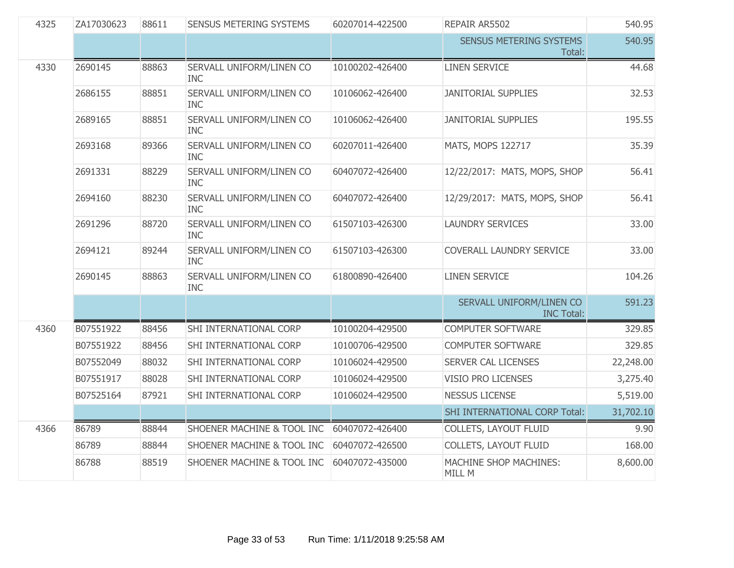| | | | | | | |
|---|---|---|---|---|---|---|
| 4325 | ZA17030623 | 88611 | SENSUS METERING SYSTEMS | 60207014-422500 | REPAIR AR5502 | 540.95 |
| | | | | | SENSUS METERING SYSTEMS Total: | 540.95 |
| 4330 | 2690145 | 88863 | SERVALL UNIFORM/LINEN CO INC | 10100202-426400 | LINEN SERVICE | 44.68 |
| | 2686155 | 88851 | SERVALL UNIFORM/LINEN CO INC | 10106062-426400 | JANITORIAL SUPPLIES | 32.53 |
| | 2689165 | 88851 | SERVALL UNIFORM/LINEN CO INC | 10106062-426400 | JANITORIAL SUPPLIES | 195.55 |
| | 2693168 | 89366 | SERVALL UNIFORM/LINEN CO INC | 60207011-426400 | MATS, MOPS 122717 | 35.39 |
| | 2691331 | 88229 | SERVALL UNIFORM/LINEN CO INC | 60407072-426400 | 12/22/2017: MATS, MOPS, SHOP | 56.41 |
| | 2694160 | 88230 | SERVALL UNIFORM/LINEN CO INC | 60407072-426400 | 12/29/2017: MATS, MOPS, SHOP | 56.41 |
| | 2691296 | 88720 | SERVALL UNIFORM/LINEN CO INC | 61507103-426300 | LAUNDRY SERVICES | 33.00 |
| | 2694121 | 89244 | SERVALL UNIFORM/LINEN CO INC | 61507103-426300 | COVERALL LAUNDRY SERVICE | 33.00 |
| | 2690145 | 88863 | SERVALL UNIFORM/LINEN CO INC | 61800890-426400 | LINEN SERVICE | 104.26 |
| | | | | | SERVALL UNIFORM/LINEN CO INC Total: | 591.23 |
| 4360 | B07551922 | 88456 | SHI INTERNATIONAL CORP | 10100204-429500 | COMPUTER SOFTWARE | 329.85 |
| | B07551922 | 88456 | SHI INTERNATIONAL CORP | 10100706-429500 | COMPUTER SOFTWARE | 329.85 |
| | B07552049 | 88032 | SHI INTERNATIONAL CORP | 10106024-429500 | SERVER CAL LICENSES | 22,248.00 |
| | B07551917 | 88028 | SHI INTERNATIONAL CORP | 10106024-429500 | VISIO PRO LICENSES | 3,275.40 |
| | B07525164 | 87921 | SHI INTERNATIONAL CORP | 10106024-429500 | NESSUS LICENSE | 5,519.00 |
| | | | | | SHI INTERNATIONAL CORP Total: | 31,702.10 |
| 4366 | 86789 | 88844 | SHOENER MACHINE & TOOL INC | 60407072-426400 | COLLETS, LAYOUT FLUID | 9.90 |
| | 86789 | 88844 | SHOENER MACHINE & TOOL INC | 60407072-426500 | COLLETS, LAYOUT FLUID | 168.00 |
| | 86788 | 88519 | SHOENER MACHINE & TOOL INC | 60407072-435000 | MACHINE SHOP MACHINES: MILL M | 8,600.00 |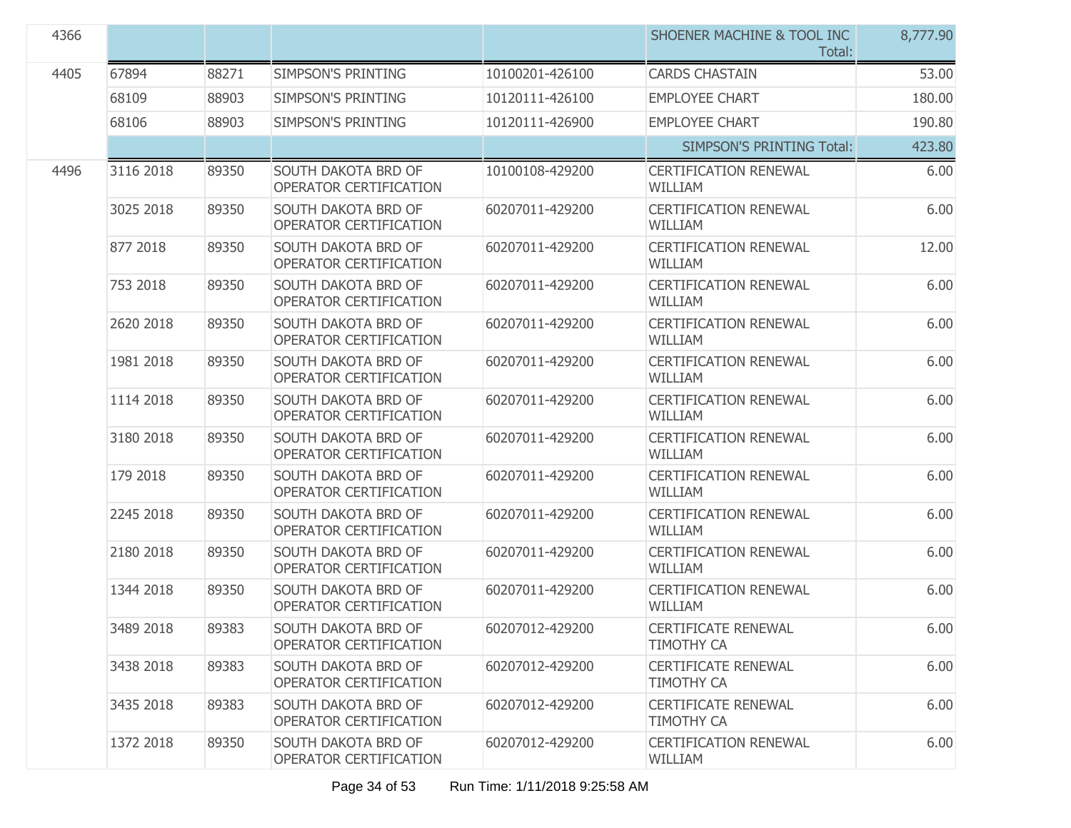| 4366 | | | | | SHOENER MACHINE & TOOL INC Total: | 8,777.90 |
|---|---|---|---|---|---|---|
| 4405 | 67894 | 88271 | SIMPSON'S PRINTING | 10100201-426100 | CARDS CHASTAIN | 53.00 |
| | 68109 | 88903 | SIMPSON'S PRINTING | 10120111-426100 | EMPLOYEE CHART | 180.00 |
| | 68106 | 88903 | SIMPSON'S PRINTING | 10120111-426900 | EMPLOYEE CHART | 190.80 |
| | | | | | SIMPSON'S PRINTING Total: | 423.80 |
| 4496 | 3116 2018 | 89350 | SOUTH DAKOTA BRD OF OPERATOR CERTIFICATION | 10100108-429200 | CERTIFICATION RENEWAL WILLIAM | 6.00 |
| | 3025 2018 | 89350 | SOUTH DAKOTA BRD OF OPERATOR CERTIFICATION | 60207011-429200 | CERTIFICATION RENEWAL WILLIAM | 6.00 |
| | 877 2018 | 89350 | SOUTH DAKOTA BRD OF OPERATOR CERTIFICATION | 60207011-429200 | CERTIFICATION RENEWAL WILLIAM | 12.00 |
| | 753 2018 | 89350 | SOUTH DAKOTA BRD OF OPERATOR CERTIFICATION | 60207011-429200 | CERTIFICATION RENEWAL WILLIAM | 6.00 |
| | 2620 2018 | 89350 | SOUTH DAKOTA BRD OF OPERATOR CERTIFICATION | 60207011-429200 | CERTIFICATION RENEWAL WILLIAM | 6.00 |
| | 1981 2018 | 89350 | SOUTH DAKOTA BRD OF OPERATOR CERTIFICATION | 60207011-429200 | CERTIFICATION RENEWAL WILLIAM | 6.00 |
| | 1114 2018 | 89350 | SOUTH DAKOTA BRD OF OPERATOR CERTIFICATION | 60207011-429200 | CERTIFICATION RENEWAL WILLIAM | 6.00 |
| | 3180 2018 | 89350 | SOUTH DAKOTA BRD OF OPERATOR CERTIFICATION | 60207011-429200 | CERTIFICATION RENEWAL WILLIAM | 6.00 |
| | 179 2018 | 89350 | SOUTH DAKOTA BRD OF OPERATOR CERTIFICATION | 60207011-429200 | CERTIFICATION RENEWAL WILLIAM | 6.00 |
| | 2245 2018 | 89350 | SOUTH DAKOTA BRD OF OPERATOR CERTIFICATION | 60207011-429200 | CERTIFICATION RENEWAL WILLIAM | 6.00 |
| | 2180 2018 | 89350 | SOUTH DAKOTA BRD OF OPERATOR CERTIFICATION | 60207011-429200 | CERTIFICATION RENEWAL WILLIAM | 6.00 |
| | 1344 2018 | 89350 | SOUTH DAKOTA BRD OF OPERATOR CERTIFICATION | 60207011-429200 | CERTIFICATION RENEWAL WILLIAM | 6.00 |
| | 3489 2018 | 89383 | SOUTH DAKOTA BRD OF OPERATOR CERTIFICATION | 60207012-429200 | CERTIFICATE RENEWAL TIMOTHY CA | 6.00 |
| | 3438 2018 | 89383 | SOUTH DAKOTA BRD OF OPERATOR CERTIFICATION | 60207012-429200 | CERTIFICATE RENEWAL TIMOTHY CA | 6.00 |
| | 3435 2018 | 89383 | SOUTH DAKOTA BRD OF OPERATOR CERTIFICATION | 60207012-429200 | CERTIFICATE RENEWAL TIMOTHY CA | 6.00 |
| | 1372 2018 | 89350 | SOUTH DAKOTA BRD OF OPERATOR CERTIFICATION | 60207012-429200 | CERTIFICATION RENEWAL WILLIAM | 6.00 |

Run Time: 1/11/2018 9:25:58 AM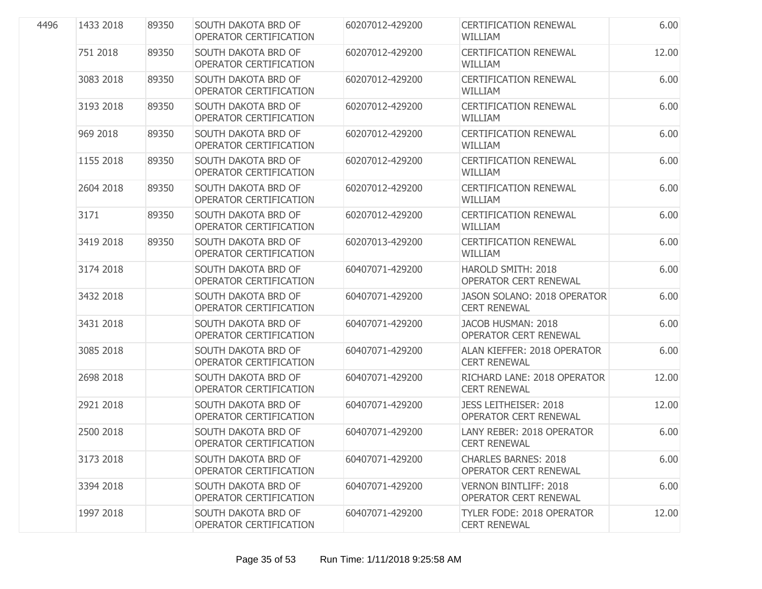| | | | | | | |
|---|---|---|---|---|---|---|
| 4496 | 1433 2018 | 89350 | SOUTH DAKOTA BRD OF OPERATOR CERTIFICATION | 60207012-429200 | CERTIFICATION RENEWAL WILLIAM | 6.00 |
| | 751 2018 | 89350 | SOUTH DAKOTA BRD OF OPERATOR CERTIFICATION | 60207012-429200 | CERTIFICATION RENEWAL WILLIAM | 12.00 |
| | 3083 2018 | 89350 | SOUTH DAKOTA BRD OF OPERATOR CERTIFICATION | 60207012-429200 | CERTIFICATION RENEWAL WILLIAM | 6.00 |
| | 3193 2018 | 89350 | SOUTH DAKOTA BRD OF OPERATOR CERTIFICATION | 60207012-429200 | CERTIFICATION RENEWAL WILLIAM | 6.00 |
| | 969 2018 | 89350 | SOUTH DAKOTA BRD OF OPERATOR CERTIFICATION | 60207012-429200 | CERTIFICATION RENEWAL WILLIAM | 6.00 |
| | 1155 2018 | 89350 | SOUTH DAKOTA BRD OF OPERATOR CERTIFICATION | 60207012-429200 | CERTIFICATION RENEWAL WILLIAM | 6.00 |
| | 2604 2018 | 89350 | SOUTH DAKOTA BRD OF OPERATOR CERTIFICATION | 60207012-429200 | CERTIFICATION RENEWAL WILLIAM | 6.00 |
| | 3171 | 89350 | SOUTH DAKOTA BRD OF OPERATOR CERTIFICATION | 60207012-429200 | CERTIFICATION RENEWAL WILLIAM | 6.00 |
| | 3419 2018 | 89350 | SOUTH DAKOTA BRD OF OPERATOR CERTIFICATION | 60207013-429200 | CERTIFICATION RENEWAL WILLIAM | 6.00 |
| | 3174 2018 | | SOUTH DAKOTA BRD OF OPERATOR CERTIFICATION | 60407071-429200 | HAROLD SMITH: 2018 OPERATOR CERT RENEWAL | 6.00 |
| | 3432 2018 | | SOUTH DAKOTA BRD OF OPERATOR CERTIFICATION | 60407071-429200 | JASON SOLANO: 2018 OPERATOR CERT RENEWAL | 6.00 |
| | 3431 2018 | | SOUTH DAKOTA BRD OF OPERATOR CERTIFICATION | 60407071-429200 | JACOB HUSMAN: 2018 OPERATOR CERT RENEWAL | 6.00 |
| | 3085 2018 | | SOUTH DAKOTA BRD OF OPERATOR CERTIFICATION | 60407071-429200 | ALAN KIEFFER: 2018 OPERATOR CERT RENEWAL | 6.00 |
| | 2698 2018 | | SOUTH DAKOTA BRD OF OPERATOR CERTIFICATION | 60407071-429200 | RICHARD LANE: 2018 OPERATOR CERT RENEWAL | 12.00 |
| | 2921 2018 | | SOUTH DAKOTA BRD OF OPERATOR CERTIFICATION | 60407071-429200 | JESS LEITHEISER: 2018 OPERATOR CERT RENEWAL | 12.00 |
| | 2500 2018 | | SOUTH DAKOTA BRD OF OPERATOR CERTIFICATION | 60407071-429200 | LANY REBER: 2018 OPERATOR CERT RENEWAL | 6.00 |
| | 3173 2018 | | SOUTH DAKOTA BRD OF OPERATOR CERTIFICATION | 60407071-429200 | CHARLES BARNES: 2018 OPERATOR CERT RENEWAL | 6.00 |
| | 3394 2018 | | SOUTH DAKOTA BRD OF OPERATOR CERTIFICATION | 60407071-429200 | VERNON BINTLIFF: 2018 OPERATOR CERT RENEWAL | 6.00 |
| | 1997 2018 | | SOUTH DAKOTA BRD OF OPERATOR CERTIFICATION | 60407071-429200 | TYLER FODE: 2018 OPERATOR CERT RENEWAL | 12.00 |

Run Time: 1/11/2018 9:25:58 AM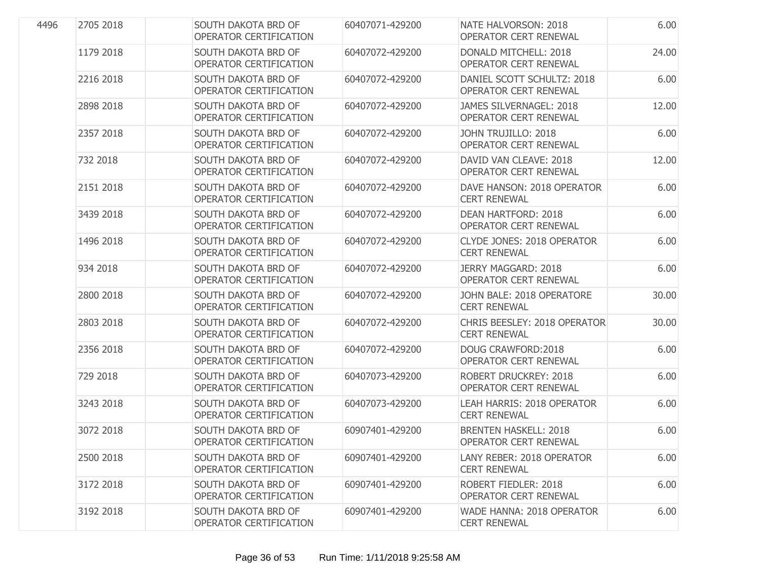| | | | | | | |
|---|---|---|---|---|---|---|
| 4496 | 2705 2018 | | SOUTH DAKOTA BRD OF OPERATOR CERTIFICATION | 60407071-429200 | NATE HALVORSON: 2018 OPERATOR CERT RENEWAL | 6.00 |
| | 1179 2018 | | SOUTH DAKOTA BRD OF OPERATOR CERTIFICATION | 60407072-429200 | DONALD MITCHELL: 2018 OPERATOR CERT RENEWAL | 24.00 |
| | 2216 2018 | | SOUTH DAKOTA BRD OF OPERATOR CERTIFICATION | 60407072-429200 | DANIEL SCOTT SCHULTZ: 2018 OPERATOR CERT RENEWAL | 6.00 |
| | 2898 2018 | | SOUTH DAKOTA BRD OF OPERATOR CERTIFICATION | 60407072-429200 | JAMES SILVERNAGEL: 2018 OPERATOR CERT RENEWAL | 12.00 |
| | 2357 2018 | | SOUTH DAKOTA BRD OF OPERATOR CERTIFICATION | 60407072-429200 | JOHN TRUJILLO: 2018 OPERATOR CERT RENEWAL | 6.00 |
| | 732 2018 | | SOUTH DAKOTA BRD OF OPERATOR CERTIFICATION | 60407072-429200 | DAVID VAN CLEAVE: 2018 OPERATOR CERT RENEWAL | 12.00 |
| | 2151 2018 | | SOUTH DAKOTA BRD OF OPERATOR CERTIFICATION | 60407072-429200 | DAVE HANSON: 2018 OPERATOR CERT RENEWAL | 6.00 |
| | 3439 2018 | | SOUTH DAKOTA BRD OF OPERATOR CERTIFICATION | 60407072-429200 | DEAN HARTFORD: 2018 OPERATOR CERT RENEWAL | 6.00 |
| | 1496 2018 | | SOUTH DAKOTA BRD OF OPERATOR CERTIFICATION | 60407072-429200 | CLYDE JONES: 2018 OPERATOR CERT RENEWAL | 6.00 |
| | 934 2018 | | SOUTH DAKOTA BRD OF OPERATOR CERTIFICATION | 60407072-429200 | JERRY MAGGARD: 2018 OPERATOR CERT RENEWAL | 6.00 |
| | 2800 2018 | | SOUTH DAKOTA BRD OF OPERATOR CERTIFICATION | 60407072-429200 | JOHN BALE: 2018 OPERATORE CERT RENEWAL | 30.00 |
| | 2803 2018 | | SOUTH DAKOTA BRD OF OPERATOR CERTIFICATION | 60407072-429200 | CHRIS BEESLEY: 2018 OPERATOR CERT RENEWAL | 30.00 |
| | 2356 2018 | | SOUTH DAKOTA BRD OF OPERATOR CERTIFICATION | 60407072-429200 | DOUG CRAWFORD:2018 OPERATOR CERT RENEWAL | 6.00 |
| | 729 2018 | | SOUTH DAKOTA BRD OF OPERATOR CERTIFICATION | 60407073-429200 | ROBERT DRUCKREY: 2018 OPERATOR CERT RENEWAL | 6.00 |
| | 3243 2018 | | SOUTH DAKOTA BRD OF OPERATOR CERTIFICATION | 60407073-429200 | LEAH HARRIS: 2018 OPERATOR CERT RENEWAL | 6.00 |
| | 3072 2018 | | SOUTH DAKOTA BRD OF OPERATOR CERTIFICATION | 60907401-429200 | BRENTEN HASKELL: 2018 OPERATOR CERT RENEWAL | 6.00 |
| | 2500 2018 | | SOUTH DAKOTA BRD OF OPERATOR CERTIFICATION | 60907401-429200 | LANY REBER: 2018 OPERATOR CERT RENEWAL | 6.00 |
| | 3172 2018 | | SOUTH DAKOTA BRD OF OPERATOR CERTIFICATION | 60907401-429200 | ROBERT FIEDLER: 2018 OPERATOR CERT RENEWAL | 6.00 |
| | 3192 2018 | | SOUTH DAKOTA BRD OF OPERATOR CERTIFICATION | 60907401-429200 | WADE HANNA: 2018 OPERATOR CERT RENEWAL | 6.00 |

Run Time: 1/11/2018 9:25:58 AM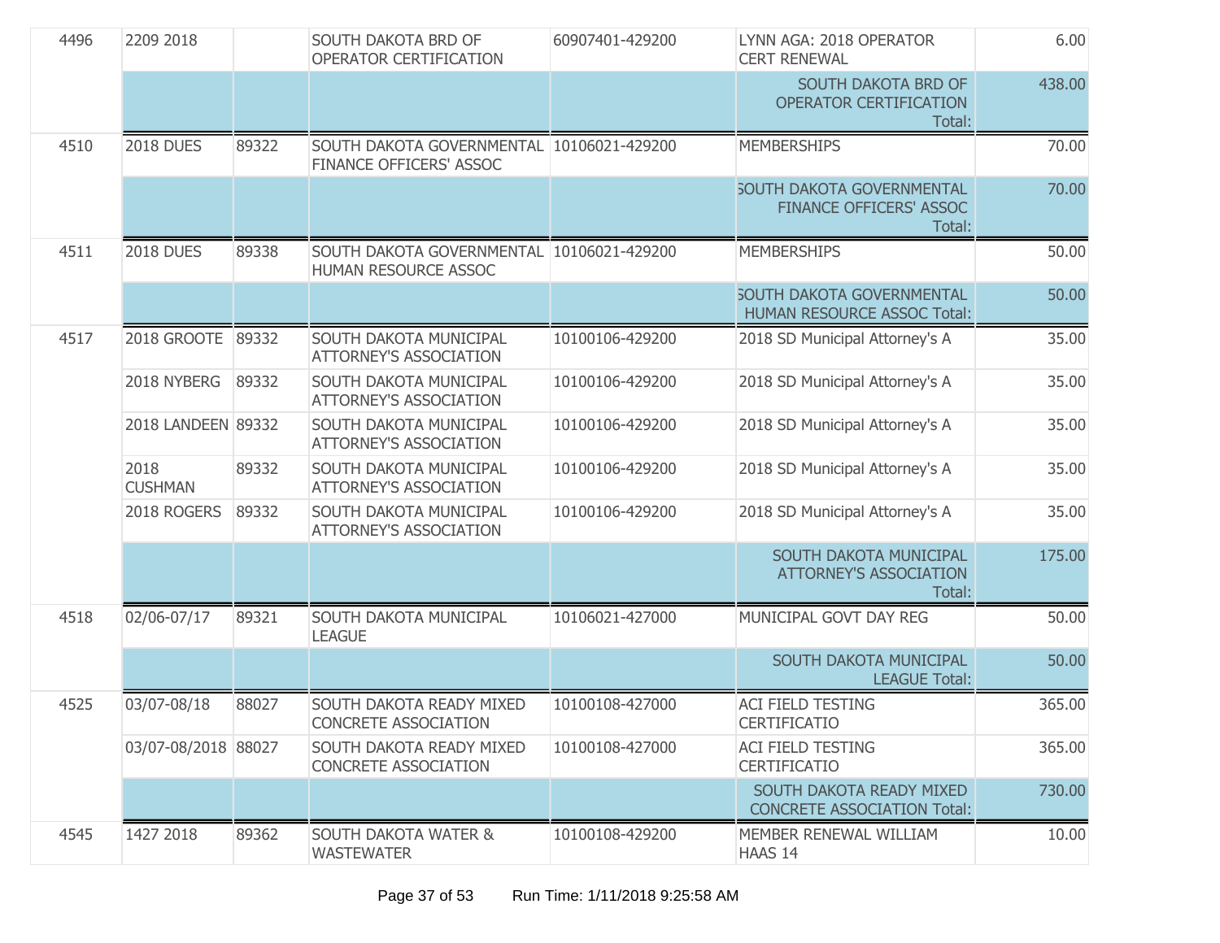| | | | | | | |
|---|---|---|---|---|---|---|
| 4496 | 2209 2018 | | SOUTH DAKOTA BRD OF OPERATOR CERTIFICATION | 60907401-429200 | LYNN AGA: 2018 OPERATOR CERT RENEWAL | 6.00 |
| | | | | | SOUTH DAKOTA BRD OF OPERATOR CERTIFICATION Total: | 438.00 |
| 4510 | 2018 DUES | 89322 | SOUTH DAKOTA GOVERNMENTAL FINANCE OFFICERS' ASSOC | 10106021-429200 | MEMBERSHIPS | 70.00 |
| | | | | | SOUTH DAKOTA GOVERNMENTAL FINANCE OFFICERS' ASSOC Total: | 70.00 |
| 4511 | 2018 DUES | 89338 | SOUTH DAKOTA GOVERNMENTAL HUMAN RESOURCE ASSOC | 10106021-429200 | MEMBERSHIPS | 50.00 |
| | | | | | SOUTH DAKOTA GOVERNMENTAL HUMAN RESOURCE ASSOC Total: | 50.00 |
| 4517 | 2018 GROOTE | 89332 | SOUTH DAKOTA MUNICIPAL ATTORNEY'S ASSOCIATION | 10100106-429200 | 2018 SD Municipal Attorney's A | 35.00 |
| | 2018 NYBERG | 89332 | SOUTH DAKOTA MUNICIPAL ATTORNEY'S ASSOCIATION | 10100106-429200 | 2018 SD Municipal Attorney's A | 35.00 |
| | 2018 LANDEEN | 89332 | SOUTH DAKOTA MUNICIPAL ATTORNEY'S ASSOCIATION | 10100106-429200 | 2018 SD Municipal Attorney's A | 35.00 |
| | 2018 CUSHMAN | 89332 | SOUTH DAKOTA MUNICIPAL ATTORNEY'S ASSOCIATION | 10100106-429200 | 2018 SD Municipal Attorney's A | 35.00 |
| | 2018 ROGERS | 89332 | SOUTH DAKOTA MUNICIPAL ATTORNEY'S ASSOCIATION | 10100106-429200 | 2018 SD Municipal Attorney's A | 35.00 |
| | | | | | SOUTH DAKOTA MUNICIPAL ATTORNEY'S ASSOCIATION Total: | 175.00 |
| 4518 | 02/06-07/17 | 89321 | SOUTH DAKOTA MUNICIPAL LEAGUE | 10106021-427000 | MUNICIPAL GOVT DAY REG | 50.00 |
| | | | | | SOUTH DAKOTA MUNICIPAL LEAGUE Total: | 50.00 |
| 4525 | 03/07-08/18 | 88027 | SOUTH DAKOTA READY MIXED CONCRETE ASSOCIATION | 10100108-427000 | ACI FIELD TESTING CERTIFICATIO | 365.00 |
| | 03/07-08/2018 | 88027 | SOUTH DAKOTA READY MIXED CONCRETE ASSOCIATION | 10100108-427000 | ACI FIELD TESTING CERTIFICATIO | 365.00 |
| | | | | | SOUTH DAKOTA READY MIXED CONCRETE ASSOCIATION Total: | 730.00 |
| 4545 | 1427 2018 | 89362 | SOUTH DAKOTA WATER & WASTEWATER | 10100108-429200 | MEMBER RENEWAL WILLIAM HAAS 14 | 10.00 |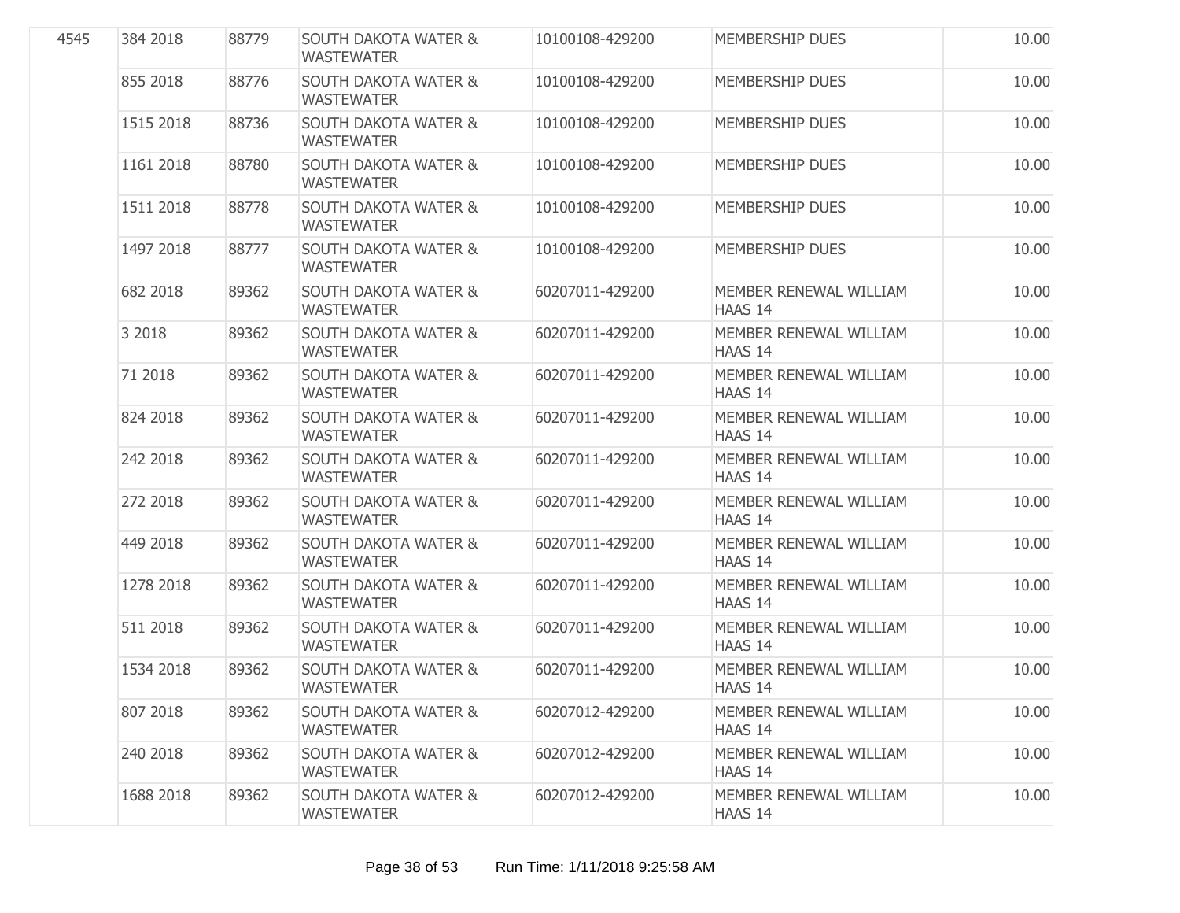| | | | | | | |
|---|---|---|---|---|---|---|
| 4545 | 384 2018 | 88779 | SOUTH DAKOTA WATER & WASTEWATER | 10100108-429200 | MEMBERSHIP DUES | 10.00 |
| | 855 2018 | 88776 | SOUTH DAKOTA WATER & WASTEWATER | 10100108-429200 | MEMBERSHIP DUES | 10.00 |
| | 1515 2018 | 88736 | SOUTH DAKOTA WATER & WASTEWATER | 10100108-429200 | MEMBERSHIP DUES | 10.00 |
| | 1161 2018 | 88780 | SOUTH DAKOTA WATER & WASTEWATER | 10100108-429200 | MEMBERSHIP DUES | 10.00 |
| | 1511 2018 | 88778 | SOUTH DAKOTA WATER & WASTEWATER | 10100108-429200 | MEMBERSHIP DUES | 10.00 |
| | 1497 2018 | 88777 | SOUTH DAKOTA WATER & WASTEWATER | 10100108-429200 | MEMBERSHIP DUES | 10.00 |
| | 682 2018 | 89362 | SOUTH DAKOTA WATER & WASTEWATER | 60207011-429200 | MEMBER RENEWAL WILLIAM HAAS 14 | 10.00 |
| | 3 2018 | 89362 | SOUTH DAKOTA WATER & WASTEWATER | 60207011-429200 | MEMBER RENEWAL WILLIAM HAAS 14 | 10.00 |
| | 71 2018 | 89362 | SOUTH DAKOTA WATER & WASTEWATER | 60207011-429200 | MEMBER RENEWAL WILLIAM HAAS 14 | 10.00 |
| | 824 2018 | 89362 | SOUTH DAKOTA WATER & WASTEWATER | 60207011-429200 | MEMBER RENEWAL WILLIAM HAAS 14 | 10.00 |
| | 242 2018 | 89362 | SOUTH DAKOTA WATER & WASTEWATER | 60207011-429200 | MEMBER RENEWAL WILLIAM HAAS 14 | 10.00 |
| | 272 2018 | 89362 | SOUTH DAKOTA WATER & WASTEWATER | 60207011-429200 | MEMBER RENEWAL WILLIAM HAAS 14 | 10.00 |
| | 449 2018 | 89362 | SOUTH DAKOTA WATER & WASTEWATER | 60207011-429200 | MEMBER RENEWAL WILLIAM HAAS 14 | 10.00 |
| | 1278 2018 | 89362 | SOUTH DAKOTA WATER & WASTEWATER | 60207011-429200 | MEMBER RENEWAL WILLIAM HAAS 14 | 10.00 |
| | 511 2018 | 89362 | SOUTH DAKOTA WATER & WASTEWATER | 60207011-429200 | MEMBER RENEWAL WILLIAM HAAS 14 | 10.00 |
| | 1534 2018 | 89362 | SOUTH DAKOTA WATER & WASTEWATER | 60207011-429200 | MEMBER RENEWAL WILLIAM HAAS 14 | 10.00 |
| | 807 2018 | 89362 | SOUTH DAKOTA WATER & WASTEWATER | 60207012-429200 | MEMBER RENEWAL WILLIAM HAAS 14 | 10.00 |
| | 240 2018 | 89362 | SOUTH DAKOTA WATER & WASTEWATER | 60207012-429200 | MEMBER RENEWAL WILLIAM HAAS 14 | 10.00 |
| | 1688 2018 | 89362 | SOUTH DAKOTA WATER & WASTEWATER | 60207012-429200 | MEMBER RENEWAL WILLIAM HAAS 14 | 10.00 |

Run Time: 1/11/2018 9:25:58 AM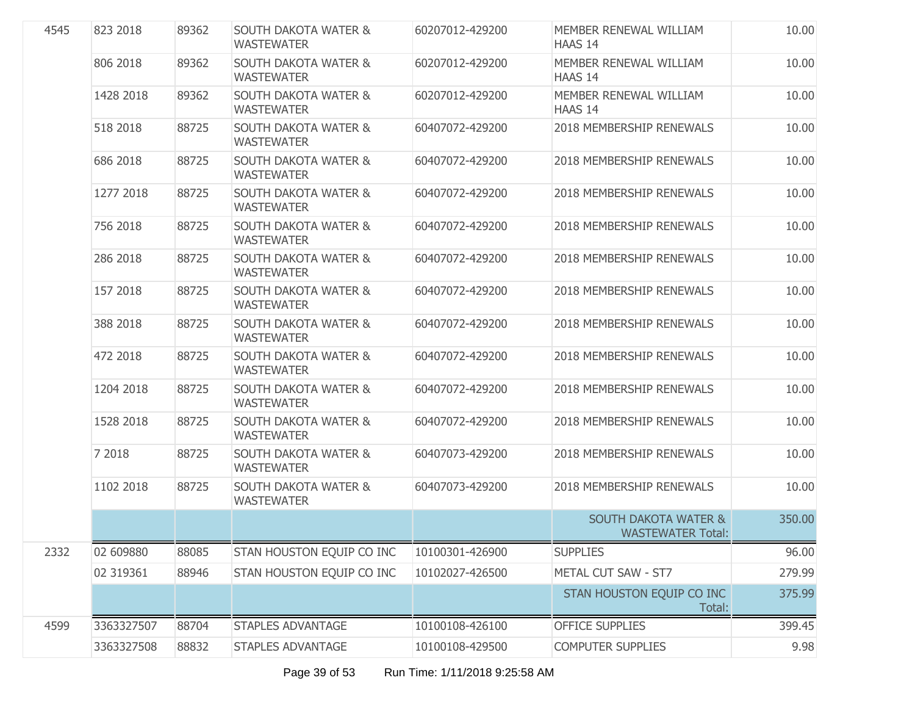| | | | | | | |
|---|---|---|---|---|---|---|
| 4545 | 823 2018 | 89362 | SOUTH DAKOTA WATER & WASTEWATER | 60207012-429200 | MEMBER RENEWAL WILLIAM HAAS 14 | 10.00 |
| | 806 2018 | 89362 | SOUTH DAKOTA WATER & WASTEWATER | 60207012-429200 | MEMBER RENEWAL WILLIAM HAAS 14 | 10.00 |
| | 1428 2018 | 89362 | SOUTH DAKOTA WATER & WASTEWATER | 60207012-429200 | MEMBER RENEWAL WILLIAM HAAS 14 | 10.00 |
| | 518 2018 | 88725 | SOUTH DAKOTA WATER & WASTEWATER | 60407072-429200 | 2018 MEMBERSHIP RENEWALS | 10.00 |
| | 686 2018 | 88725 | SOUTH DAKOTA WATER & WASTEWATER | 60407072-429200 | 2018 MEMBERSHIP RENEWALS | 10.00 |
| | 1277 2018 | 88725 | SOUTH DAKOTA WATER & WASTEWATER | 60407072-429200 | 2018 MEMBERSHIP RENEWALS | 10.00 |
| | 756 2018 | 88725 | SOUTH DAKOTA WATER & WASTEWATER | 60407072-429200 | 2018 MEMBERSHIP RENEWALS | 10.00 |
| | 286 2018 | 88725 | SOUTH DAKOTA WATER & WASTEWATER | 60407072-429200 | 2018 MEMBERSHIP RENEWALS | 10.00 |
| | 157 2018 | 88725 | SOUTH DAKOTA WATER & WASTEWATER | 60407072-429200 | 2018 MEMBERSHIP RENEWALS | 10.00 |
| | 388 2018 | 88725 | SOUTH DAKOTA WATER & WASTEWATER | 60407072-429200 | 2018 MEMBERSHIP RENEWALS | 10.00 |
| | 472 2018 | 88725 | SOUTH DAKOTA WATER & WASTEWATER | 60407072-429200 | 2018 MEMBERSHIP RENEWALS | 10.00 |
| | 1204 2018 | 88725 | SOUTH DAKOTA WATER & WASTEWATER | 60407072-429200 | 2018 MEMBERSHIP RENEWALS | 10.00 |
| | 1528 2018 | 88725 | SOUTH DAKOTA WATER & WASTEWATER | 60407072-429200 | 2018 MEMBERSHIP RENEWALS | 10.00 |
| | 7 2018 | 88725 | SOUTH DAKOTA WATER & WASTEWATER | 60407073-429200 | 2018 MEMBERSHIP RENEWALS | 10.00 |
| | 1102 2018 | 88725 | SOUTH DAKOTA WATER & WASTEWATER | 60407073-429200 | 2018 MEMBERSHIP RENEWALS | 10.00 |
| | | | | | SOUTH DAKOTA WATER & WASTEWATER Total: | 350.00 |
| 2332 | 02 609880 | 88085 | STAN HOUSTON EQUIP CO INC | 10100301-426900 | SUPPLIES | 96.00 |
| | 02 319361 | 88946 | STAN HOUSTON EQUIP CO INC | 10102027-426500 | METAL CUT SAW - ST7 | 279.99 |
| | | | | | STAN HOUSTON EQUIP CO INC Total: | 375.99 |
| 4599 | 3363327507 | 88704 | STAPLES ADVANTAGE | 10100108-426100 | OFFICE SUPPLIES | 399.45 |
| | 3363327508 | 88832 | STAPLES ADVANTAGE | 10100108-429500 | COMPUTER SUPPLIES | 9.98 |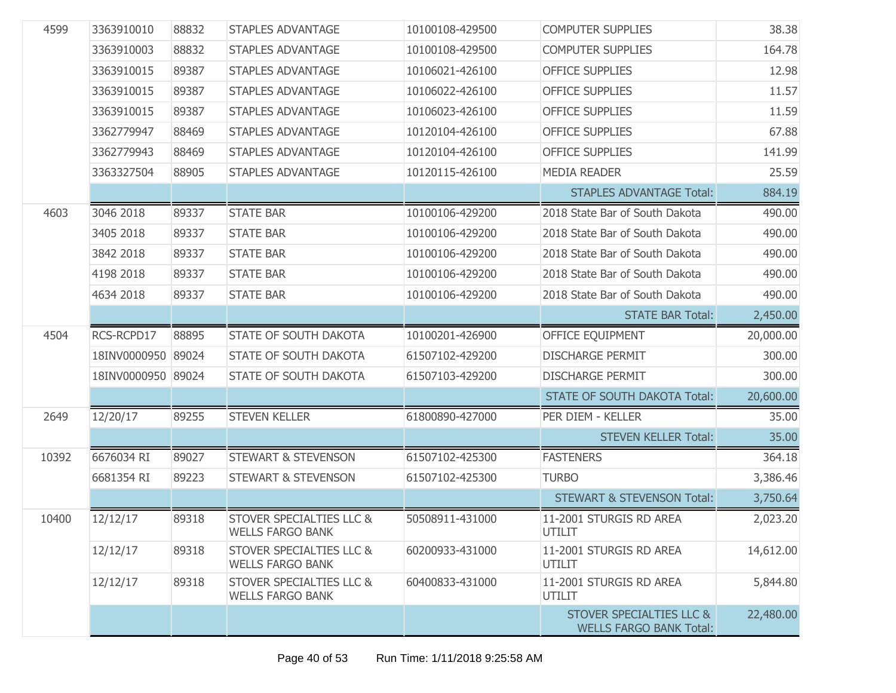| | | | | | | |
|---|---|---|---|---|---|---|
| 4599 | 3363910010 | 88832 | STAPLES ADVANTAGE | 10100108-429500 | COMPUTER SUPPLIES | 38.38 |
| | 3363910003 | 88832 | STAPLES ADVANTAGE | 10100108-429500 | COMPUTER SUPPLIES | 164.78 |
| | 3363910015 | 89387 | STAPLES ADVANTAGE | 10106021-426100 | OFFICE SUPPLIES | 12.98 |
| | 3363910015 | 89387 | STAPLES ADVANTAGE | 10106022-426100 | OFFICE SUPPLIES | 11.57 |
| | 3363910015 | 89387 | STAPLES ADVANTAGE | 10106023-426100 | OFFICE SUPPLIES | 11.59 |
| | 3362779947 | 88469 | STAPLES ADVANTAGE | 10120104-426100 | OFFICE SUPPLIES | 67.88 |
| | 3362779943 | 88469 | STAPLES ADVANTAGE | 10120104-426100 | OFFICE SUPPLIES | 141.99 |
| | 3363327504 | 88905 | STAPLES ADVANTAGE | 10120115-426100 | MEDIA READER | 25.59 |
| | | | | | STAPLES ADVANTAGE Total: | 884.19 |
| 4603 | 3046 2018 | 89337 | STATE BAR | 10100106-429200 | 2018 State Bar of South Dakota | 490.00 |
| | 3405 2018 | 89337 | STATE BAR | 10100106-429200 | 2018 State Bar of South Dakota | 490.00 |
| | 3842 2018 | 89337 | STATE BAR | 10100106-429200 | 2018 State Bar of South Dakota | 490.00 |
| | 4198 2018 | 89337 | STATE BAR | 10100106-429200 | 2018 State Bar of South Dakota | 490.00 |
| | 4634 2018 | 89337 | STATE BAR | 10100106-429200 | 2018 State Bar of South Dakota | 490.00 |
| | | | | | STATE BAR Total: | 2,450.00 |
| 4504 | RCS-RCPD17 | 88895 | STATE OF SOUTH DAKOTA | 10100201-426900 | OFFICE EQUIPMENT | 20,000.00 |
| | 18INV0000950 | 89024 | STATE OF SOUTH DAKOTA | 61507102-429200 | DISCHARGE PERMIT | 300.00 |
| | 18INV0000950 | 89024 | STATE OF SOUTH DAKOTA | 61507103-429200 | DISCHARGE PERMIT | 300.00 |
| | | | | | STATE OF SOUTH DAKOTA Total: | 20,600.00 |
| 2649 | 12/20/17 | 89255 | STEVEN KELLER | 61800890-427000 | PER DIEM - KELLER | 35.00 |
| | | | | | STEVEN KELLER Total: | 35.00 |
| 10392 | 6676034 RI | 89027 | STEWART & STEVENSON | 61507102-425300 | FASTENERS | 364.18 |
| | 6681354 RI | 89223 | STEWART & STEVENSON | 61507102-425300 | TURBO | 3,386.46 |
| | | | | | STEWART & STEVENSON Total: | 3,750.64 |
| 10400 | 12/12/17 | 89318 | STOVER SPECIALTIES LLC & WELLS FARGO BANK | 50508911-431000 | 11-2001 STURGIS RD AREA UTILIT | 2,023.20 |
| | 12/12/17 | 89318 | STOVER SPECIALTIES LLC & WELLS FARGO BANK | 60200933-431000 | 11-2001 STURGIS RD AREA UTILIT | 14,612.00 |
| | 12/12/17 | 89318 | STOVER SPECIALTIES LLC & WELLS FARGO BANK | 60400833-431000 | 11-2001 STURGIS RD AREA UTILIT | 5,844.80 |
| | | | | | STOVER SPECIALTIES LLC & WELLS FARGO BANK Total: | 22,480.00 |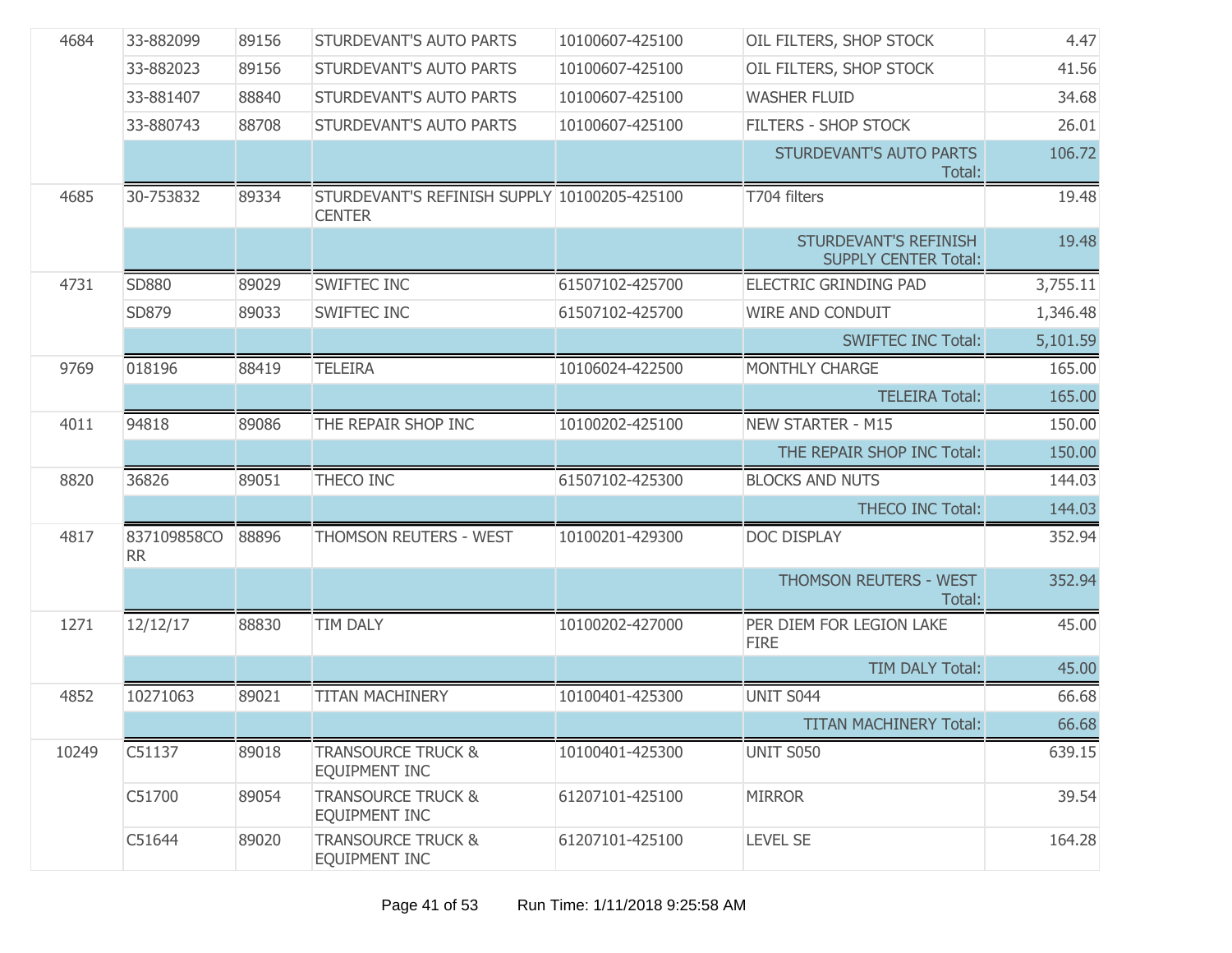| | | | | | | |
|---|---|---|---|---|---|---|
| 4684 | 33-882099 | 89156 | STURDEVANT'S AUTO PARTS | 10100607-425100 | OIL FILTERS, SHOP STOCK | 4.47 |
| | 33-882023 | 89156 | STURDEVANT'S AUTO PARTS | 10100607-425100 | OIL FILTERS, SHOP STOCK | 41.56 |
| | 33-881407 | 88840 | STURDEVANT'S AUTO PARTS | 10100607-425100 | WASHER FLUID | 34.68 |
| | 33-880743 | 88708 | STURDEVANT'S AUTO PARTS | 10100607-425100 | FILTERS - SHOP STOCK | 26.01 |
| | | | | | STURDEVANT'S AUTO PARTS Total: | 106.72 |
| 4685 | 30-753832 | 89334 | STURDEVANT'S REFINISH SUPPLY CENTER | 10100205-425100 | T704 filters | 19.48 |
| | | | | | STURDEVANT'S REFINISH SUPPLY CENTER Total: | 19.48 |
| 4731 | SD880 | 89029 | SWIFTEC INC | 61507102-425700 | ELECTRIC GRINDING PAD | 3,755.11 |
| | SD879 | 89033 | SWIFTEC INC | 61507102-425700 | WIRE AND CONDUIT | 1,346.48 |
| | | | | | SWIFTEC INC Total: | 5,101.59 |
| 9769 | 018196 | 88419 | TELEIRA | 10106024-422500 | MONTHLY CHARGE | 165.00 |
| | | | | | TELEIRA Total: | 165.00 |
| 4011 | 94818 | 89086 | THE REPAIR SHOP INC | 10100202-425100 | NEW STARTER - M15 | 150.00 |
| | | | | | THE REPAIR SHOP INC Total: | 150.00 |
| 8820 | 36826 | 89051 | THECO INC | 61507102-425300 | BLOCKS AND NUTS | 144.03 |
| | | | | | THECO INC Total: | 144.03 |
| 4817 | 837109858CORR | 88896 | THOMSON REUTERS - WEST | 10100201-429300 | DOC DISPLAY | 352.94 |
| | | | | | THOMSON REUTERS - WEST Total: | 352.94 |
| 1271 | 12/12/17 | 88830 | TIM DALY | 10100202-427000 | PER DIEM FOR LEGION LAKE FIRE | 45.00 |
| | | | | | TIM DALY Total: | 45.00 |
| 4852 | 10271063 | 89021 | TITAN MACHINERY | 10100401-425300 | UNIT S044 | 66.68 |
| | | | | | TITAN MACHINERY Total: | 66.68 |
| 10249 | C51137 | 89018 | TRANSOURCE TRUCK & EQUIPMENT INC | 10100401-425300 | UNIT S050 | 639.15 |
| | C51700 | 89054 | TRANSOURCE TRUCK & EQUIPMENT INC | 61207101-425100 | MIRROR | 39.54 |
| | C51644 | 89020 | TRANSOURCE TRUCK & EQUIPMENT INC | 61207101-425100 | LEVEL SE | 164.28 |

Run Time: 1/11/2018 9:25:58 AM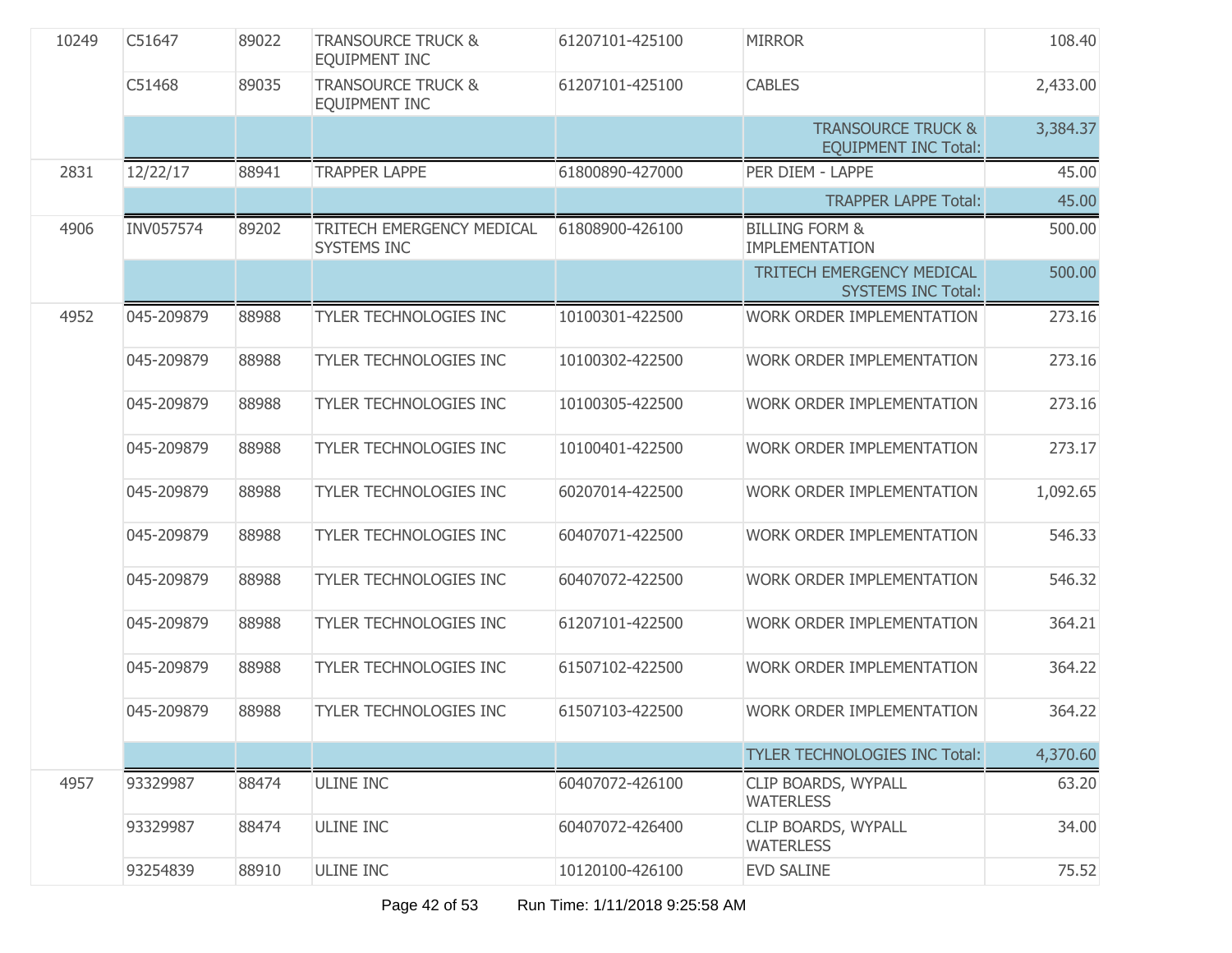| | | | | | | |
|---|---|---|---|---|---|---|
| 10249 | C51647 | 89022 | TRANSOURCE TRUCK & EQUIPMENT INC | 61207101-425100 | MIRROR | 108.40 |
| | C51468 | 89035 | TRANSOURCE TRUCK & EQUIPMENT INC | 61207101-425100 | CABLES | 2,433.00 |
| | | | | | TRANSOURCE TRUCK & EQUIPMENT INC Total: | 3,384.37 |
| 2831 | 12/22/17 | 88941 | TRAPPER LAPPE | 61800890-427000 | PER DIEM - LAPPE | 45.00 |
| | | | | | TRAPPER LAPPE Total: | 45.00 |
| 4906 | INV057574 | 89202 | TRITECH EMERGENCY MEDICAL SYSTEMS INC | 61808900-426100 | BILLING FORM & IMPLEMENTATION | 500.00 |
| | | | | | TRITECH EMERGENCY MEDICAL SYSTEMS INC Total: | 500.00 |
| 4952 | 045-209879 | 88988 | TYLER TECHNOLOGIES INC | 10100301-422500 | WORK ORDER IMPLEMENTATION | 273.16 |
| | 045-209879 | 88988 | TYLER TECHNOLOGIES INC | 10100302-422500 | WORK ORDER IMPLEMENTATION | 273.16 |
| | 045-209879 | 88988 | TYLER TECHNOLOGIES INC | 10100305-422500 | WORK ORDER IMPLEMENTATION | 273.16 |
| | 045-209879 | 88988 | TYLER TECHNOLOGIES INC | 10100401-422500 | WORK ORDER IMPLEMENTATION | 273.17 |
| | 045-209879 | 88988 | TYLER TECHNOLOGIES INC | 60207014-422500 | WORK ORDER IMPLEMENTATION | 1,092.65 |
| | 045-209879 | 88988 | TYLER TECHNOLOGIES INC | 60407071-422500 | WORK ORDER IMPLEMENTATION | 546.33 |
| | 045-209879 | 88988 | TYLER TECHNOLOGIES INC | 60407072-422500 | WORK ORDER IMPLEMENTATION | 546.32 |
| | 045-209879 | 88988 | TYLER TECHNOLOGIES INC | 61207101-422500 | WORK ORDER IMPLEMENTATION | 364.21 |
| | 045-209879 | 88988 | TYLER TECHNOLOGIES INC | 61507102-422500 | WORK ORDER IMPLEMENTATION | 364.22 |
| | 045-209879 | 88988 | TYLER TECHNOLOGIES INC | 61507103-422500 | WORK ORDER IMPLEMENTATION | 364.22 |
| | | | | | TYLER TECHNOLOGIES INC Total: | 4,370.60 |
| 4957 | 93329987 | 88474 | ULINE INC | 60407072-426100 | CLIP BOARDS, WYPALL WATERLESS | 63.20 |
| | 93329987 | 88474 | ULINE INC | 60407072-426400 | CLIP BOARDS, WYPALL WATERLESS | 34.00 |
| | 93254839 | 88910 | ULINE INC | 10120100-426100 | EVD SALINE | 75.52 |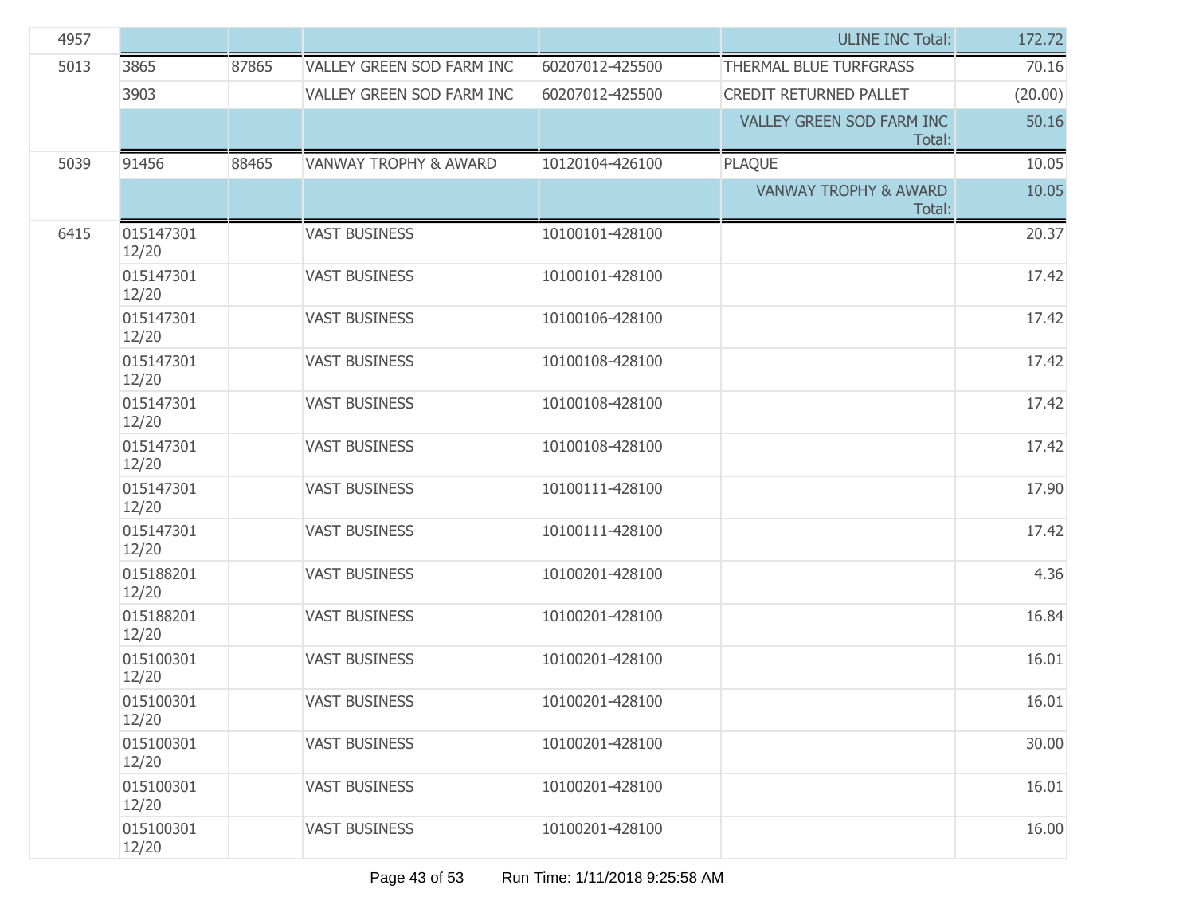| | | | | | | |
|---|---|---|---|---|---|---|
| 4957 | | | | | ULINE INC Total: | 172.72 |
| 5013 | 3865 | 87865 | VALLEY GREEN SOD FARM INC | 60207012-425500 | THERMAL BLUE TURFGRASS | 70.16 |
| | 3903 | | VALLEY GREEN SOD FARM INC | 60207012-425500 | CREDIT RETURNED PALLET | (20.00) |
| | | | | | VALLEY GREEN SOD FARM INC Total: | 50.16 |
| 5039 | 91456 | 88465 | VANWAY TROPHY & AWARD | 10120104-426100 | PLAQUE | 10.05 |
| | | | | | VANWAY TROPHY & AWARD Total: | 10.05 |
| 6415 | 015147301 12/20 | | VAST BUSINESS | 10100101-428100 | | 20.37 |
| | 015147301 12/20 | | VAST BUSINESS | 10100101-428100 | | 17.42 |
| | 015147301 12/20 | | VAST BUSINESS | 10100106-428100 | | 17.42 |
| | 015147301 12/20 | | VAST BUSINESS | 10100108-428100 | | 17.42 |
| | 015147301 12/20 | | VAST BUSINESS | 10100108-428100 | | 17.42 |
| | 015147301 12/20 | | VAST BUSINESS | 10100108-428100 | | 17.42 |
| | 015147301 12/20 | | VAST BUSINESS | 10100111-428100 | | 17.90 |
| | 015147301 12/20 | | VAST BUSINESS | 10100111-428100 | | 17.42 |
| | 015188201 12/20 | | VAST BUSINESS | 10100201-428100 | | 4.36 |
| | 015188201 12/20 | | VAST BUSINESS | 10100201-428100 | | 16.84 |
| | 015100301 12/20 | | VAST BUSINESS | 10100201-428100 | | 16.01 |
| | 015100301 12/20 | | VAST BUSINESS | 10100201-428100 | | 16.01 |
| | 015100301 12/20 | | VAST BUSINESS | 10100201-428100 | | 30.00 |
| | 015100301 12/20 | | VAST BUSINESS | 10100201-428100 | | 16.01 |
| | 015100301 12/20 | | VAST BUSINESS | 10100201-428100 | | 16.00 |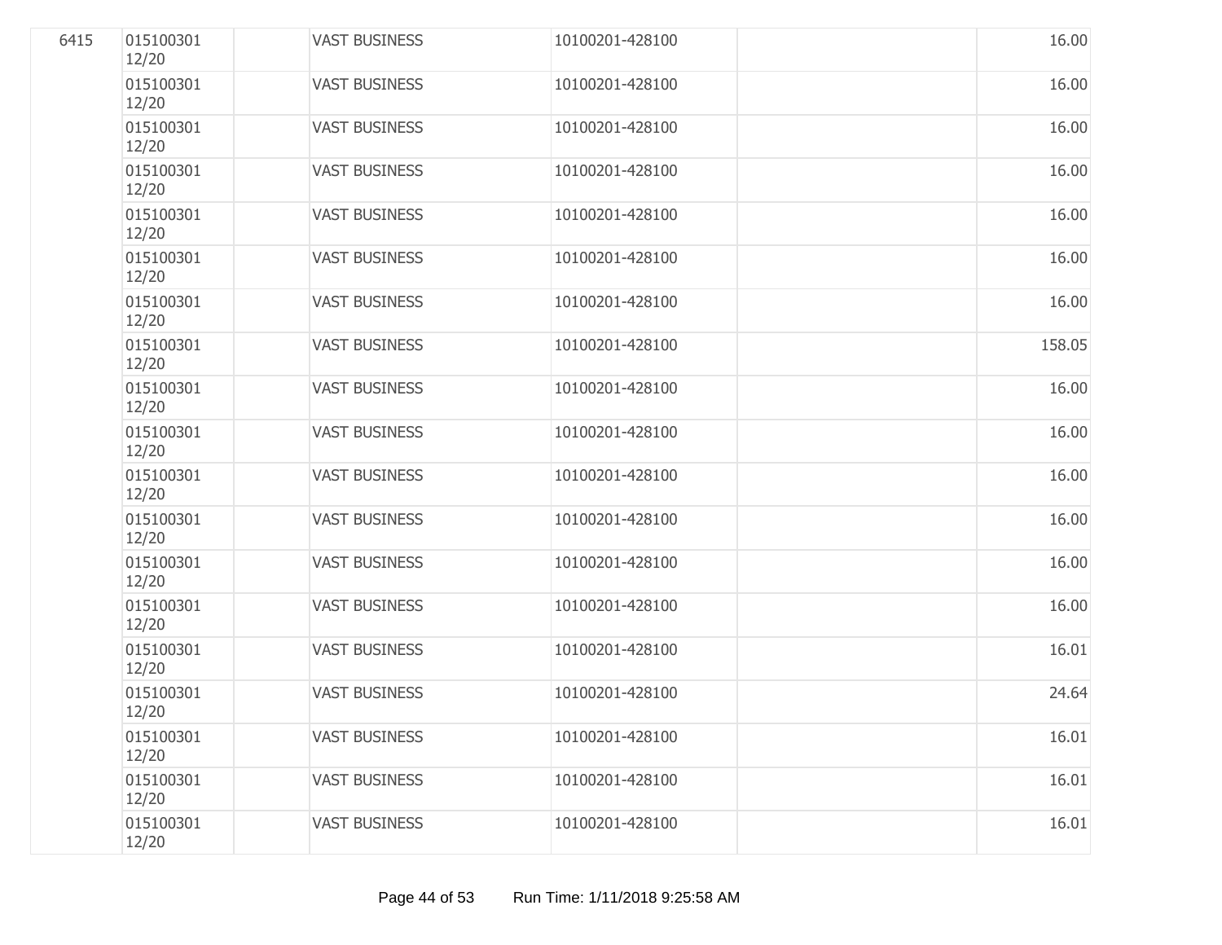| | | | | | | |
|---|---|---|---|---|---|---|
| 6415 | 015100301 12/20 | | VAST BUSINESS | 10100201-428100 | | 16.00 |
| | 015100301 12/20 | | VAST BUSINESS | 10100201-428100 | | 16.00 |
| | 015100301 12/20 | | VAST BUSINESS | 10100201-428100 | | 16.00 |
| | 015100301 12/20 | | VAST BUSINESS | 10100201-428100 | | 16.00 |
| | 015100301 12/20 | | VAST BUSINESS | 10100201-428100 | | 16.00 |
| | 015100301 12/20 | | VAST BUSINESS | 10100201-428100 | | 16.00 |
| | 015100301 12/20 | | VAST BUSINESS | 10100201-428100 | | 16.00 |
| | 015100301 12/20 | | VAST BUSINESS | 10100201-428100 | | 158.05 |
| | 015100301 12/20 | | VAST BUSINESS | 10100201-428100 | | 16.00 |
| | 015100301 12/20 | | VAST BUSINESS | 10100201-428100 | | 16.00 |
| | 015100301 12/20 | | VAST BUSINESS | 10100201-428100 | | 16.00 |
| | 015100301 12/20 | | VAST BUSINESS | 10100201-428100 | | 16.00 |
| | 015100301 12/20 | | VAST BUSINESS | 10100201-428100 | | 16.00 |
| | 015100301 12/20 | | VAST BUSINESS | 10100201-428100 | | 16.00 |
| | 015100301 12/20 | | VAST BUSINESS | 10100201-428100 | | 16.01 |
| | 015100301 12/20 | | VAST BUSINESS | 10100201-428100 | | 24.64 |
| | 015100301 12/20 | | VAST BUSINESS | 10100201-428100 | | 16.01 |
| | 015100301 12/20 | | VAST BUSINESS | 10100201-428100 | | 16.01 |
| | 015100301 12/20 | | VAST BUSINESS | 10100201-428100 | | 16.01 |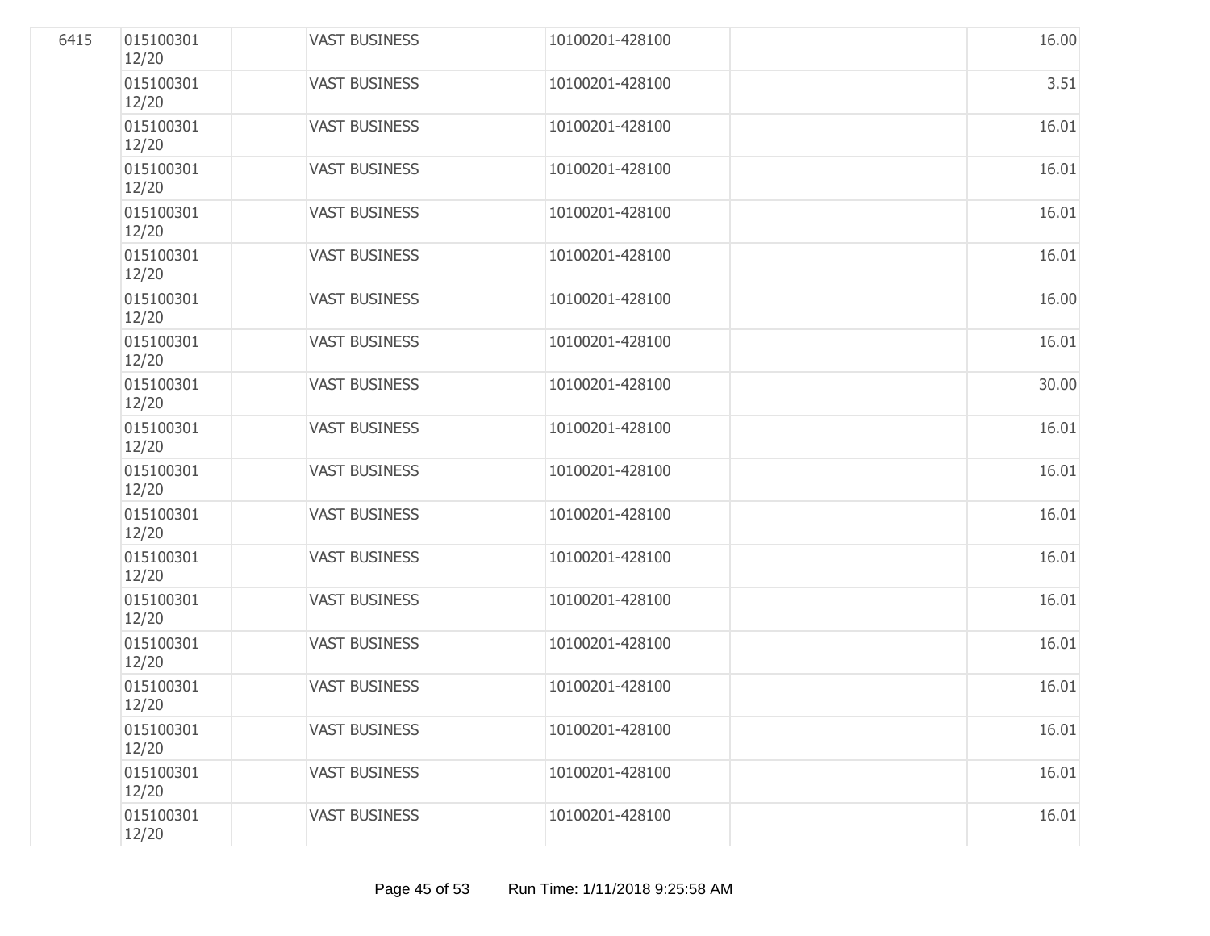| | | | | | | |
|---|---|---|---|---|---|---|
| 6415 | 015100301 12/20 | | VAST BUSINESS | 10100201-428100 | | 16.00 |
| | 015100301 12/20 | | VAST BUSINESS | 10100201-428100 | | 3.51 |
| | 015100301 12/20 | | VAST BUSINESS | 10100201-428100 | | 16.01 |
| | 015100301 12/20 | | VAST BUSINESS | 10100201-428100 | | 16.01 |
| | 015100301 12/20 | | VAST BUSINESS | 10100201-428100 | | 16.01 |
| | 015100301 12/20 | | VAST BUSINESS | 10100201-428100 | | 16.01 |
| | 015100301 12/20 | | VAST BUSINESS | 10100201-428100 | | 16.00 |
| | 015100301 12/20 | | VAST BUSINESS | 10100201-428100 | | 16.01 |
| | 015100301 12/20 | | VAST BUSINESS | 10100201-428100 | | 30.00 |
| | 015100301 12/20 | | VAST BUSINESS | 10100201-428100 | | 16.01 |
| | 015100301 12/20 | | VAST BUSINESS | 10100201-428100 | | 16.01 |
| | 015100301 12/20 | | VAST BUSINESS | 10100201-428100 | | 16.01 |
| | 015100301 12/20 | | VAST BUSINESS | 10100201-428100 | | 16.01 |
| | 015100301 12/20 | | VAST BUSINESS | 10100201-428100 | | 16.01 |
| | 015100301 12/20 | | VAST BUSINESS | 10100201-428100 | | 16.01 |
| | 015100301 12/20 | | VAST BUSINESS | 10100201-428100 | | 16.01 |
| | 015100301 12/20 | | VAST BUSINESS | 10100201-428100 | | 16.01 |
| | 015100301 12/20 | | VAST BUSINESS | 10100201-428100 | | 16.01 |
| | 015100301 12/20 | | VAST BUSINESS | 10100201-428100 | | 16.01 |

Run Time: 1/11/2018 9:25:58 AM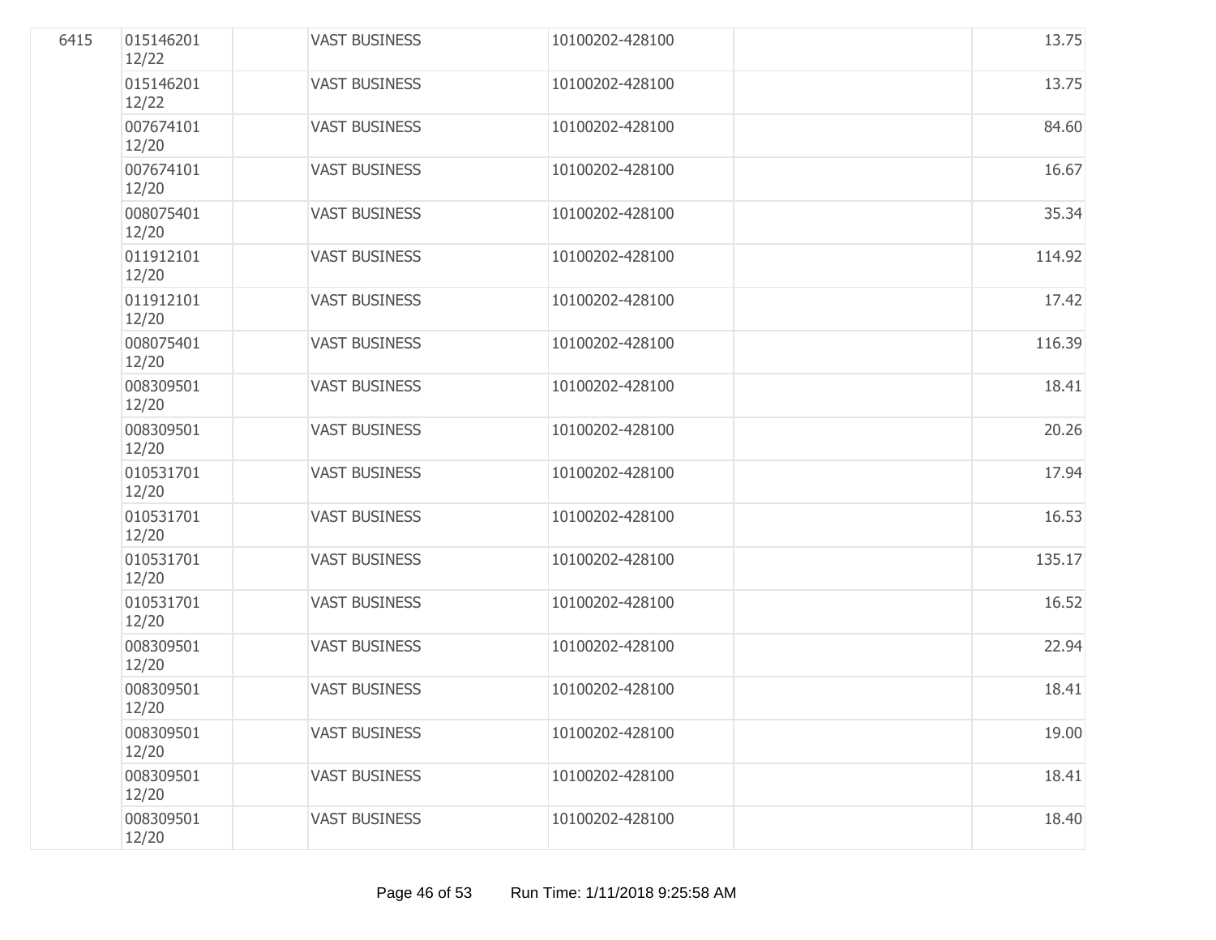| | | | | | | |
|---|---|---|---|---|---|---|
| 6415 | 015146201 12/22 | | VAST BUSINESS | 10100202-428100 | | 13.75 |
| | 015146201 12/22 | | VAST BUSINESS | 10100202-428100 | | 13.75 |
| | 007674101 12/20 | | VAST BUSINESS | 10100202-428100 | | 84.60 |
| | 007674101 12/20 | | VAST BUSINESS | 10100202-428100 | | 16.67 |
| | 008075401 12/20 | | VAST BUSINESS | 10100202-428100 | | 35.34 |
| | 011912101 12/20 | | VAST BUSINESS | 10100202-428100 | | 114.92 |
| | 011912101 12/20 | | VAST BUSINESS | 10100202-428100 | | 17.42 |
| | 008075401 12/20 | | VAST BUSINESS | 10100202-428100 | | 116.39 |
| | 008309501 12/20 | | VAST BUSINESS | 10100202-428100 | | 18.41 |
| | 008309501 12/20 | | VAST BUSINESS | 10100202-428100 | | 20.26 |
| | 010531701 12/20 | | VAST BUSINESS | 10100202-428100 | | 17.94 |
| | 010531701 12/20 | | VAST BUSINESS | 10100202-428100 | | 16.53 |
| | 010531701 12/20 | | VAST BUSINESS | 10100202-428100 | | 135.17 |
| | 010531701 12/20 | | VAST BUSINESS | 10100202-428100 | | 16.52 |
| | 008309501 12/20 | | VAST BUSINESS | 10100202-428100 | | 22.94 |
| | 008309501 12/20 | | VAST BUSINESS | 10100202-428100 | | 18.41 |
| | 008309501 12/20 | | VAST BUSINESS | 10100202-428100 | | 19.00 |
| | 008309501 12/20 | | VAST BUSINESS | 10100202-428100 | | 18.41 |
| | 008309501 12/20 | | VAST BUSINESS | 10100202-428100 | | 18.40 |

Run Time: 1/11/2018 9:25:58 AM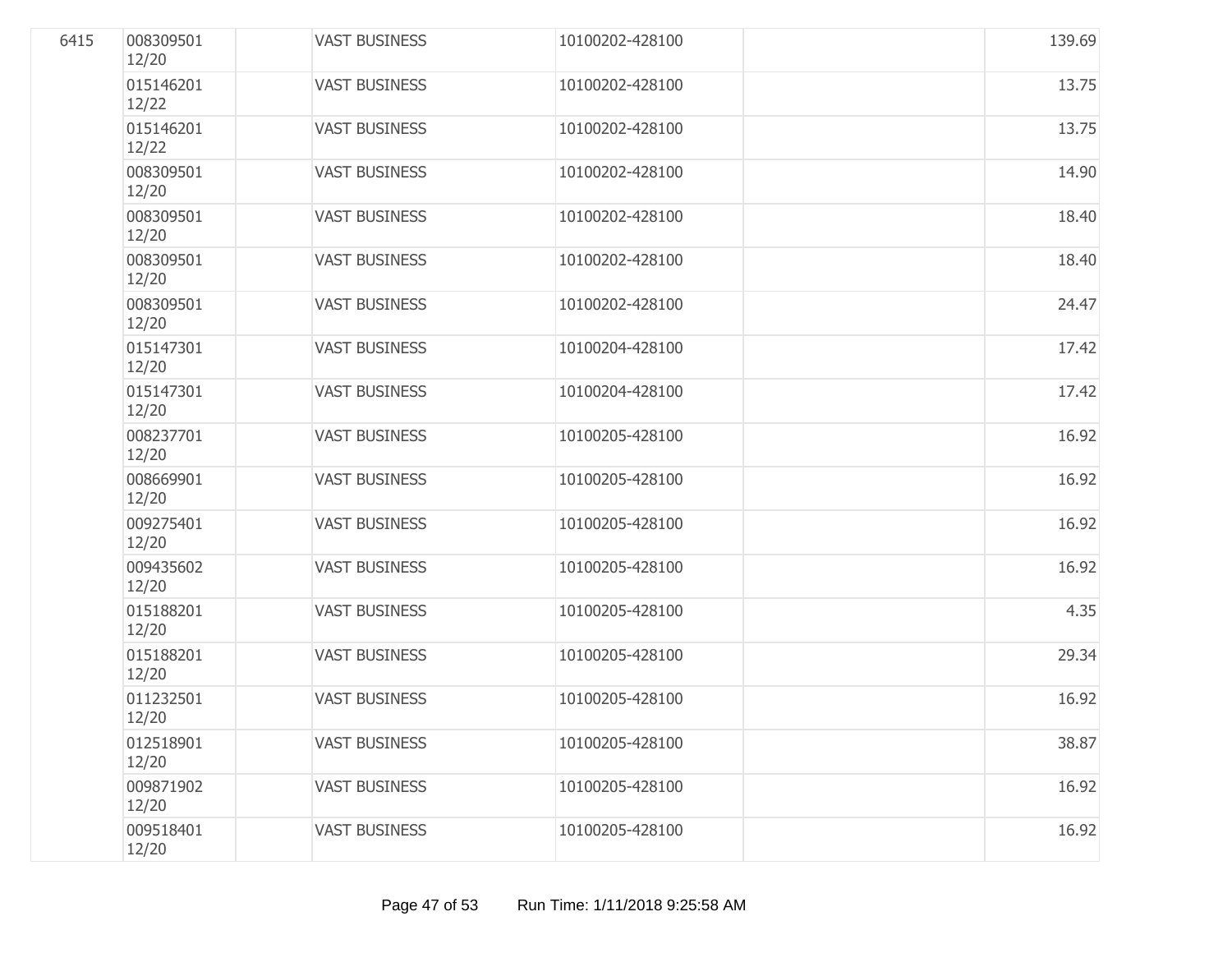| | | | | | | |
|---|---|---|---|---|---|---|
| 6415 | 008309501 12/20 | | VAST BUSINESS | 10100202-428100 | | 139.69 |
| | 015146201 12/22 | | VAST BUSINESS | 10100202-428100 | | 13.75 |
| | 015146201 12/22 | | VAST BUSINESS | 10100202-428100 | | 13.75 |
| | 008309501 12/20 | | VAST BUSINESS | 10100202-428100 | | 14.90 |
| | 008309501 12/20 | | VAST BUSINESS | 10100202-428100 | | 18.40 |
| | 008309501 12/20 | | VAST BUSINESS | 10100202-428100 | | 18.40 |
| | 008309501 12/20 | | VAST BUSINESS | 10100202-428100 | | 24.47 |
| | 015147301 12/20 | | VAST BUSINESS | 10100204-428100 | | 17.42 |
| | 015147301 12/20 | | VAST BUSINESS | 10100204-428100 | | 17.42 |
| | 008237701 12/20 | | VAST BUSINESS | 10100205-428100 | | 16.92 |
| | 008669901 12/20 | | VAST BUSINESS | 10100205-428100 | | 16.92 |
| | 009275401 12/20 | | VAST BUSINESS | 10100205-428100 | | 16.92 |
| | 009435602 12/20 | | VAST BUSINESS | 10100205-428100 | | 16.92 |
| | 015188201 12/20 | | VAST BUSINESS | 10100205-428100 | | 4.35 |
| | 015188201 12/20 | | VAST BUSINESS | 10100205-428100 | | 29.34 |
| | 011232501 12/20 | | VAST BUSINESS | 10100205-428100 | | 16.92 |
| | 012518901 12/20 | | VAST BUSINESS | 10100205-428100 | | 38.87 |
| | 009871902 12/20 | | VAST BUSINESS | 10100205-428100 | | 16.92 |
| | 009518401 12/20 | | VAST BUSINESS | 10100205-428100 | | 16.92 |

Run Time: 1/11/2018 9:25:58 AM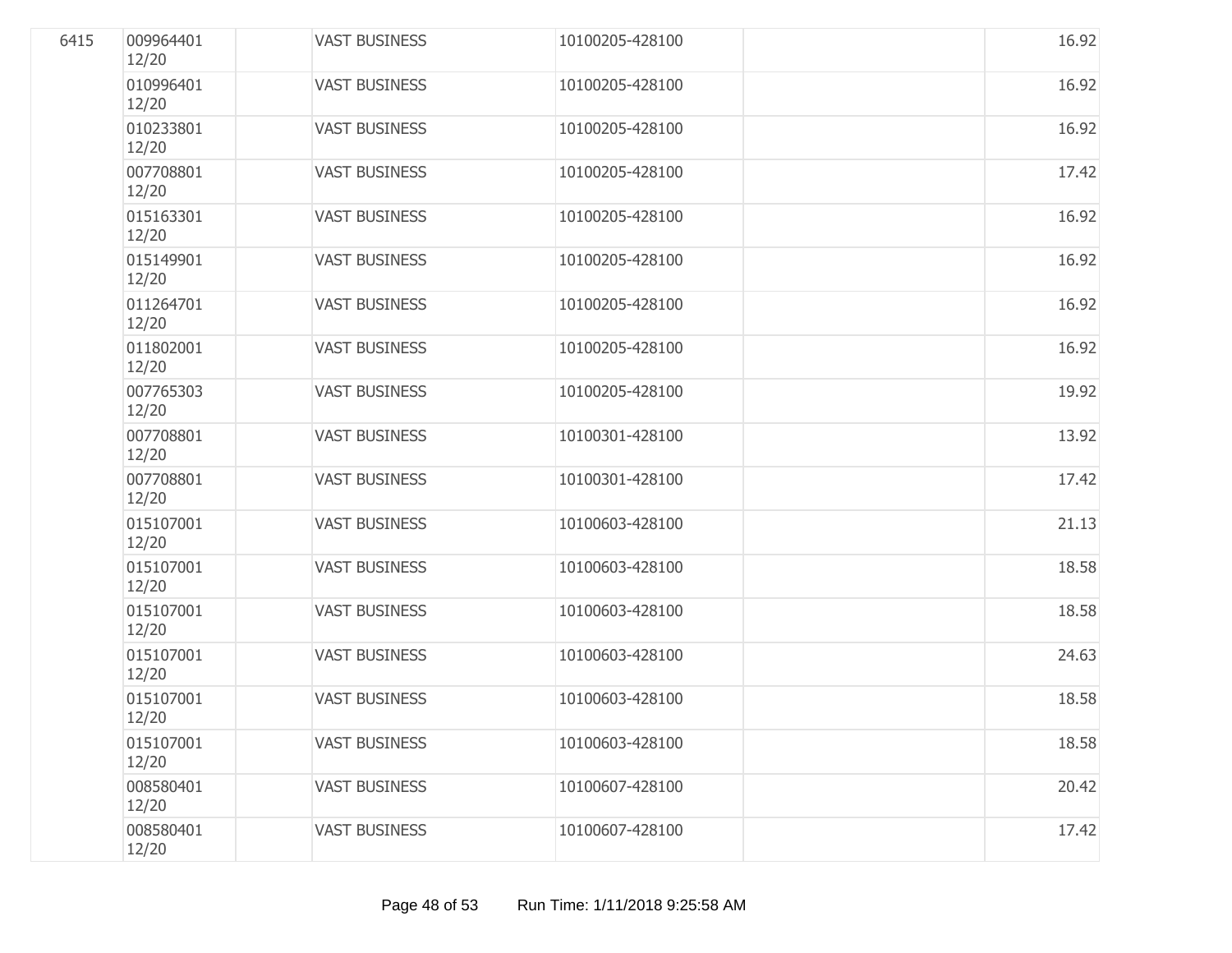| | | | | | | |
|---|---|---|---|---|---|---|
| 6415 | 009964401 12/20 | | VAST BUSINESS | 10100205-428100 | | 16.92 |
| | 010996401 12/20 | | VAST BUSINESS | 10100205-428100 | | 16.92 |
| | 010233801 12/20 | | VAST BUSINESS | 10100205-428100 | | 16.92 |
| | 007708801 12/20 | | VAST BUSINESS | 10100205-428100 | | 17.42 |
| | 015163301 12/20 | | VAST BUSINESS | 10100205-428100 | | 16.92 |
| | 015149901 12/20 | | VAST BUSINESS | 10100205-428100 | | 16.92 |
| | 011264701 12/20 | | VAST BUSINESS | 10100205-428100 | | 16.92 |
| | 011802001 12/20 | | VAST BUSINESS | 10100205-428100 | | 16.92 |
| | 007765303 12/20 | | VAST BUSINESS | 10100205-428100 | | 19.92 |
| | 007708801 12/20 | | VAST BUSINESS | 10100301-428100 | | 13.92 |
| | 007708801 12/20 | | VAST BUSINESS | 10100301-428100 | | 17.42 |
| | 015107001 12/20 | | VAST BUSINESS | 10100603-428100 | | 21.13 |
| | 015107001 12/20 | | VAST BUSINESS | 10100603-428100 | | 18.58 |
| | 015107001 12/20 | | VAST BUSINESS | 10100603-428100 | | 18.58 |
| | 015107001 12/20 | | VAST BUSINESS | 10100603-428100 | | 24.63 |
| | 015107001 12/20 | | VAST BUSINESS | 10100603-428100 | | 18.58 |
| | 015107001 12/20 | | VAST BUSINESS | 10100603-428100 | | 18.58 |
| | 008580401 12/20 | | VAST BUSINESS | 10100607-428100 | | 20.42 |
| | 008580401 12/20 | | VAST BUSINESS | 10100607-428100 | | 17.42 |

Run Time: 1/11/2018 9:25:58 AM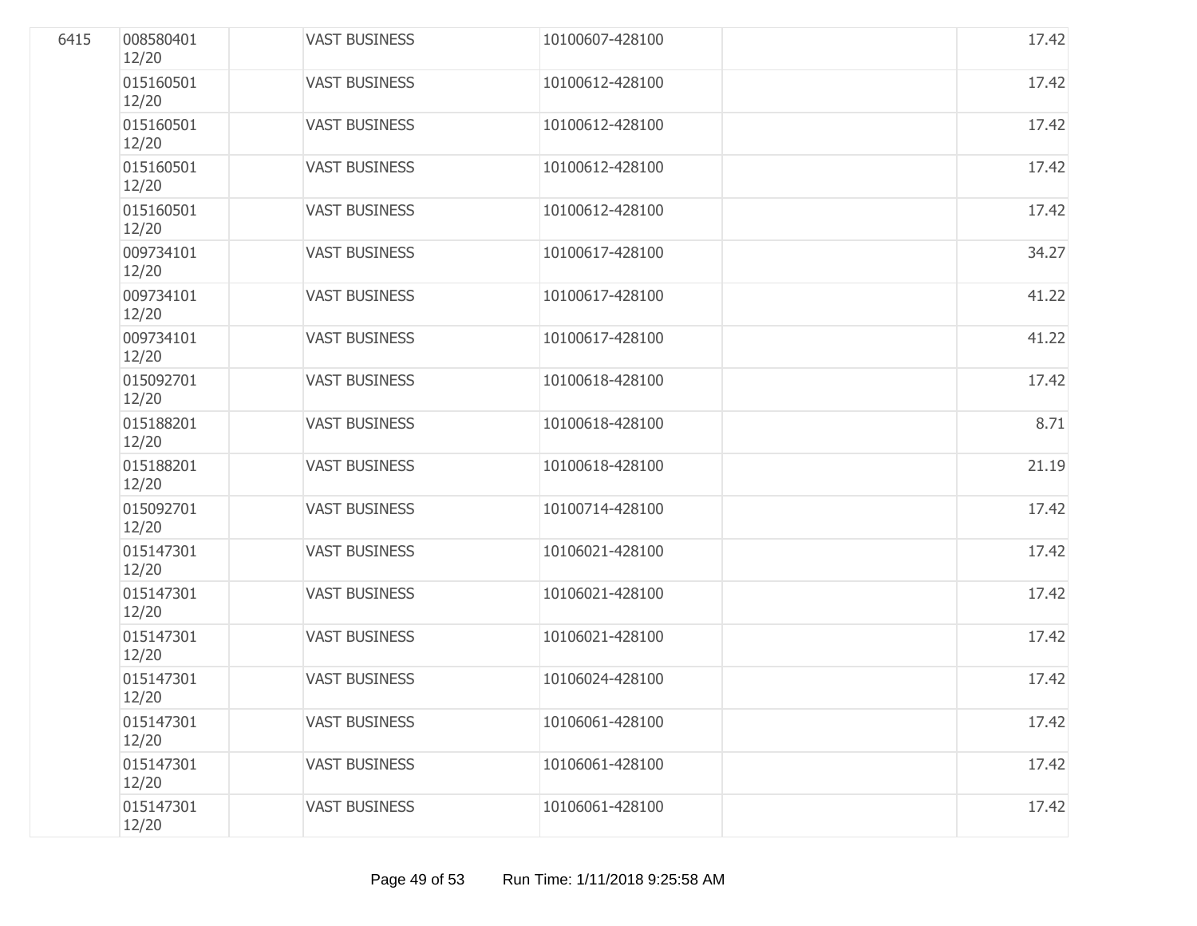| | | | | | | |
|---|---|---|---|---|---|---|
| 6415 | 008580401 12/20 | | VAST BUSINESS | 10100607-428100 | | 17.42 |
| | 015160501 12/20 | | VAST BUSINESS | 10100612-428100 | | 17.42 |
| | 015160501 12/20 | | VAST BUSINESS | 10100612-428100 | | 17.42 |
| | 015160501 12/20 | | VAST BUSINESS | 10100612-428100 | | 17.42 |
| | 015160501 12/20 | | VAST BUSINESS | 10100612-428100 | | 17.42 |
| | 009734101 12/20 | | VAST BUSINESS | 10100617-428100 | | 34.27 |
| | 009734101 12/20 | | VAST BUSINESS | 10100617-428100 | | 41.22 |
| | 009734101 12/20 | | VAST BUSINESS | 10100617-428100 | | 41.22 |
| | 015092701 12/20 | | VAST BUSINESS | 10100618-428100 | | 17.42 |
| | 015188201 12/20 | | VAST BUSINESS | 10100618-428100 | | 8.71 |
| | 015188201 12/20 | | VAST BUSINESS | 10100618-428100 | | 21.19 |
| | 015092701 12/20 | | VAST BUSINESS | 10100714-428100 | | 17.42 |
| | 015147301 12/20 | | VAST BUSINESS | 10106021-428100 | | 17.42 |
| | 015147301 12/20 | | VAST BUSINESS | 10106021-428100 | | 17.42 |
| | 015147301 12/20 | | VAST BUSINESS | 10106021-428100 | | 17.42 |
| | 015147301 12/20 | | VAST BUSINESS | 10106024-428100 | | 17.42 |
| | 015147301 12/20 | | VAST BUSINESS | 10106061-428100 | | 17.42 |
| | 015147301 12/20 | | VAST BUSINESS | 10106061-428100 | | 17.42 |
| | 015147301 12/20 | | VAST BUSINESS | 10106061-428100 | | 17.42 |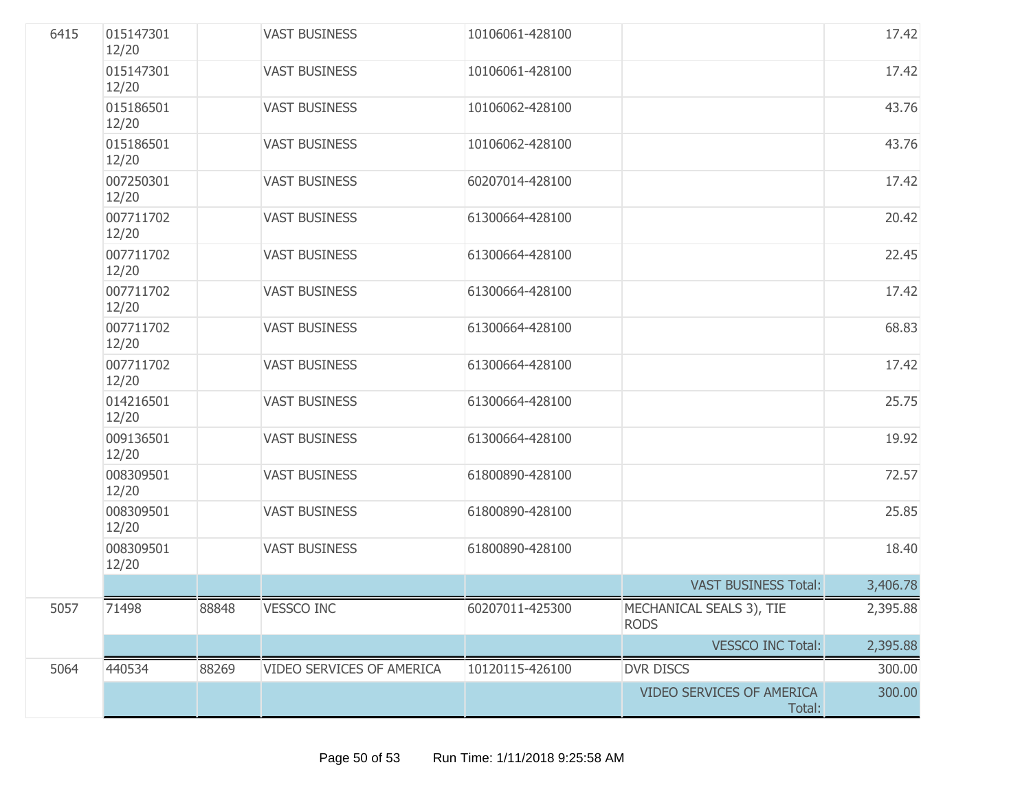| | | | | | | |
|---|---|---|---|---|---|---|
| 6415 | 015147301 12/20 | | VAST BUSINESS | 10106061-428100 | | 17.42 |
| | 015147301 12/20 | | VAST BUSINESS | 10106061-428100 | | 17.42 |
| | 015186501 12/20 | | VAST BUSINESS | 10106062-428100 | | 43.76 |
| | 015186501 12/20 | | VAST BUSINESS | 10106062-428100 | | 43.76 |
| | 007250301 12/20 | | VAST BUSINESS | 60207014-428100 | | 17.42 |
| | 007711702 12/20 | | VAST BUSINESS | 61300664-428100 | | 20.42 |
| | 007711702 12/20 | | VAST BUSINESS | 61300664-428100 | | 22.45 |
| | 007711702 12/20 | | VAST BUSINESS | 61300664-428100 | | 17.42 |
| | 007711702 12/20 | | VAST BUSINESS | 61300664-428100 | | 68.83 |
| | 007711702 12/20 | | VAST BUSINESS | 61300664-428100 | | 17.42 |
| | 014216501 12/20 | | VAST BUSINESS | 61300664-428100 | | 25.75 |
| | 009136501 12/20 | | VAST BUSINESS | 61300664-428100 | | 19.92 |
| | 008309501 12/20 | | VAST BUSINESS | 61800890-428100 | | 72.57 |
| | 008309501 12/20 | | VAST BUSINESS | 61800890-428100 | | 25.85 |
| | 008309501 12/20 | | VAST BUSINESS | 61800890-428100 | | 18.40 |
| | | | | | VAST BUSINESS Total: | 3,406.78 |
| 5057 | 71498 | 88848 | VESSCO INC | 60207011-425300 | MECHANICAL SEALS 3), TIE RODS | 2,395.88 |
| | | | | | VESSCO INC Total: | 2,395.88 |
| 5064 | 440534 | 88269 | VIDEO SERVICES OF AMERICA | 10120115-426100 | DVR DISCS | 300.00 |
| | | | | | VIDEO SERVICES OF AMERICA Total: | 300.00 |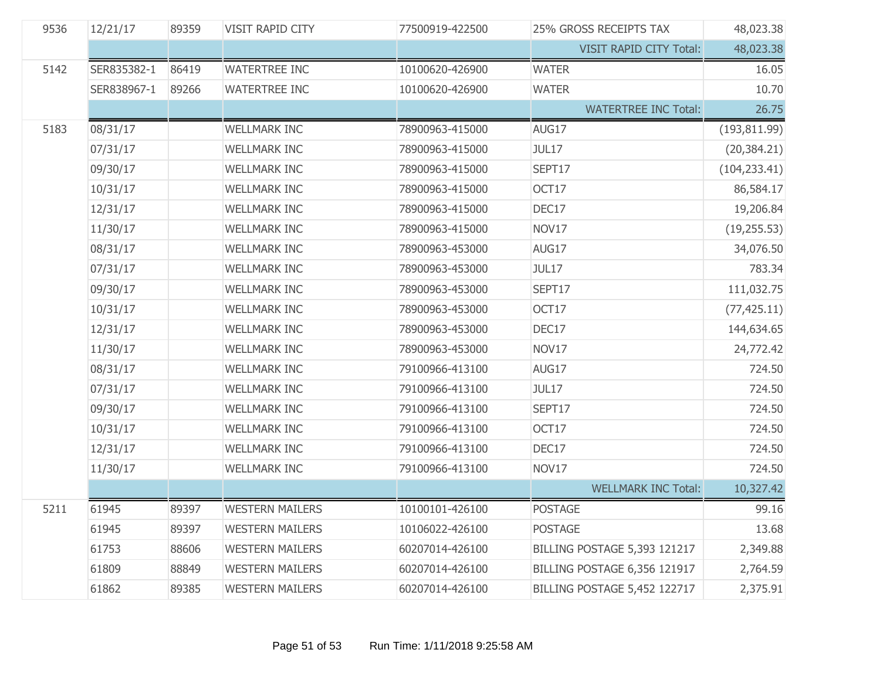| | | | | | | |
|---|---|---|---|---|---|---|
| 9536 | 12/21/17 | 89359 | VISIT RAPID CITY | 77500919-422500 | 25% GROSS RECEIPTS TAX | 48,023.38 |
| | | | | | VISIT RAPID CITY Total: | 48,023.38 |
| 5142 | SER835382-1 | 86419 | WATERTREE INC | 10100620-426900 | WATER | 16.05 |
| | SER838967-1 | 89266 | WATERTREE INC | 10100620-426900 | WATER | 10.70 |
| | | | | | WATERTREE INC Total: | 26.75 |
| 5183 | 08/31/17 | | WELLMARK INC | 78900963-415000 | AUG17 | (193,811.99) |
| | 07/31/17 | | WELLMARK INC | 78900963-415000 | JUL17 | (20,384.21) |
| | 09/30/17 | | WELLMARK INC | 78900963-415000 | SEPT17 | (104,233.41) |
| | 10/31/17 | | WELLMARK INC | 78900963-415000 | OCT17 | 86,584.17 |
| | 12/31/17 | | WELLMARK INC | 78900963-415000 | DEC17 | 19,206.84 |
| | 11/30/17 | | WELLMARK INC | 78900963-415000 | NOV17 | (19,255.53) |
| | 08/31/17 | | WELLMARK INC | 78900963-453000 | AUG17 | 34,076.50 |
| | 07/31/17 | | WELLMARK INC | 78900963-453000 | JUL17 | 783.34 |
| | 09/30/17 | | WELLMARK INC | 78900963-453000 | SEPT17 | 111,032.75 |
| | 10/31/17 | | WELLMARK INC | 78900963-453000 | OCT17 | (77,425.11) |
| | 12/31/17 | | WELLMARK INC | 78900963-453000 | DEC17 | 144,634.65 |
| | 11/30/17 | | WELLMARK INC | 78900963-453000 | NOV17 | 24,772.42 |
| | 08/31/17 | | WELLMARK INC | 79100966-413100 | AUG17 | 724.50 |
| | 07/31/17 | | WELLMARK INC | 79100966-413100 | JUL17 | 724.50 |
| | 09/30/17 | | WELLMARK INC | 79100966-413100 | SEPT17 | 724.50 |
| | 10/31/17 | | WELLMARK INC | 79100966-413100 | OCT17 | 724.50 |
| | 12/31/17 | | WELLMARK INC | 79100966-413100 | DEC17 | 724.50 |
| | 11/30/17 | | WELLMARK INC | 79100966-413100 | NOV17 | 724.50 |
| | | | | | WELLMARK INC Total: | 10,327.42 |
| 5211 | 61945 | 89397 | WESTERN MAILERS | 10100101-426100 | POSTAGE | 99.16 |
| | 61945 | 89397 | WESTERN MAILERS | 10106022-426100 | POSTAGE | 13.68 |
| | 61753 | 88606 | WESTERN MAILERS | 60207014-426100 | BILLING POSTAGE 5,393 121217 | 2,349.88 |
| | 61809 | 88849 | WESTERN MAILERS | 60207014-426100 | BILLING POSTAGE 6,356 121917 | 2,764.59 |
| | 61862 | 89385 | WESTERN MAILERS | 60207014-426100 | BILLING POSTAGE 5,452 122717 | 2,375.91 |

Run Time: 1/11/2018 9:25:58 AM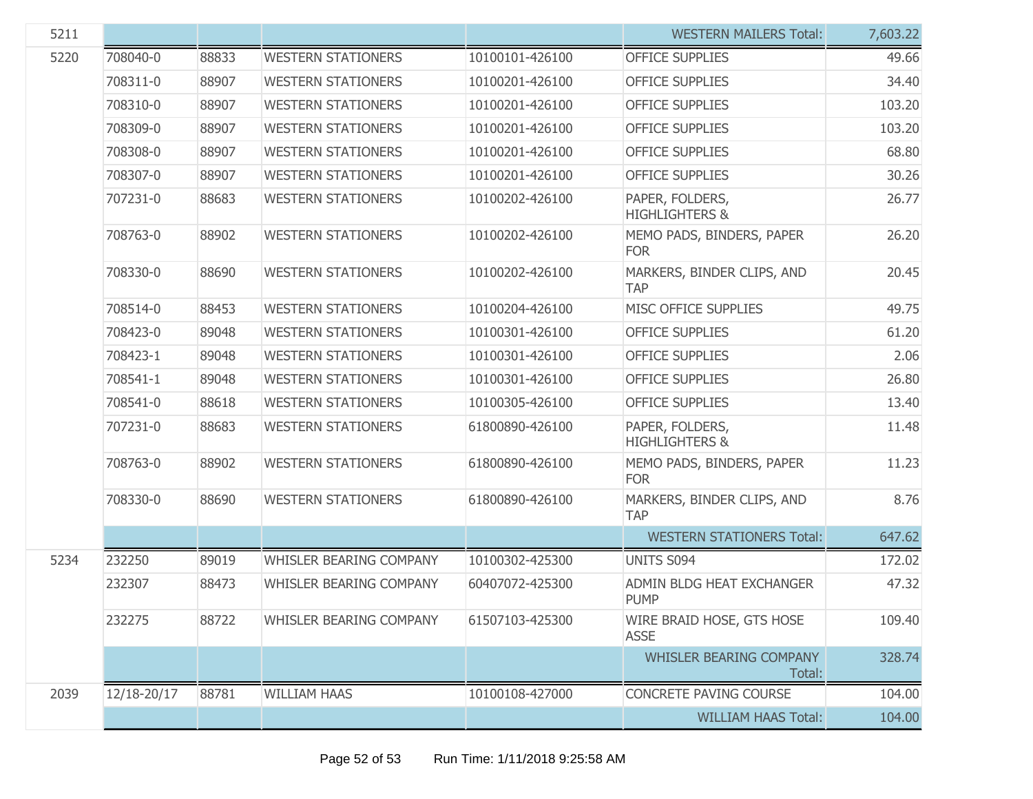| | | | | | | |
|---|---|---|---|---|---|---|
| 5211 | | | | | WESTERN MAILERS Total: | 7,603.22 |
| 5220 | 708040-0 | 88833 | WESTERN STATIONERS | 10100101-426100 | OFFICE SUPPLIES | 49.66 |
| | 708311-0 | 88907 | WESTERN STATIONERS | 10100201-426100 | OFFICE SUPPLIES | 34.40 |
| | 708310-0 | 88907 | WESTERN STATIONERS | 10100201-426100 | OFFICE SUPPLIES | 103.20 |
| | 708309-0 | 88907 | WESTERN STATIONERS | 10100201-426100 | OFFICE SUPPLIES | 103.20 |
| | 708308-0 | 88907 | WESTERN STATIONERS | 10100201-426100 | OFFICE SUPPLIES | 68.80 |
| | 708307-0 | 88907 | WESTERN STATIONERS | 10100201-426100 | OFFICE SUPPLIES | 30.26 |
| | 707231-0 | 88683 | WESTERN STATIONERS | 10100202-426100 | PAPER, FOLDERS, HIGHLIGHTERS & | 26.77 |
| | 708763-0 | 88902 | WESTERN STATIONERS | 10100202-426100 | MEMO PADS, BINDERS, PAPER FOR | 26.20 |
| | 708330-0 | 88690 | WESTERN STATIONERS | 10100202-426100 | MARKERS, BINDER CLIPS, AND TAP | 20.45 |
| | 708514-0 | 88453 | WESTERN STATIONERS | 10100204-426100 | MISC OFFICE SUPPLIES | 49.75 |
| | 708423-0 | 89048 | WESTERN STATIONERS | 10100301-426100 | OFFICE SUPPLIES | 61.20 |
| | 708423-1 | 89048 | WESTERN STATIONERS | 10100301-426100 | OFFICE SUPPLIES | 2.06 |
| | 708541-1 | 89048 | WESTERN STATIONERS | 10100301-426100 | OFFICE SUPPLIES | 26.80 |
| | 708541-0 | 88618 | WESTERN STATIONERS | 10100305-426100 | OFFICE SUPPLIES | 13.40 |
| | 707231-0 | 88683 | WESTERN STATIONERS | 61800890-426100 | PAPER, FOLDERS, HIGHLIGHTERS & | 11.48 |
| | 708763-0 | 88902 | WESTERN STATIONERS | 61800890-426100 | MEMO PADS, BINDERS, PAPER FOR | 11.23 |
| | 708330-0 | 88690 | WESTERN STATIONERS | 61800890-426100 | MARKERS, BINDER CLIPS, AND TAP | 8.76 |
| | | | | | WESTERN STATIONERS Total: | 647.62 |
| 5234 | 232250 | 89019 | WHISLER BEARING COMPANY | 10100302-425300 | UNITS S094 | 172.02 |
| | 232307 | 88473 | WHISLER BEARING COMPANY | 60407072-425300 | ADMIN BLDG HEAT EXCHANGER PUMP | 47.32 |
| | 232275 | 88722 | WHISLER BEARING COMPANY | 61507103-425300 | WIRE BRAID HOSE, GTS HOSE ASSE | 109.40 |
| | | | | | WHISLER BEARING COMPANY Total: | 328.74 |
| 2039 | 12/18-20/17 | 88781 | WILLIAM HAAS | 10100108-427000 | CONCRETE PAVING COURSE | 104.00 |
| | | | | | WILLIAM HAAS Total: | 104.00 |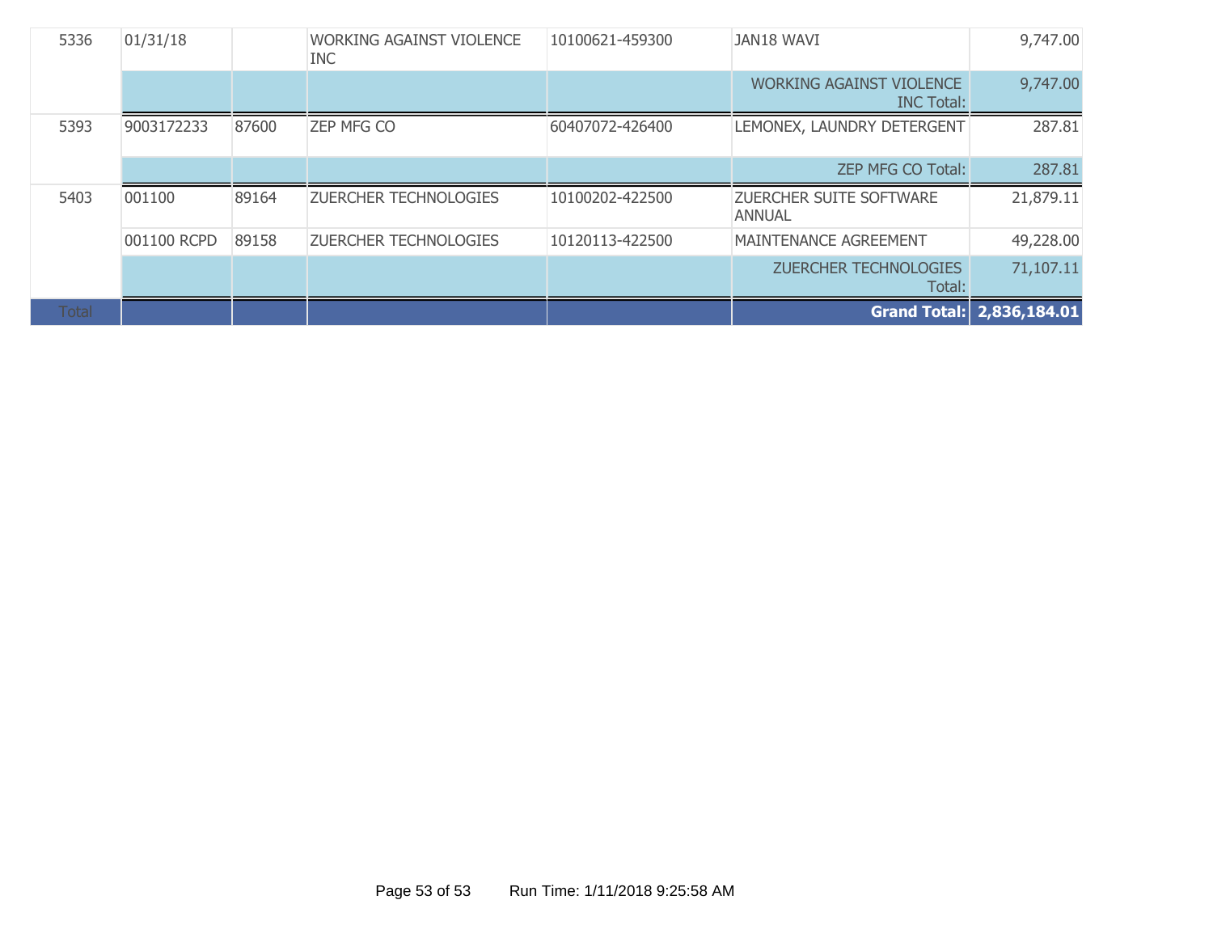| | | | | | | |
|---|---|---|---|---|---|---|
| 5336 | 01/31/18 | | WORKING AGAINST VIOLENCE INC | 10100621-459300 | JAN18 WAVI | 9,747.00 |
| | | | | | WORKING AGAINST VIOLENCE INC Total: | 9,747.00 |
| 5393 | 9003172233 | 87600 | ZEP MFG CO | 60407072-426400 | LEMONEX, LAUNDRY DETERGENT | 287.81 |
| | | | | | ZEP MFG CO Total: | 287.81 |
| 5403 | 001100 | 89164 | ZUERCHER TECHNOLOGIES | 10100202-422500 | ZUERCHER SUITE SOFTWARE ANNUAL | 21,879.11 |
| | 001100 RCPD | 89158 | ZUERCHER TECHNOLOGIES | 10120113-422500 | MAINTENANCE AGREEMENT | 49,228.00 |
| | | | | | ZUERCHER TECHNOLOGIES Total: | 71,107.11 |
| Total | | | | | **Grand Total:** | **2,836,184.01** |

Run Time: 1/11/2018 9:25:58 AM